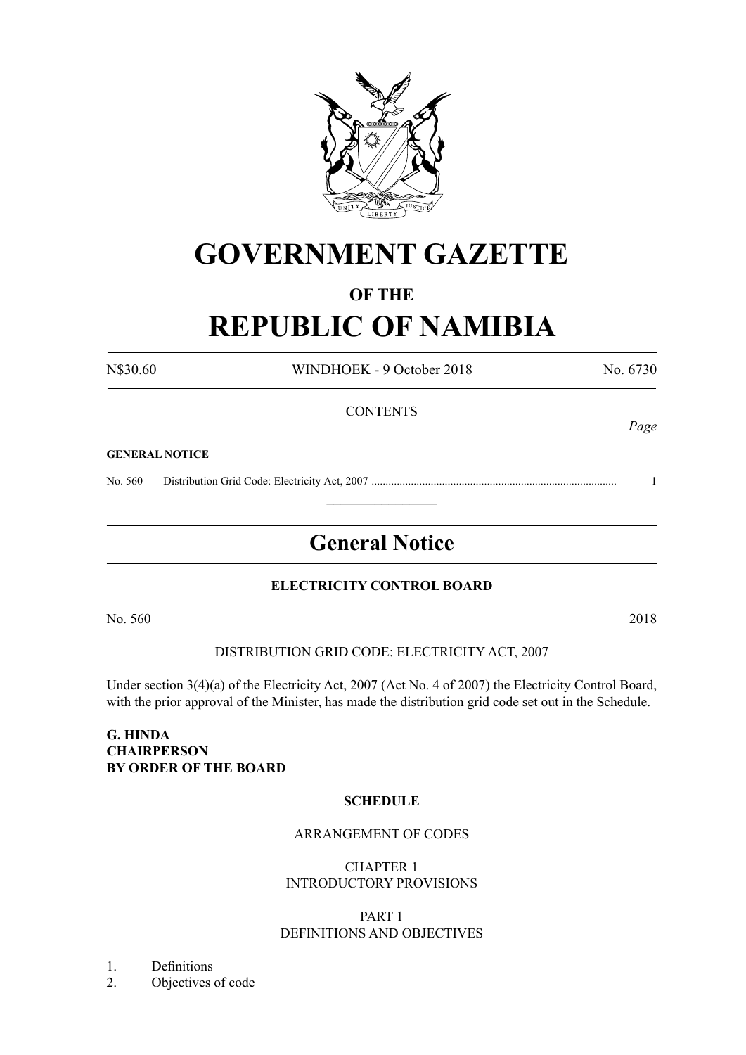# GOVERNMENT GAZETTE

## OF THE

# REPUBLIC OF NAMIBIA

N$30.60 WINDHOEK - 9 October 2018 No. 6730

CONTENTS

*Page*

**GENERAL NOTICE**

No. 560 Distribution Grid Code: Electricity Act, 2007 ...................................................................................... 1

---

## General Notice

**ELECTRICITY CONTROL BOARD**

No. 560 2018

DISTRIBUTION GRID CODE: ELECTRICITY ACT, 2007

Under section 3(4)(a) of the Electricity Act, 2007 (Act No. 4 of 2007) the Electricity Control Board, with the prior approval of the Minister, has made the distribution grid code set out in the Schedule.

**G. HINDA**
**CHAIRPERSON**
**BY ORDER OF THE BOARD**

**SCHEDULE**

ARRANGEMENT OF CODES

CHAPTER 1
INTRODUCTORY PROVISIONS

PART 1
DEFINITIONS AND OBJECTIVES

1. Definitions
2. Objectives of code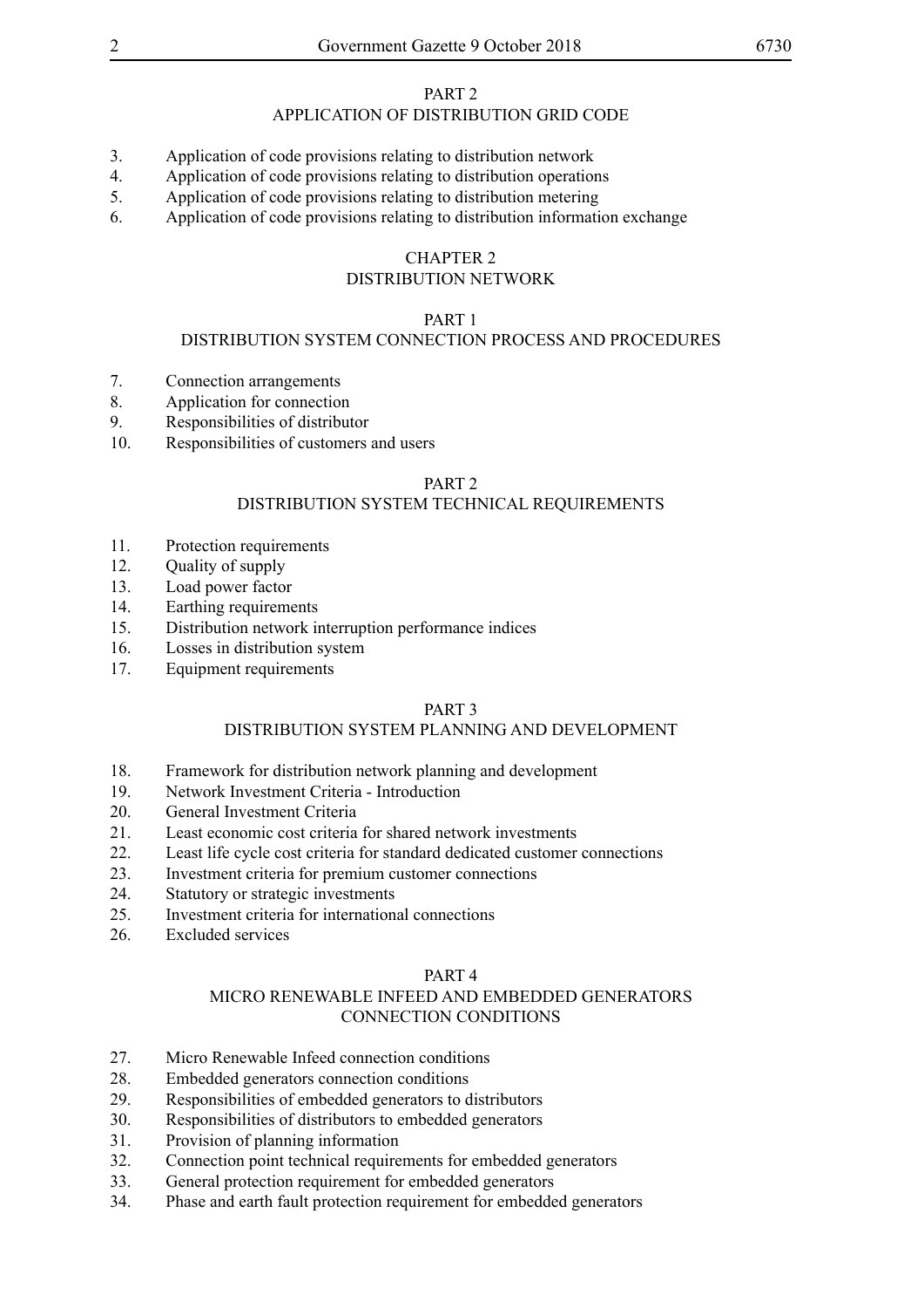PART 2
APPLICATION OF DISTRIBUTION GRID CODE

3. Application of code provisions relating to distribution network
4. Application of code provisions relating to distribution operations
5. Application of code provisions relating to distribution metering
6. Application of code provisions relating to distribution information exchange

CHAPTER 2
DISTRIBUTION NETWORK

PART 1
DISTRIBUTION SYSTEM CONNECTION PROCESS AND PROCEDURES

7. Connection arrangements
8. Application for connection
9. Responsibilities of distributor
10. Responsibilities of customers and users

PART 2
DISTRIBUTION SYSTEM TECHNICAL REQUIREMENTS

11. Protection requirements
12. Quality of supply
13. Load power factor
14. Earthing requirements
15. Distribution network interruption performance indices
16. Losses in distribution system
17. Equipment requirements

PART 3
DISTRIBUTION SYSTEM PLANNING AND DEVELOPMENT

18. Framework for distribution network planning and development
19. Network Investment Criteria - Introduction
20. General Investment Criteria
21. Least economic cost criteria for shared network investments
22. Least life cycle cost criteria for standard dedicated customer connections
23. Investment criteria for premium customer connections
24. Statutory or strategic investments
25. Investment criteria for international connections
26. Excluded services

PART 4
MICRO RENEWABLE INFEED AND EMBEDDED GENERATORS CONNECTION CONDITIONS

27. Micro Renewable Infeed connection conditions
28. Embedded generators connection conditions
29. Responsibilities of embedded generators to distributors
30. Responsibilities of distributors to embedded generators
31. Provision of planning information
32. Connection point technical requirements for embedded generators
33. General protection requirement for embedded generators
34. Phase and earth fault protection requirement for embedded generators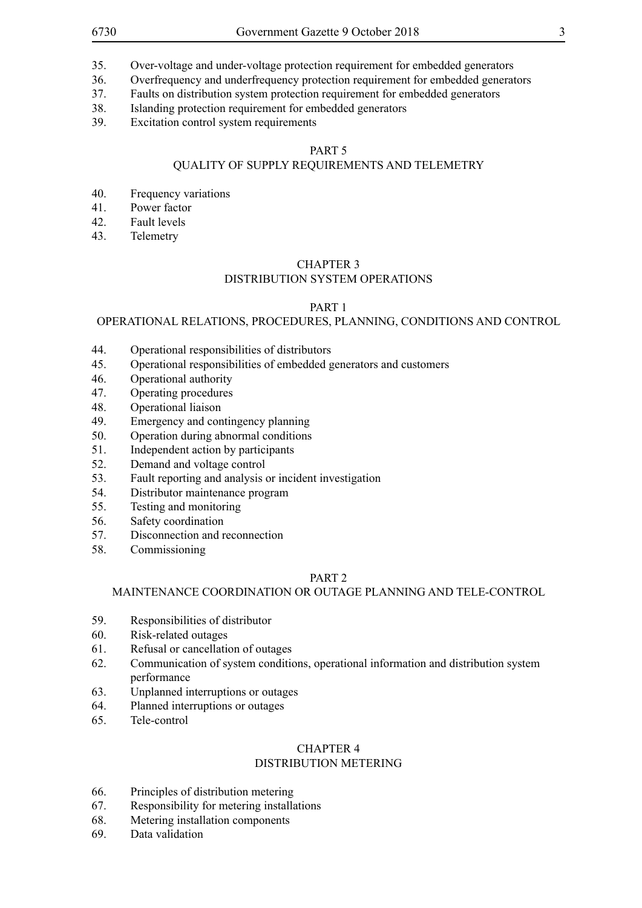35. Over-voltage and under-voltage protection requirement for embedded generators
36. Overfrequency and underfrequency protection requirement for embedded generators
37. Faults on distribution system protection requirement for embedded generators
38. Islanding protection requirement for embedded generators
39. Excitation control system requirements

## PART 5
## QUALITY OF SUPPLY REQUIREMENTS AND TELEMETRY

40. Frequency variations
41. Power factor
42. Fault levels
43. Telemetry

# CHAPTER 3
# DISTRIBUTION SYSTEM OPERATIONS

## PART 1
## OPERATIONAL RELATIONS, PROCEDURES, PLANNING, CONDITIONS AND CONTROL

44. Operational responsibilities of distributors
45. Operational responsibilities of embedded generators and customers
46. Operational authority
47. Operating procedures
48. Operational liaison
49. Emergency and contingency planning
50. Operation during abnormal conditions
51. Independent action by participants
52. Demand and voltage control
53. Fault reporting and analysis or incident investigation
54. Distributor maintenance program
55. Testing and monitoring
56. Safety coordination
57. Disconnection and reconnection
58. Commissioning

## PART 2
## MAINTENANCE COORDINATION OR OUTAGE PLANNING AND TELE-CONTROL

59. Responsibilities of distributor
60. Risk-related outages
61. Refusal or cancellation of outages
62. Communication of system conditions, operational information and distribution system performance
63. Unplanned interruptions or outages
64. Planned interruptions or outages
65. Tele-control

# CHAPTER 4
# DISTRIBUTION METERING

66. Principles of distribution metering
67. Responsibility for metering installations
68. Metering installation components
69. Data validation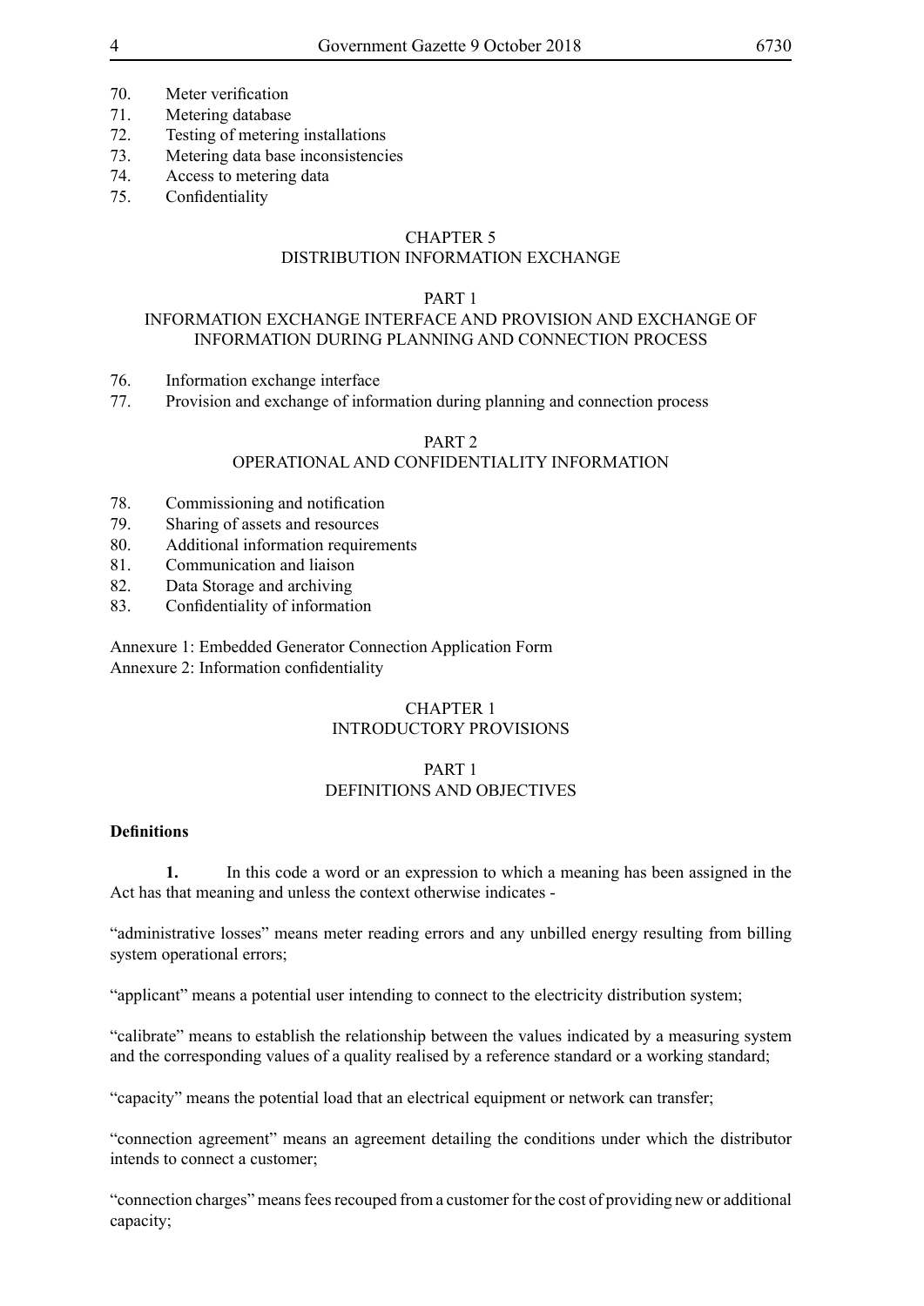70. Meter verification
71. Metering database
72. Testing of metering installations
73. Metering data base inconsistencies
74. Access to metering data
75. Confidentiality

## CHAPTER 5
## DISTRIBUTION INFORMATION EXCHANGE

### PART 1
### INFORMATION EXCHANGE INTERFACE AND PROVISION AND EXCHANGE OF INFORMATION DURING PLANNING AND CONNECTION PROCESS

76. Information exchange interface
77. Provision and exchange of information during planning and connection process

### PART 2
### OPERATIONAL AND CONFIDENTIALITY INFORMATION

78. Commissioning and notification
79. Sharing of assets and resources
80. Additional information requirements
81. Communication and liaison
82. Data Storage and archiving
83. Confidentiality of information

Annexure 1: Embedded Generator Connection Application Form
Annexure 2: Information confidentiality

## CHAPTER 1
## INTRODUCTORY PROVISIONS

### PART 1
### DEFINITIONS AND OBJECTIVES

**Definitions**

**1.** In this code a word or an expression to which a meaning has been assigned in the Act has that meaning and unless the context otherwise indicates -

"administrative losses" means meter reading errors and any unbilled energy resulting from billing system operational errors;

"applicant" means a potential user intending to connect to the electricity distribution system;

"calibrate" means to establish the relationship between the values indicated by a measuring system and the corresponding values of a quality realised by a reference standard or a working standard;

"capacity" means the potential load that an electrical equipment or network can transfer;

"connection agreement" means an agreement detailing the conditions under which the distributor intends to connect a customer;

"connection charges" means fees recouped from a customer for the cost of providing new or additional capacity;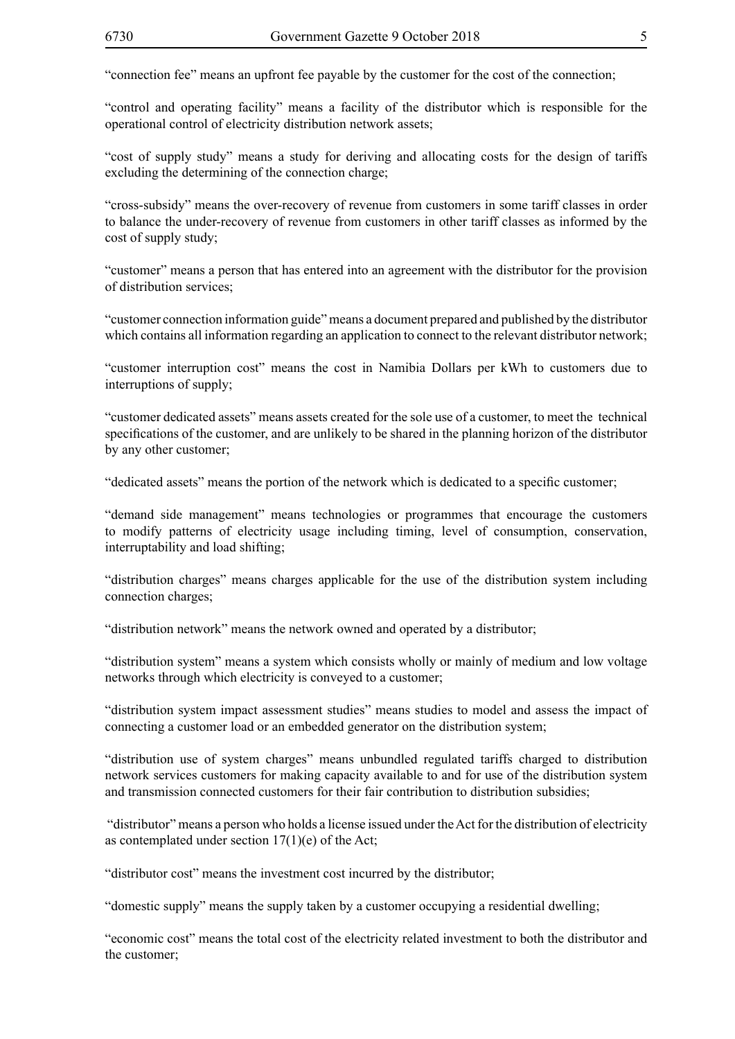"connection fee" means an upfront fee payable by the customer for the cost of the connection;

"control and operating facility" means a facility of the distributor which is responsible for the operational control of electricity distribution network assets;

"cost of supply study" means a study for deriving and allocating costs for the design of tariffs excluding the determining of the connection charge;

"cross-subsidy" means the over-recovery of revenue from customers in some tariff classes in order to balance the under-recovery of revenue from customers in other tariff classes as informed by the cost of supply study;

"customer" means a person that has entered into an agreement with the distributor for the provision of distribution services;

"customer connection information guide" means a document prepared and published by the distributor which contains all information regarding an application to connect to the relevant distributor network;

"customer interruption cost" means the cost in Namibia Dollars per kWh to customers due to interruptions of supply;

"customer dedicated assets" means assets created for the sole use of a customer, to meet the technical specifications of the customer, and are unlikely to be shared in the planning horizon of the distributor by any other customer;

"dedicated assets" means the portion of the network which is dedicated to a specific customer;

"demand side management" means technologies or programmes that encourage the customers to modify patterns of electricity usage including timing, level of consumption, conservation, interruptability and load shifting;

"distribution charges" means charges applicable for the use of the distribution system including connection charges;

"distribution network" means the network owned and operated by a distributor;

"distribution system" means a system which consists wholly or mainly of medium and low voltage networks through which electricity is conveyed to a customer;

"distribution system impact assessment studies" means studies to model and assess the impact of connecting a customer load or an embedded generator on the distribution system;

"distribution use of system charges" means unbundled regulated tariffs charged to distribution network services customers for making capacity available to and for use of the distribution system and transmission connected customers for their fair contribution to distribution subsidies;

"distributor" means a person who holds a license issued under the Act for the distribution of electricity as contemplated under section 17(1)(e) of the Act;

"distributor cost" means the investment cost incurred by the distributor;

"domestic supply" means the supply taken by a customer occupying a residential dwelling;

"economic cost" means the total cost of the electricity related investment to both the distributor and the customer;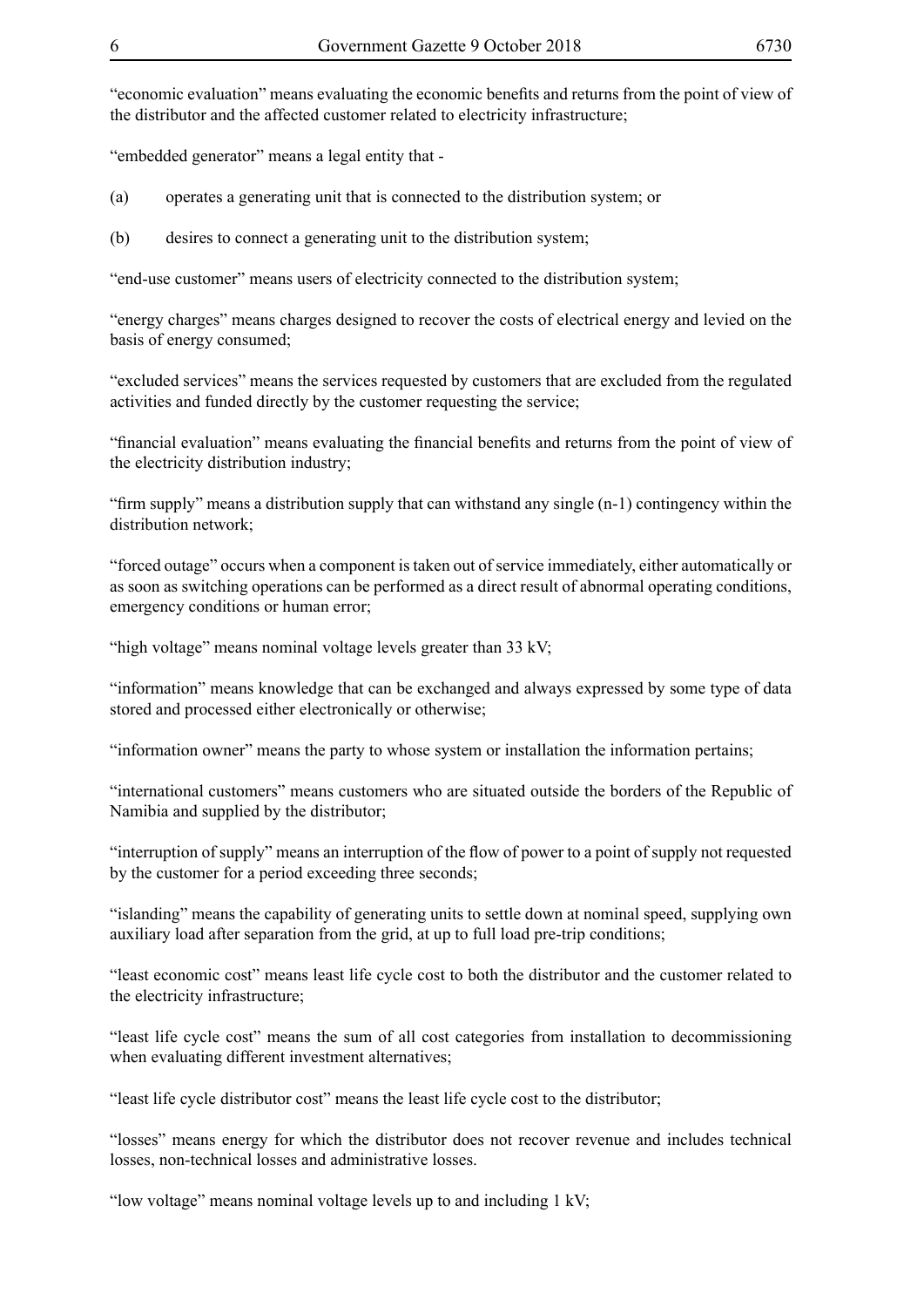"economic evaluation" means evaluating the economic benefits and returns from the point of view of the distributor and the affected customer related to electricity infrastructure;

"embedded generator" means a legal entity that -

(a) operates a generating unit that is connected to the distribution system; or

(b) desires to connect a generating unit to the distribution system;

"end-use customer" means users of electricity connected to the distribution system;

"energy charges" means charges designed to recover the costs of electrical energy and levied on the basis of energy consumed;

"excluded services" means the services requested by customers that are excluded from the regulated activities and funded directly by the customer requesting the service;

"financial evaluation" means evaluating the financial benefits and returns from the point of view of the electricity distribution industry;

"firm supply" means a distribution supply that can withstand any single (n-1) contingency within the distribution network;

"forced outage" occurs when a component is taken out of service immediately, either automatically or as soon as switching operations can be performed as a direct result of abnormal operating conditions, emergency conditions or human error;

"high voltage" means nominal voltage levels greater than 33 kV;

"information" means knowledge that can be exchanged and always expressed by some type of data stored and processed either electronically or otherwise;

"information owner" means the party to whose system or installation the information pertains;

"international customers" means customers who are situated outside the borders of the Republic of Namibia and supplied by the distributor;

"interruption of supply" means an interruption of the flow of power to a point of supply not requested by the customer for a period exceeding three seconds;

"islanding" means the capability of generating units to settle down at nominal speed, supplying own auxiliary load after separation from the grid, at up to full load pre-trip conditions;

"least economic cost" means least life cycle cost to both the distributor and the customer related to the electricity infrastructure;

"least life cycle cost" means the sum of all cost categories from installation to decommissioning when evaluating different investment alternatives;

"least life cycle distributor cost" means the least life cycle cost to the distributor;

"losses" means energy for which the distributor does not recover revenue and includes technical losses, non-technical losses and administrative losses.

"low voltage" means nominal voltage levels up to and including 1 kV;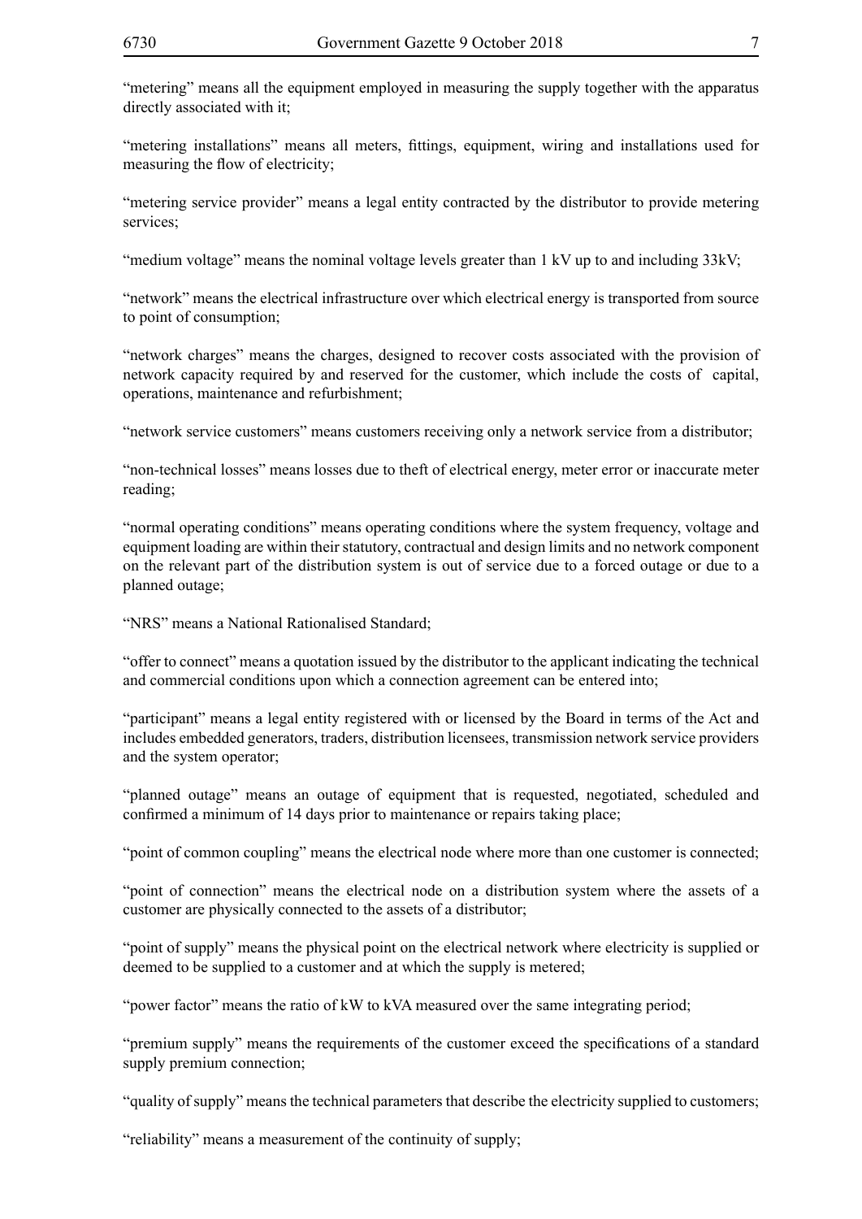"metering" means all the equipment employed in measuring the supply together with the apparatus directly associated with it;

"metering installations" means all meters, fittings, equipment, wiring and installations used for measuring the flow of electricity;

"metering service provider" means a legal entity contracted by the distributor to provide metering services;

"medium voltage" means the nominal voltage levels greater than 1 kV up to and including 33kV;

"network" means the electrical infrastructure over which electrical energy is transported from source to point of consumption;

"network charges" means the charges, designed to recover costs associated with the provision of network capacity required by and reserved for the customer, which include the costs of capital, operations, maintenance and refurbishment;

"network service customers" means customers receiving only a network service from a distributor;

"non-technical losses" means losses due to theft of electrical energy, meter error or inaccurate meter reading;

"normal operating conditions" means operating conditions where the system frequency, voltage and equipment loading are within their statutory, contractual and design limits and no network component on the relevant part of the distribution system is out of service due to a forced outage or due to a planned outage;

"NRS" means a National Rationalised Standard;

"offer to connect" means a quotation issued by the distributor to the applicant indicating the technical and commercial conditions upon which a connection agreement can be entered into;

"participant" means a legal entity registered with or licensed by the Board in terms of the Act and includes embedded generators, traders, distribution licensees, transmission network service providers and the system operator;

"planned outage" means an outage of equipment that is requested, negotiated, scheduled and confirmed a minimum of 14 days prior to maintenance or repairs taking place;

"point of common coupling" means the electrical node where more than one customer is connected;

"point of connection" means the electrical node on a distribution system where the assets of a customer are physically connected to the assets of a distributor;

"point of supply" means the physical point on the electrical network where electricity is supplied or deemed to be supplied to a customer and at which the supply is metered;

"power factor" means the ratio of kW to kVA measured over the same integrating period;

"premium supply" means the requirements of the customer exceed the specifications of a standard supply premium connection;

"quality of supply" means the technical parameters that describe the electricity supplied to customers;

"reliability" means a measurement of the continuity of supply;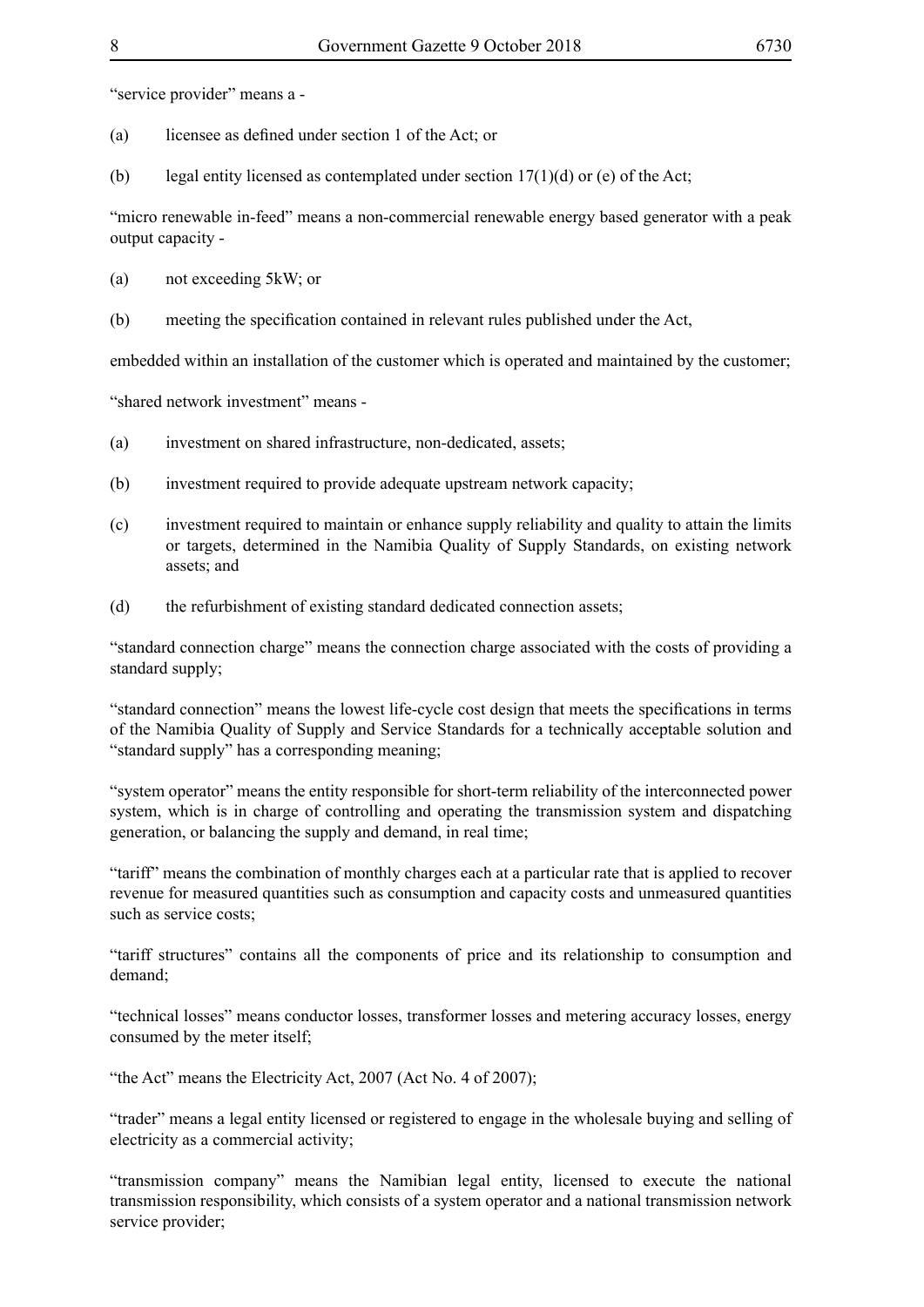"service provider" means a -

(a) licensee as defined under section 1 of the Act; or

(b) legal entity licensed as contemplated under section 17(1)(d) or (e) of the Act;

"micro renewable in-feed" means a non-commercial renewable energy based generator with a peak output capacity -

(a) not exceeding 5kW; or

(b) meeting the specification contained in relevant rules published under the Act,

embedded within an installation of the customer which is operated and maintained by the customer;

"shared network investment" means -

(a) investment on shared infrastructure, non-dedicated, assets;

(b) investment required to provide adequate upstream network capacity;

(c) investment required to maintain or enhance supply reliability and quality to attain the limits or targets, determined in the Namibia Quality of Supply Standards, on existing network assets; and

(d) the refurbishment of existing standard dedicated connection assets;

"standard connection charge" means the connection charge associated with the costs of providing a standard supply;

"standard connection" means the lowest life-cycle cost design that meets the specifications in terms of the Namibia Quality of Supply and Service Standards for a technically acceptable solution and "standard supply" has a corresponding meaning;

"system operator" means the entity responsible for short-term reliability of the interconnected power system, which is in charge of controlling and operating the transmission system and dispatching generation, or balancing the supply and demand, in real time;

"tariff" means the combination of monthly charges each at a particular rate that is applied to recover revenue for measured quantities such as consumption and capacity costs and unmeasured quantities such as service costs;

"tariff structures" contains all the components of price and its relationship to consumption and demand;

"technical losses" means conductor losses, transformer losses and metering accuracy losses, energy consumed by the meter itself;

"the Act" means the Electricity Act, 2007 (Act No. 4 of 2007);

"trader" means a legal entity licensed or registered to engage in the wholesale buying and selling of electricity as a commercial activity;

"transmission company" means the Namibian legal entity, licensed to execute the national transmission responsibility, which consists of a system operator and a national transmission network service provider;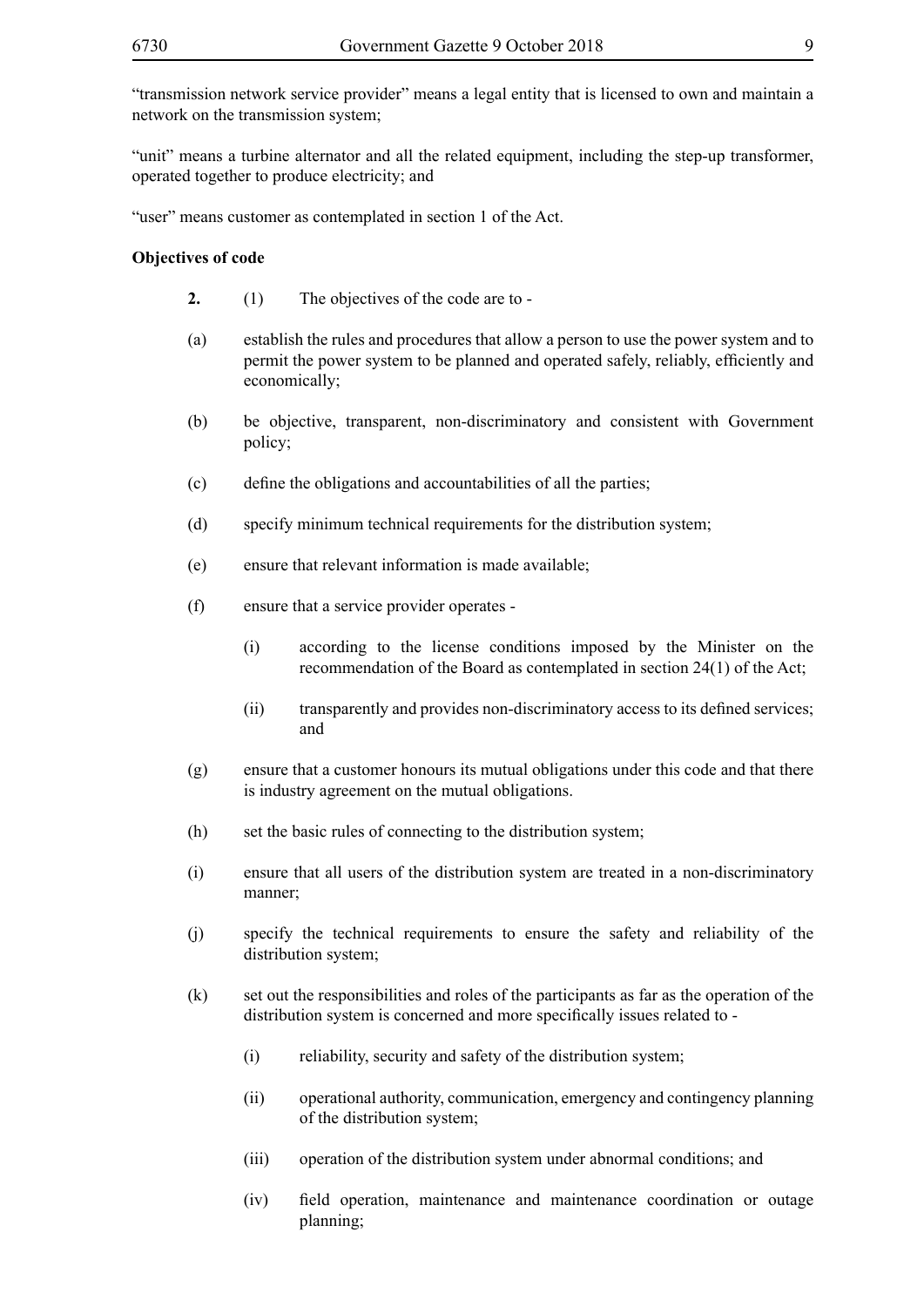"transmission network service provider" means a legal entity that is licensed to own and maintain a network on the transmission system;

"unit" means a turbine alternator and all the related equipment, including the step-up transformer, operated together to produce electricity; and

"user" means customer as contemplated in section 1 of the Act.

**Objectives of code**

**2.** (1) The objectives of the code are to -

(a) establish the rules and procedures that allow a person to use the power system and to permit the power system to be planned and operated safely, reliably, efficiently and economically;

(b) be objective, transparent, non-discriminatory and consistent with Government policy;

(c) define the obligations and accountabilities of all the parties;

(d) specify minimum technical requirements for the distribution system;

(e) ensure that relevant information is made available;

(f) ensure that a service provider operates -

(i) according to the license conditions imposed by the Minister on the recommendation of the Board as contemplated in section 24(1) of the Act;

(ii) transparently and provides non-discriminatory access to its defined services; and

(g) ensure that a customer honours its mutual obligations under this code and that there is industry agreement on the mutual obligations.

(h) set the basic rules of connecting to the distribution system;

(i) ensure that all users of the distribution system are treated in a non-discriminatory manner;

(j) specify the technical requirements to ensure the safety and reliability of the distribution system;

(k) set out the responsibilities and roles of the participants as far as the operation of the distribution system is concerned and more specifically issues related to -

(i) reliability, security and safety of the distribution system;

(ii) operational authority, communication, emergency and contingency planning of the distribution system;

(iii) operation of the distribution system under abnormal conditions; and

(iv) field operation, maintenance and maintenance coordination or outage planning;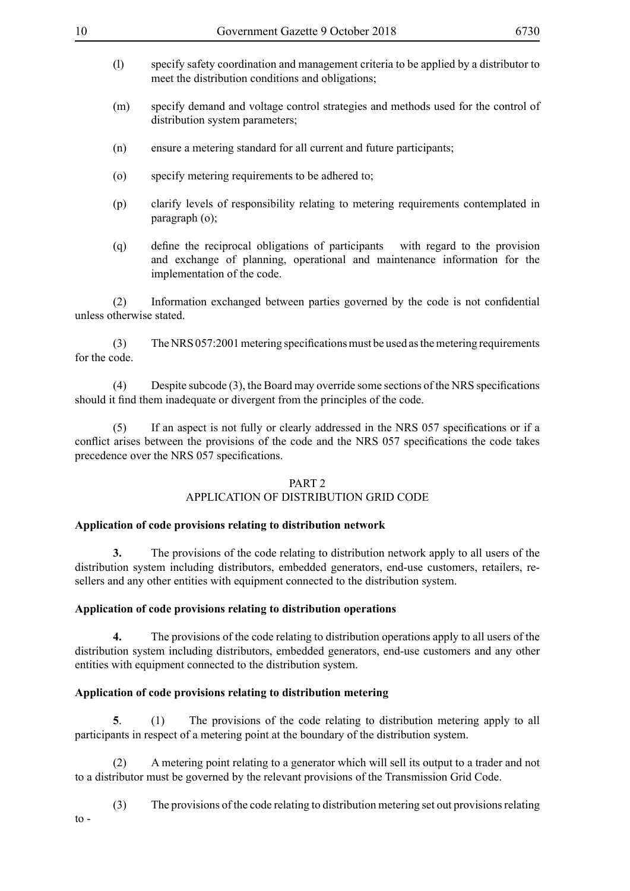(l) specify safety coordination and management criteria to be applied by a distributor to meet the distribution conditions and obligations;

(m) specify demand and voltage control strategies and methods used for the control of distribution system parameters;

(n) ensure a metering standard for all current and future participants;

(o) specify metering requirements to be adhered to;

(p) clarify levels of responsibility relating to metering requirements contemplated in paragraph (o);

(q) define the reciprocal obligations of participants with regard to the provision and exchange of planning, operational and maintenance information for the implementation of the code.

(2) Information exchanged between parties governed by the code is not confidential unless otherwise stated.

(3) The NRS 057:2001 metering specifications must be used as the metering requirements for the code.

(4) Despite subcode (3), the Board may override some sections of the NRS specifications should it find them inadequate or divergent from the principles of the code.

(5) If an aspect is not fully or clearly addressed in the NRS 057 specifications or if a conflict arises between the provisions of the code and the NRS 057 specifications the code takes precedence over the NRS 057 specifications.

## PART 2
## APPLICATION OF DISTRIBUTION GRID CODE

**Application of code provisions relating to distribution network**

**3.** The provisions of the code relating to distribution network apply to all users of the distribution system including distributors, embedded generators, end-use customers, retailers, re-sellers and any other entities with equipment connected to the distribution system.

**Application of code provisions relating to distribution operations**

**4.** The provisions of the code relating to distribution operations apply to all users of the distribution system including distributors, embedded generators, end-use customers and any other entities with equipment connected to the distribution system.

**Application of code provisions relating to distribution metering**

**5**. (1) The provisions of the code relating to distribution metering apply to all participants in respect of a metering point at the boundary of the distribution system.

(2) A metering point relating to a generator which will sell its output to a trader and not to a distributor must be governed by the relevant provisions of the Transmission Grid Code.

(3) The provisions of the code relating to distribution metering set out provisions relating to -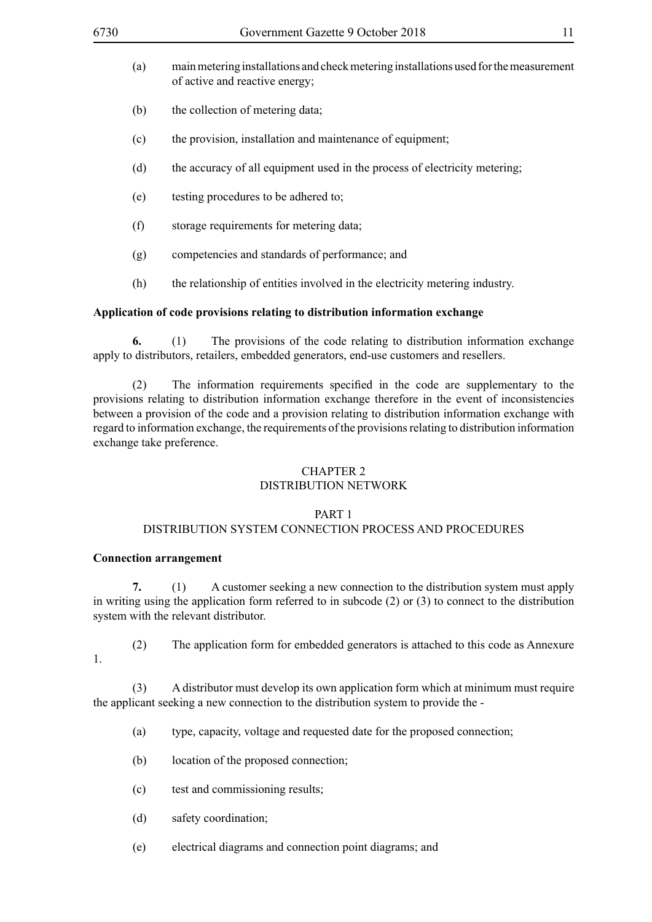(a) main metering installations and check metering installations used for the measurement of active and reactive energy;

(b) the collection of metering data;

(c) the provision, installation and maintenance of equipment;

(d) the accuracy of all equipment used in the process of electricity metering;

(e) testing procedures to be adhered to;

(f) storage requirements for metering data;

(g) competencies and standards of performance; and

(h) the relationship of entities involved in the electricity metering industry.

**Application of code provisions relating to distribution information exchange**

**6.** (1) The provisions of the code relating to distribution information exchange apply to distributors, retailers, embedded generators, end-use customers and resellers.

(2) The information requirements specified in the code are supplementary to the provisions relating to distribution information exchange therefore in the event of inconsistencies between a provision of the code and a provision relating to distribution information exchange with regard to information exchange, the requirements of the provisions relating to distribution information exchange take preference.

## CHAPTER 2
## DISTRIBUTION NETWORK

### PART 1
### DISTRIBUTION SYSTEM CONNECTION PROCESS AND PROCEDURES

**Connection arrangement**

**7.** (1) A customer seeking a new connection to the distribution system must apply in writing using the application form referred to in subcode (2) or (3) to connect to the distribution system with the relevant distributor.

(2) The application form for embedded generators is attached to this code as Annexure 1.

(3) A distributor must develop its own application form which at minimum must require the applicant seeking a new connection to the distribution system to provide the -

(a) type, capacity, voltage and requested date for the proposed connection;

(b) location of the proposed connection;

(c) test and commissioning results;

(d) safety coordination;

(e) electrical diagrams and connection point diagrams; and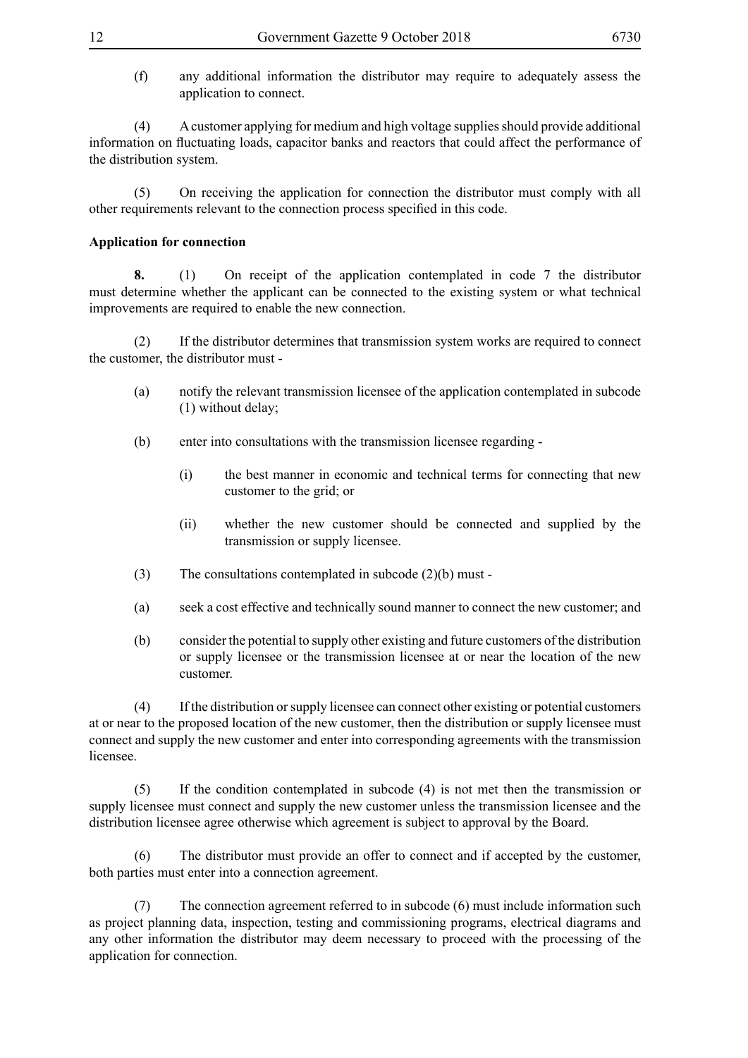(f) any additional information the distributor may require to adequately assess the application to connect.

(4) A customer applying for medium and high voltage supplies should provide additional information on fluctuating loads, capacitor banks and reactors that could affect the performance of the distribution system.

(5) On receiving the application for connection the distributor must comply with all other requirements relevant to the connection process specified in this code.

**Application for connection**

**8.** (1) On receipt of the application contemplated in code 7 the distributor must determine whether the applicant can be connected to the existing system or what technical improvements are required to enable the new connection.

(2) If the distributor determines that transmission system works are required to connect the customer, the distributor must -

(a) notify the relevant transmission licensee of the application contemplated in subcode (1) without delay;

(b) enter into consultations with the transmission licensee regarding -

(i) the best manner in economic and technical terms for connecting that new customer to the grid; or

(ii) whether the new customer should be connected and supplied by the transmission or supply licensee.

(3) The consultations contemplated in subcode (2)(b) must -

(a) seek a cost effective and technically sound manner to connect the new customer; and

(b) consider the potential to supply other existing and future customers of the distribution or supply licensee or the transmission licensee at or near the location of the new customer.

(4) If the distribution or supply licensee can connect other existing or potential customers at or near to the proposed location of the new customer, then the distribution or supply licensee must connect and supply the new customer and enter into corresponding agreements with the transmission licensee.

(5) If the condition contemplated in subcode (4) is not met then the transmission or supply licensee must connect and supply the new customer unless the transmission licensee and the distribution licensee agree otherwise which agreement is subject to approval by the Board.

(6) The distributor must provide an offer to connect and if accepted by the customer, both parties must enter into a connection agreement.

(7) The connection agreement referred to in subcode (6) must include information such as project planning data, inspection, testing and commissioning programs, electrical diagrams and any other information the distributor may deem necessary to proceed with the processing of the application for connection.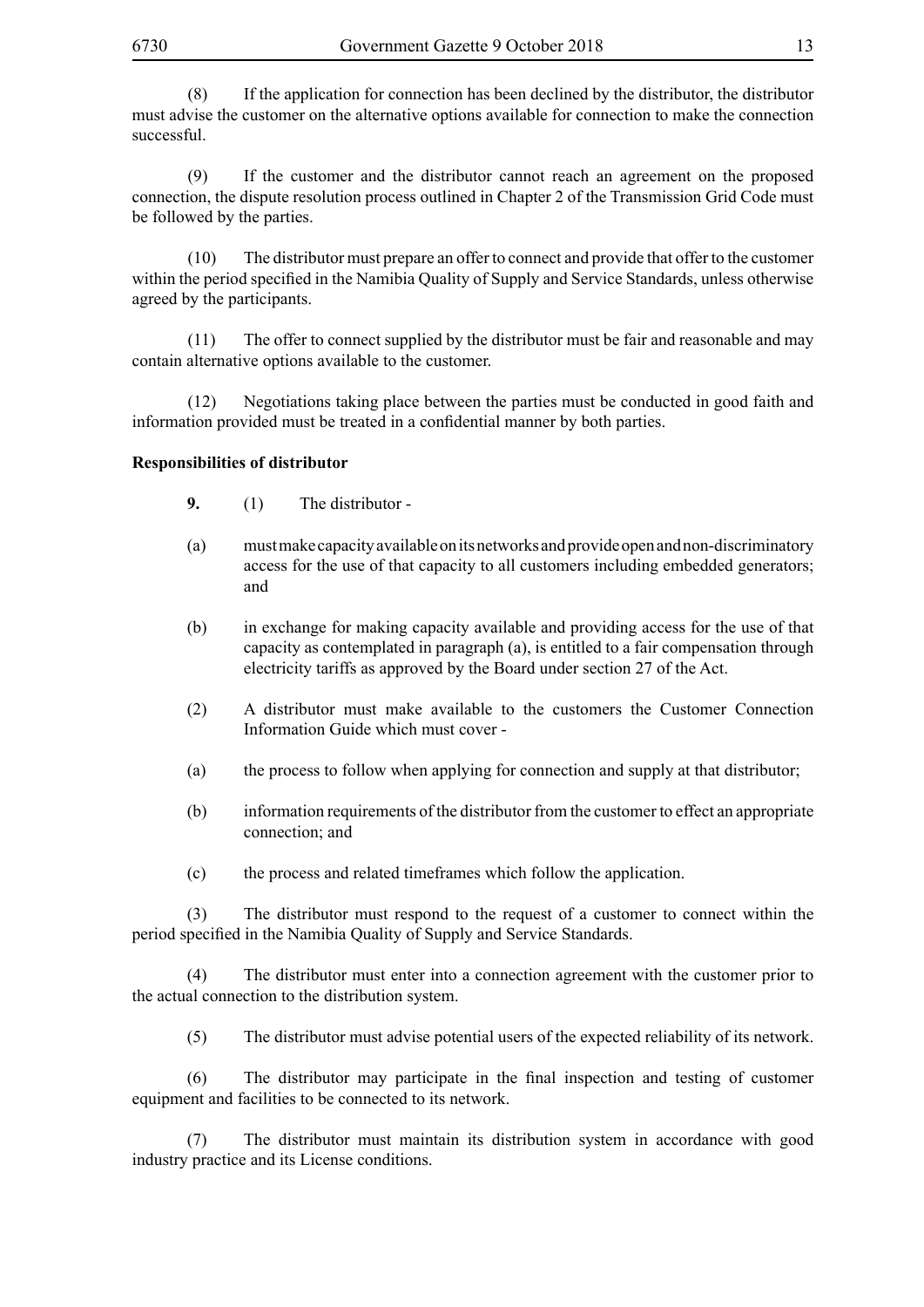(8) If the application for connection has been declined by the distributor, the distributor must advise the customer on the alternative options available for connection to make the connection successful.

(9) If the customer and the distributor cannot reach an agreement on the proposed connection, the dispute resolution process outlined in Chapter 2 of the Transmission Grid Code must be followed by the parties.

(10) The distributor must prepare an offer to connect and provide that offer to the customer within the period specified in the Namibia Quality of Supply and Service Standards, unless otherwise agreed by the participants.

(11) The offer to connect supplied by the distributor must be fair and reasonable and may contain alternative options available to the customer.

(12) Negotiations taking place between the parties must be conducted in good faith and information provided must be treated in a confidential manner by both parties.

**Responsibilities of distributor**

**9.** (1) The distributor -

(a) must make capacity available on its networks and provide open and non-discriminatory access for the use of that capacity to all customers including embedded generators; and

(b) in exchange for making capacity available and providing access for the use of that capacity as contemplated in paragraph (a), is entitled to a fair compensation through electricity tariffs as approved by the Board under section 27 of the Act.

(2) A distributor must make available to the customers the Customer Connection Information Guide which must cover -

(a) the process to follow when applying for connection and supply at that distributor;

(b) information requirements of the distributor from the customer to effect an appropriate connection; and

(c) the process and related timeframes which follow the application.

(3) The distributor must respond to the request of a customer to connect within the period specified in the Namibia Quality of Supply and Service Standards.

(4) The distributor must enter into a connection agreement with the customer prior to the actual connection to the distribution system.

(5) The distributor must advise potential users of the expected reliability of its network.

(6) The distributor may participate in the final inspection and testing of customer equipment and facilities to be connected to its network.

(7) The distributor must maintain its distribution system in accordance with good industry practice and its License conditions.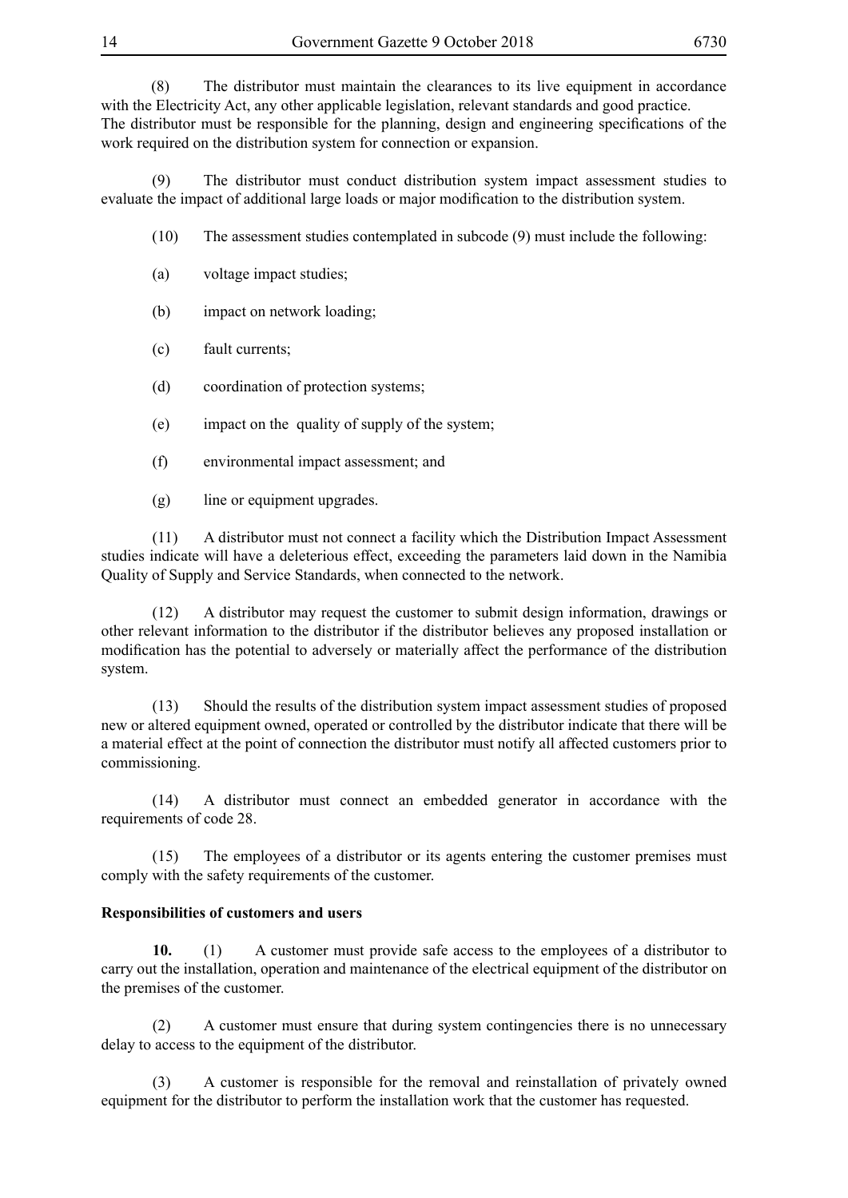(8) The distributor must maintain the clearances to its live equipment in accordance with the Electricity Act, any other applicable legislation, relevant standards and good practice. The distributor must be responsible for the planning, design and engineering specifications of the work required on the distribution system for connection or expansion.

(9) The distributor must conduct distribution system impact assessment studies to evaluate the impact of additional large loads or major modification to the distribution system.

(10) The assessment studies contemplated in subcode (9) must include the following:

(a) voltage impact studies;

(b) impact on network loading;

(c) fault currents;

(d) coordination of protection systems;

(e) impact on the quality of supply of the system;

(f) environmental impact assessment; and

(g) line or equipment upgrades.

(11) A distributor must not connect a facility which the Distribution Impact Assessment studies indicate will have a deleterious effect, exceeding the parameters laid down in the Namibia Quality of Supply and Service Standards, when connected to the network.

(12) A distributor may request the customer to submit design information, drawings or other relevant information to the distributor if the distributor believes any proposed installation or modification has the potential to adversely or materially affect the performance of the distribution system.

(13) Should the results of the distribution system impact assessment studies of proposed new or altered equipment owned, operated or controlled by the distributor indicate that there will be a material effect at the point of connection the distributor must notify all affected customers prior to commissioning.

(14) A distributor must connect an embedded generator in accordance with the requirements of code 28.

(15) The employees of a distributor or its agents entering the customer premises must comply with the safety requirements of the customer.

**Responsibilities of customers and users**

**10.** (1) A customer must provide safe access to the employees of a distributor to carry out the installation, operation and maintenance of the electrical equipment of the distributor on the premises of the customer.

(2) A customer must ensure that during system contingencies there is no unnecessary delay to access to the equipment of the distributor.

(3) A customer is responsible for the removal and reinstallation of privately owned equipment for the distributor to perform the installation work that the customer has requested.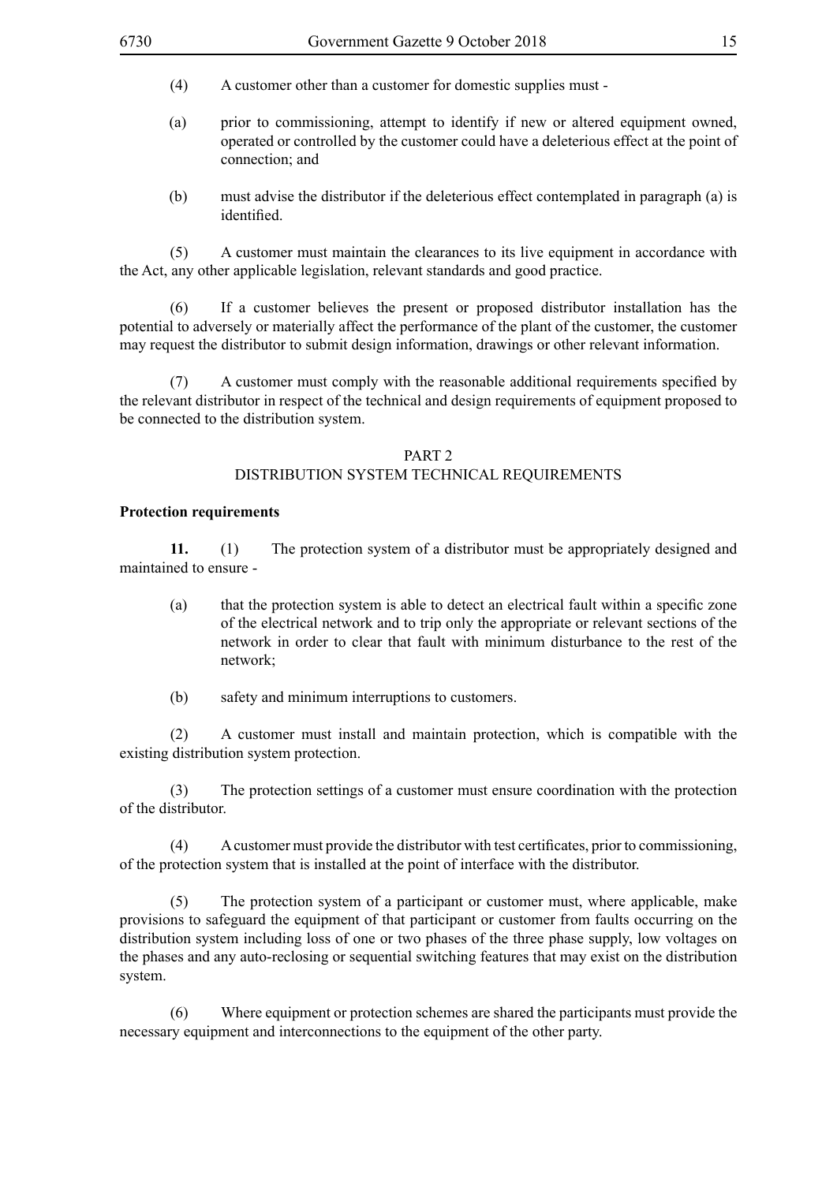(4) A customer other than a customer for domestic supplies must -

(a) prior to commissioning, attempt to identify if new or altered equipment owned, operated or controlled by the customer could have a deleterious effect at the point of connection; and

(b) must advise the distributor if the deleterious effect contemplated in paragraph (a) is identified.

(5) A customer must maintain the clearances to its live equipment in accordance with the Act, any other applicable legislation, relevant standards and good practice.

(6) If a customer believes the present or proposed distributor installation has the potential to adversely or materially affect the performance of the plant of the customer, the customer may request the distributor to submit design information, drawings or other relevant information.

(7) A customer must comply with the reasonable additional requirements specified by the relevant distributor in respect of the technical and design requirements of equipment proposed to be connected to the distribution system.

## PART 2
## DISTRIBUTION SYSTEM TECHNICAL REQUIREMENTS

**Protection requirements**

**11.** (1) The protection system of a distributor must be appropriately designed and maintained to ensure -

(a) that the protection system is able to detect an electrical fault within a specific zone of the electrical network and to trip only the appropriate or relevant sections of the network in order to clear that fault with minimum disturbance to the rest of the network;

(b) safety and minimum interruptions to customers.

(2) A customer must install and maintain protection, which is compatible with the existing distribution system protection.

(3) The protection settings of a customer must ensure coordination with the protection of the distributor.

(4) A customer must provide the distributor with test certificates, prior to commissioning, of the protection system that is installed at the point of interface with the distributor.

(5) The protection system of a participant or customer must, where applicable, make provisions to safeguard the equipment of that participant or customer from faults occurring on the distribution system including loss of one or two phases of the three phase supply, low voltages on the phases and any auto-reclosing or sequential switching features that may exist on the distribution system.

(6) Where equipment or protection schemes are shared the participants must provide the necessary equipment and interconnections to the equipment of the other party.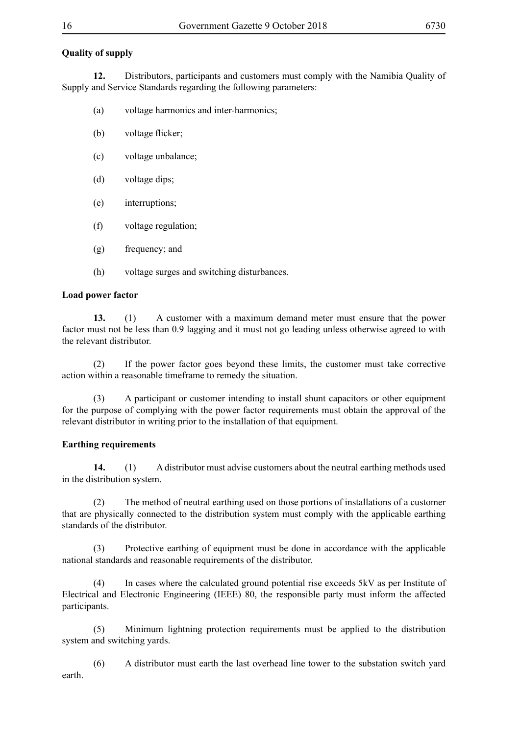**Quality of supply**

**12.** Distributors, participants and customers must comply with the Namibia Quality of Supply and Service Standards regarding the following parameters:

(a) voltage harmonics and inter-harmonics;

(b) voltage flicker;

(c) voltage unbalance;

(d) voltage dips;

(e) interruptions;

(f) voltage regulation;

(g) frequency; and

(h) voltage surges and switching disturbances.

**Load power factor**

**13.** (1) A customer with a maximum demand meter must ensure that the power factor must not be less than 0.9 lagging and it must not go leading unless otherwise agreed to with the relevant distributor.

(2) If the power factor goes beyond these limits, the customer must take corrective action within a reasonable timeframe to remedy the situation.

(3) A participant or customer intending to install shunt capacitors or other equipment for the purpose of complying with the power factor requirements must obtain the approval of the relevant distributor in writing prior to the installation of that equipment.

**Earthing requirements**

**14.** (1) A distributor must advise customers about the neutral earthing methods used in the distribution system.

(2) The method of neutral earthing used on those portions of installations of a customer that are physically connected to the distribution system must comply with the applicable earthing standards of the distributor.

(3) Protective earthing of equipment must be done in accordance with the applicable national standards and reasonable requirements of the distributor.

(4) In cases where the calculated ground potential rise exceeds 5kV as per Institute of Electrical and Electronic Engineering (IEEE) 80, the responsible party must inform the affected participants.

(5) Minimum lightning protection requirements must be applied to the distribution system and switching yards.

(6) A distributor must earth the last overhead line tower to the substation switch yard earth.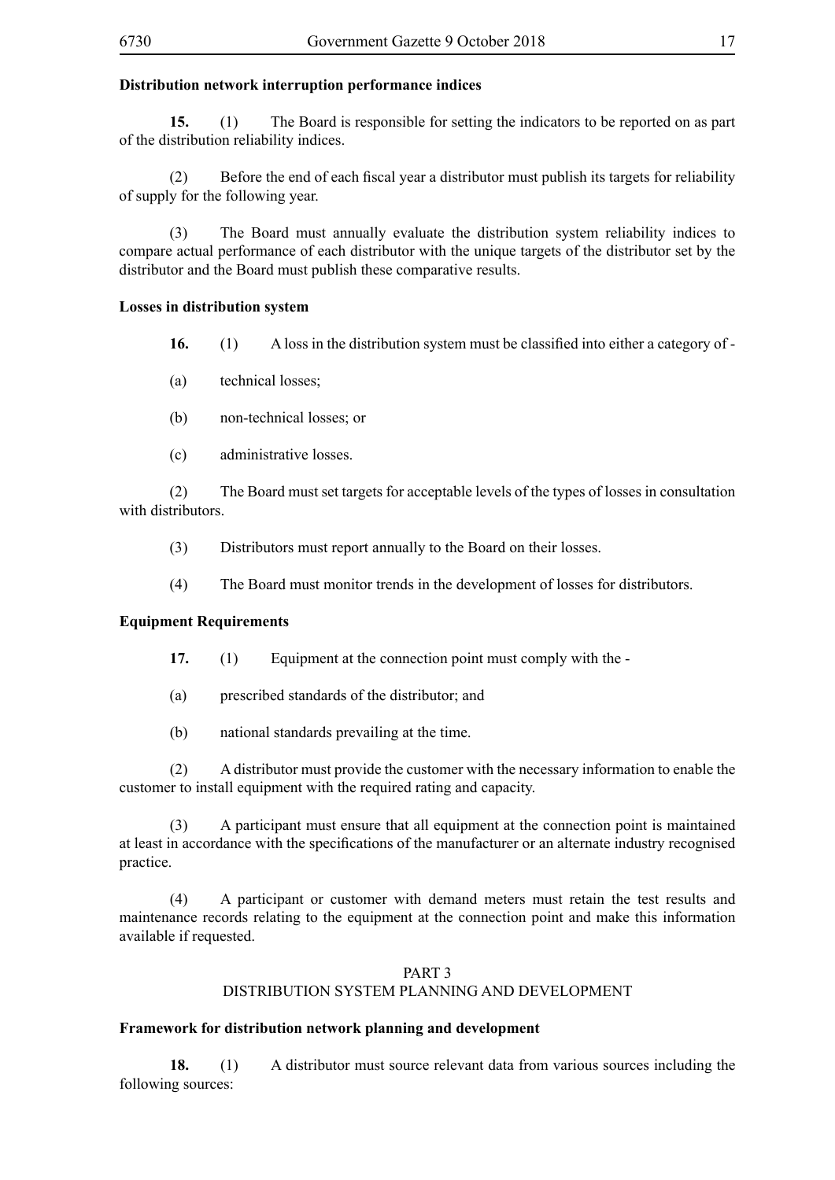**Distribution network interruption performance indices**

**15.** (1) The Board is responsible for setting the indicators to be reported on as part of the distribution reliability indices.

(2) Before the end of each fiscal year a distributor must publish its targets for reliability of supply for the following year.

(3) The Board must annually evaluate the distribution system reliability indices to compare actual performance of each distributor with the unique targets of the distributor set by the distributor and the Board must publish these comparative results.

**Losses in distribution system**

**16.** (1) A loss in the distribution system must be classified into either a category of -

(a) technical losses;

(b) non-technical losses; or

(c) administrative losses.

(2) The Board must set targets for acceptable levels of the types of losses in consultation with distributors.

(3) Distributors must report annually to the Board on their losses.

(4) The Board must monitor trends in the development of losses for distributors.

**Equipment Requirements**

**17.** (1) Equipment at the connection point must comply with the -

(a) prescribed standards of the distributor; and

(b) national standards prevailing at the time.

(2) A distributor must provide the customer with the necessary information to enable the customer to install equipment with the required rating and capacity.

(3) A participant must ensure that all equipment at the connection point is maintained at least in accordance with the specifications of the manufacturer or an alternate industry recognised practice.

(4) A participant or customer with demand meters must retain the test results and maintenance records relating to the equipment at the connection point and make this information available if requested.

PART 3
DISTRIBUTION SYSTEM PLANNING AND DEVELOPMENT

**Framework for distribution network planning and development**

**18.** (1) A distributor must source relevant data from various sources including the following sources: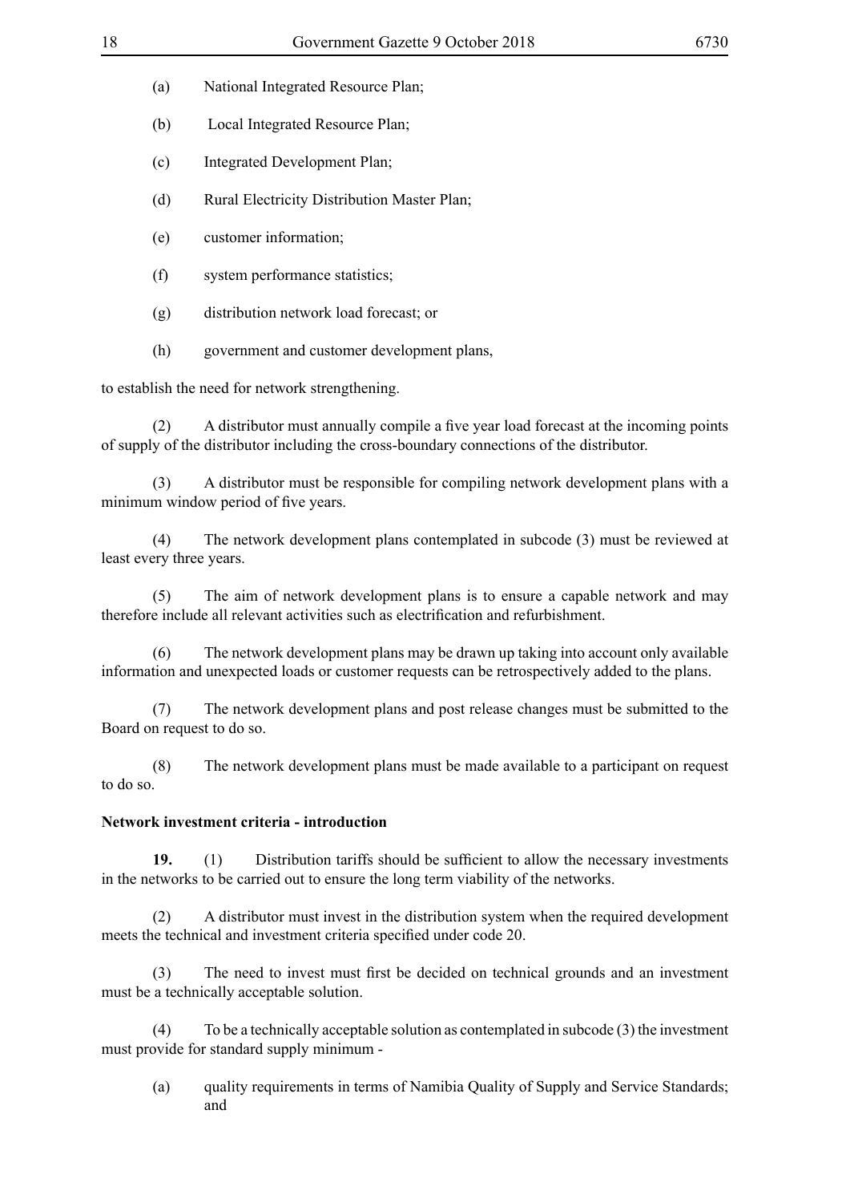(a) National Integrated Resource Plan;

(b) Local Integrated Resource Plan;

(c) Integrated Development Plan;

(d) Rural Electricity Distribution Master Plan;

(e) customer information;

(f) system performance statistics;

(g) distribution network load forecast; or

(h) government and customer development plans,

to establish the need for network strengthening.

(2) A distributor must annually compile a five year load forecast at the incoming points of supply of the distributor including the cross-boundary connections of the distributor.

(3) A distributor must be responsible for compiling network development plans with a minimum window period of five years.

(4) The network development plans contemplated in subcode (3) must be reviewed at least every three years.

(5) The aim of network development plans is to ensure a capable network and may therefore include all relevant activities such as electrification and refurbishment.

(6) The network development plans may be drawn up taking into account only available information and unexpected loads or customer requests can be retrospectively added to the plans.

(7) The network development plans and post release changes must be submitted to the Board on request to do so.

(8) The network development plans must be made available to a participant on request to do so.

**Network investment criteria - introduction**

**19.** (1) Distribution tariffs should be sufficient to allow the necessary investments in the networks to be carried out to ensure the long term viability of the networks.

(2) A distributor must invest in the distribution system when the required development meets the technical and investment criteria specified under code 20.

(3) The need to invest must first be decided on technical grounds and an investment must be a technically acceptable solution.

(4) To be a technically acceptable solution as contemplated in subcode (3) the investment must provide for standard supply minimum -

(a) quality requirements in terms of Namibia Quality of Supply and Service Standards; and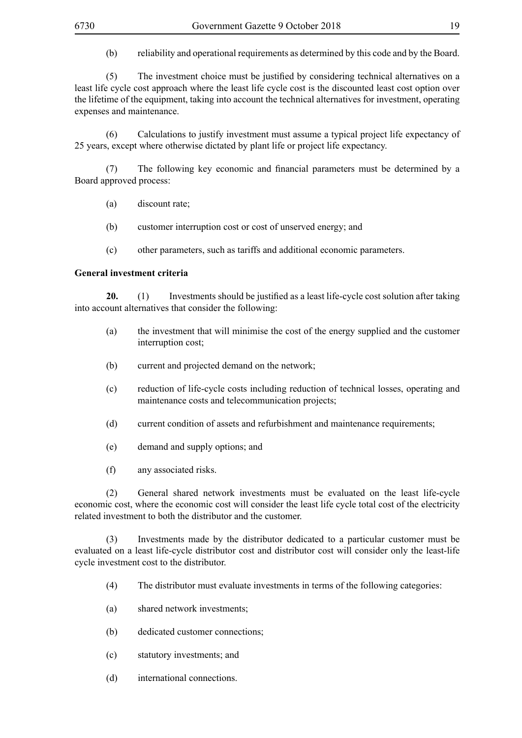(b) reliability and operational requirements as determined by this code and by the Board.

(5) The investment choice must be justified by considering technical alternatives on a least life cycle cost approach where the least life cycle cost is the discounted least cost option over the lifetime of the equipment, taking into account the technical alternatives for investment, operating expenses and maintenance.

(6) Calculations to justify investment must assume a typical project life expectancy of 25 years, except where otherwise dictated by plant life or project life expectancy.

(7) The following key economic and financial parameters must be determined by a Board approved process:

(a) discount rate;

(b) customer interruption cost or cost of unserved energy; and

(c) other parameters, such as tariffs and additional economic parameters.

**General investment criteria**

**20.** (1) Investments should be justified as a least life-cycle cost solution after taking into account alternatives that consider the following:

(a) the investment that will minimise the cost of the energy supplied and the customer interruption cost;

(b) current and projected demand on the network;

(c) reduction of life-cycle costs including reduction of technical losses, operating and maintenance costs and telecommunication projects;

(d) current condition of assets and refurbishment and maintenance requirements;

(e) demand and supply options; and

(f) any associated risks.

(2) General shared network investments must be evaluated on the least life-cycle economic cost, where the economic cost will consider the least life cycle total cost of the electricity related investment to both the distributor and the customer.

(3) Investments made by the distributor dedicated to a particular customer must be evaluated on a least life-cycle distributor cost and distributor cost will consider only the least-life cycle investment cost to the distributor.

(4) The distributor must evaluate investments in terms of the following categories:

(a) shared network investments;

(b) dedicated customer connections;

(c) statutory investments; and

(d) international connections.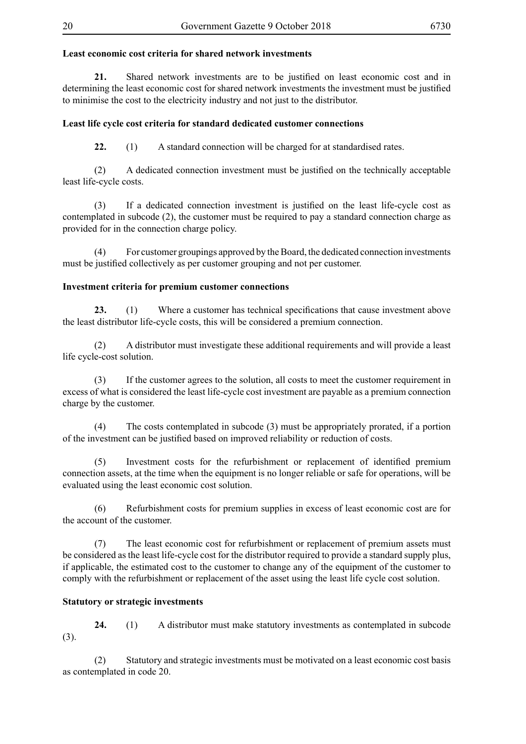**Least economic cost criteria for shared network investments**

**21.** Shared network investments are to be justified on least economic cost and in determining the least economic cost for shared network investments the investment must be justified to minimise the cost to the electricity industry and not just to the distributor.

**Least life cycle cost criteria for standard dedicated customer connections**

**22.** (1) A standard connection will be charged for at standardised rates.

(2) A dedicated connection investment must be justified on the technically acceptable least life-cycle costs.

(3) If a dedicated connection investment is justified on the least life-cycle cost as contemplated in subcode (2), the customer must be required to pay a standard connection charge as provided for in the connection charge policy.

(4) For customer groupings approved by the Board, the dedicated connection investments must be justified collectively as per customer grouping and not per customer.

**Investment criteria for premium customer connections**

**23.** (1) Where a customer has technical specifications that cause investment above the least distributor life-cycle costs, this will be considered a premium connection.

(2) A distributor must investigate these additional requirements and will provide a least life cycle-cost solution.

(3) If the customer agrees to the solution, all costs to meet the customer requirement in excess of what is considered the least life-cycle cost investment are payable as a premium connection charge by the customer.

(4) The costs contemplated in subcode (3) must be appropriately prorated, if a portion of the investment can be justified based on improved reliability or reduction of costs.

(5) Investment costs for the refurbishment or replacement of identified premium connection assets, at the time when the equipment is no longer reliable or safe for operations, will be evaluated using the least economic cost solution.

(6) Refurbishment costs for premium supplies in excess of least economic cost are for the account of the customer.

(7) The least economic cost for refurbishment or replacement of premium assets must be considered as the least life-cycle cost for the distributor required to provide a standard supply plus, if applicable, the estimated cost to the customer to change any of the equipment of the customer to comply with the refurbishment or replacement of the asset using the least life cycle cost solution.

**Statutory or strategic investments**

**24.** (1) A distributor must make statutory investments as contemplated in subcode (3).

(2) Statutory and strategic investments must be motivated on a least economic cost basis as contemplated in code 20.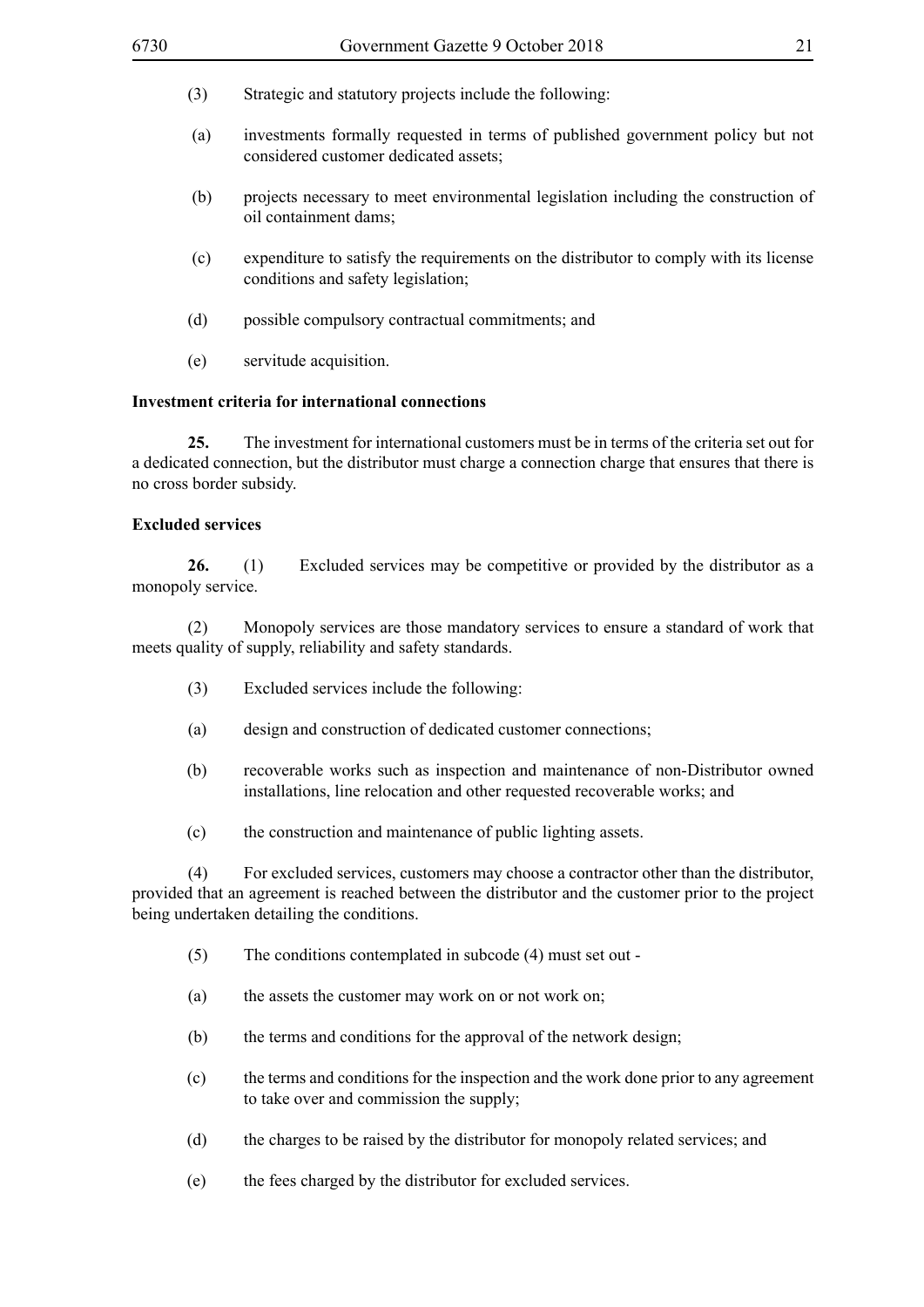(3) Strategic and statutory projects include the following:

(a) investments formally requested in terms of published government policy but not considered customer dedicated assets;

(b) projects necessary to meet environmental legislation including the construction of oil containment dams;

(c) expenditure to satisfy the requirements on the distributor to comply with its license conditions and safety legislation;

(d) possible compulsory contractual commitments; and

(e) servitude acquisition.

**Investment criteria for international connections**

**25.** The investment for international customers must be in terms of the criteria set out for a dedicated connection, but the distributor must charge a connection charge that ensures that there is no cross border subsidy.

**Excluded services**

**26.** (1) Excluded services may be competitive or provided by the distributor as a monopoly service.

(2) Monopoly services are those mandatory services to ensure a standard of work that meets quality of supply, reliability and safety standards.

(3) Excluded services include the following:

(a) design and construction of dedicated customer connections;

(b) recoverable works such as inspection and maintenance of non-Distributor owned installations, line relocation and other requested recoverable works; and

(c) the construction and maintenance of public lighting assets.

(4) For excluded services, customers may choose a contractor other than the distributor, provided that an agreement is reached between the distributor and the customer prior to the project being undertaken detailing the conditions.

(5) The conditions contemplated in subcode (4) must set out -

(a) the assets the customer may work on or not work on;

(b) the terms and conditions for the approval of the network design;

(c) the terms and conditions for the inspection and the work done prior to any agreement to take over and commission the supply;

(d) the charges to be raised by the distributor for monopoly related services; and

(e) the fees charged by the distributor for excluded services.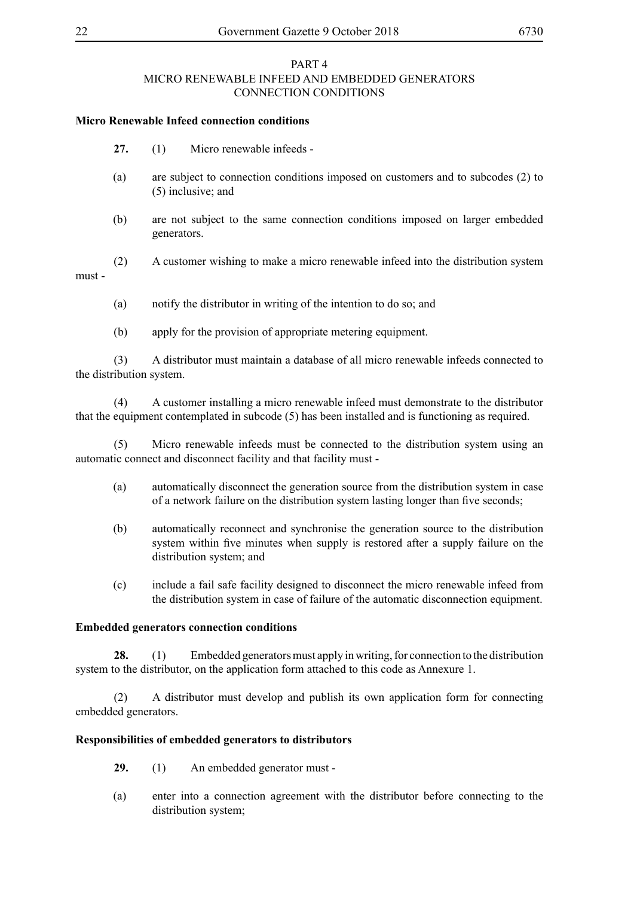## PART 4
## MICRO RENEWABLE INFEED AND EMBEDDED GENERATORS CONNECTION CONDITIONS

**Micro Renewable Infeed connection conditions**

**27.** (1) Micro renewable infeeds -

(a) are subject to connection conditions imposed on customers and to subcodes (2) to (5) inclusive; and

(b) are not subject to the same connection conditions imposed on larger embedded generators.

(2) A customer wishing to make a micro renewable infeed into the distribution system must -

(a) notify the distributor in writing of the intention to do so; and

(b) apply for the provision of appropriate metering equipment.

(3) A distributor must maintain a database of all micro renewable infeeds connected to the distribution system.

(4) A customer installing a micro renewable infeed must demonstrate to the distributor that the equipment contemplated in subcode (5) has been installed and is functioning as required.

(5) Micro renewable infeeds must be connected to the distribution system using an automatic connect and disconnect facility and that facility must -

(a) automatically disconnect the generation source from the distribution system in case of a network failure on the distribution system lasting longer than five seconds;

(b) automatically reconnect and synchronise the generation source to the distribution system within five minutes when supply is restored after a supply failure on the distribution system; and

(c) include a fail safe facility designed to disconnect the micro renewable infeed from the distribution system in case of failure of the automatic disconnection equipment.

**Embedded generators connection conditions**

**28.** (1) Embedded generators must apply in writing, for connection to the distribution system to the distributor, on the application form attached to this code as Annexure 1.

(2) A distributor must develop and publish its own application form for connecting embedded generators.

**Responsibilities of embedded generators to distributors**

**29.** (1) An embedded generator must -

(a) enter into a connection agreement with the distributor before connecting to the distribution system;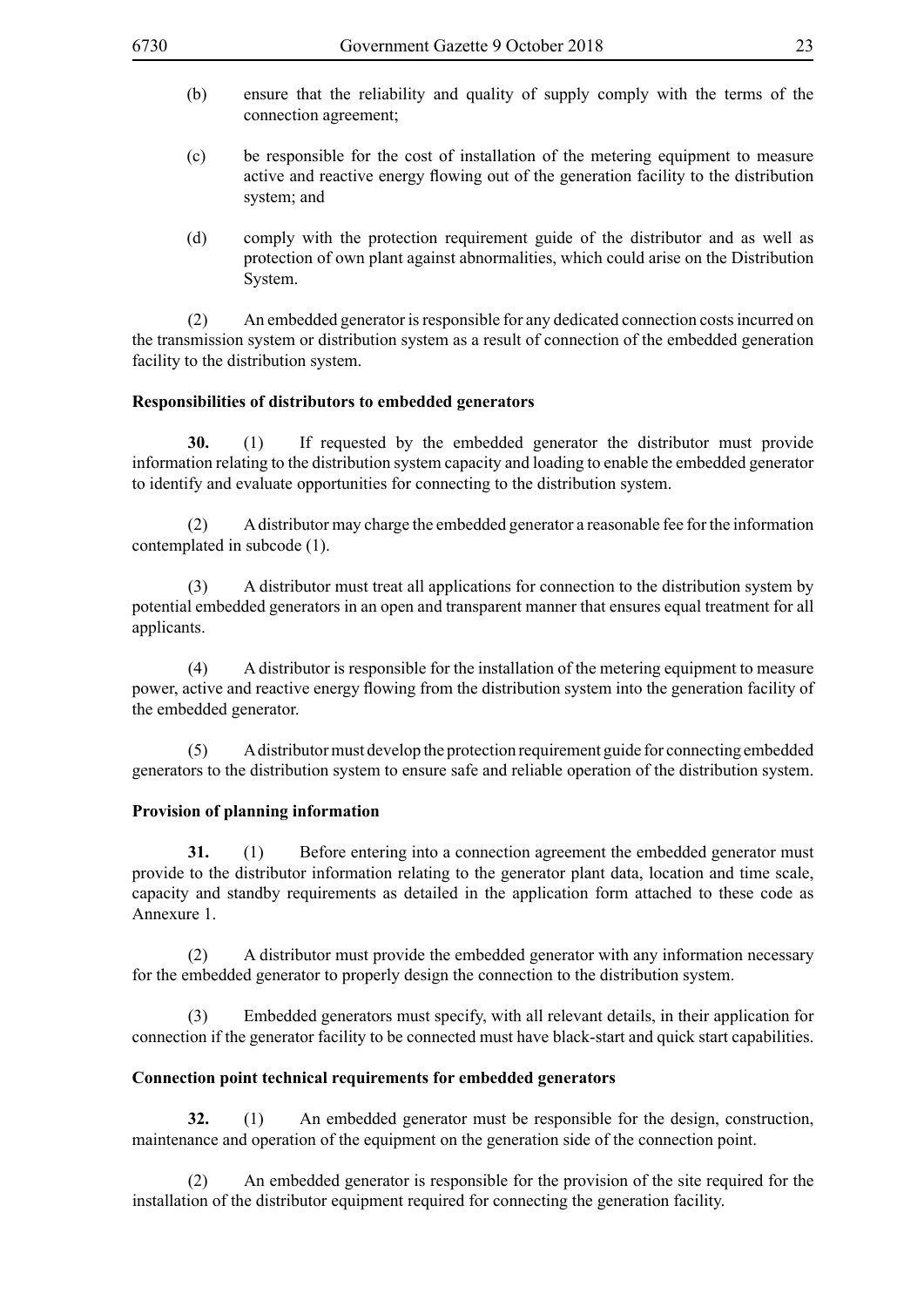(b) ensure that the reliability and quality of supply comply with the terms of the connection agreement;

(c) be responsible for the cost of installation of the metering equipment to measure active and reactive energy flowing out of the generation facility to the distribution system; and

(d) comply with the protection requirement guide of the distributor and as well as protection of own plant against abnormalities, which could arise on the Distribution System.

(2) An embedded generator is responsible for any dedicated connection costs incurred on the transmission system or distribution system as a result of connection of the embedded generation facility to the distribution system.

**Responsibilities of distributors to embedded generators**

**30.** (1) If requested by the embedded generator the distributor must provide information relating to the distribution system capacity and loading to enable the embedded generator to identify and evaluate opportunities for connecting to the distribution system.

(2) A distributor may charge the embedded generator a reasonable fee for the information contemplated in subcode (1).

(3) A distributor must treat all applications for connection to the distribution system by potential embedded generators in an open and transparent manner that ensures equal treatment for all applicants.

(4) A distributor is responsible for the installation of the metering equipment to measure power, active and reactive energy flowing from the distribution system into the generation facility of the embedded generator.

(5) A distributor must develop the protection requirement guide for connecting embedded generators to the distribution system to ensure safe and reliable operation of the distribution system.

**Provision of planning information**

**31.** (1) Before entering into a connection agreement the embedded generator must provide to the distributor information relating to the generator plant data, location and time scale, capacity and standby requirements as detailed in the application form attached to these code as Annexure 1.

(2) A distributor must provide the embedded generator with any information necessary for the embedded generator to properly design the connection to the distribution system.

(3) Embedded generators must specify, with all relevant details, in their application for connection if the generator facility to be connected must have black-start and quick start capabilities.

**Connection point technical requirements for embedded generators**

**32.** (1) An embedded generator must be responsible for the design, construction, maintenance and operation of the equipment on the generation side of the connection point.

(2) An embedded generator is responsible for the provision of the site required for the installation of the distributor equipment required for connecting the generation facility.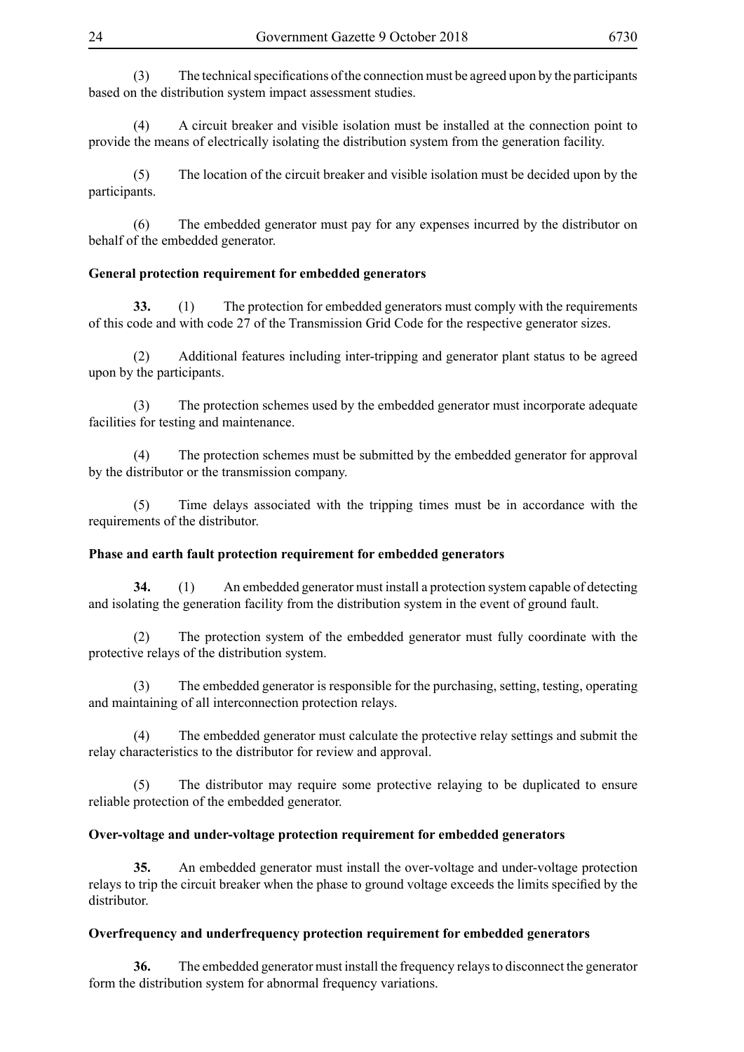(3) The technical specifications of the connection must be agreed upon by the participants based on the distribution system impact assessment studies.

(4) A circuit breaker and visible isolation must be installed at the connection point to provide the means of electrically isolating the distribution system from the generation facility.

(5) The location of the circuit breaker and visible isolation must be decided upon by the participants.

(6) The embedded generator must pay for any expenses incurred by the distributor on behalf of the embedded generator.

**General protection requirement for embedded generators**

**33.** (1) The protection for embedded generators must comply with the requirements of this code and with code 27 of the Transmission Grid Code for the respective generator sizes.

(2) Additional features including inter-tripping and generator plant status to be agreed upon by the participants.

(3) The protection schemes used by the embedded generator must incorporate adequate facilities for testing and maintenance.

(4) The protection schemes must be submitted by the embedded generator for approval by the distributor or the transmission company.

(5) Time delays associated with the tripping times must be in accordance with the requirements of the distributor.

**Phase and earth fault protection requirement for embedded generators**

**34.** (1) An embedded generator must install a protection system capable of detecting and isolating the generation facility from the distribution system in the event of ground fault.

(2) The protection system of the embedded generator must fully coordinate with the protective relays of the distribution system.

(3) The embedded generator is responsible for the purchasing, setting, testing, operating and maintaining of all interconnection protection relays.

(4) The embedded generator must calculate the protective relay settings and submit the relay characteristics to the distributor for review and approval.

(5) The distributor may require some protective relaying to be duplicated to ensure reliable protection of the embedded generator.

**Over-voltage and under-voltage protection requirement for embedded generators**

**35.** An embedded generator must install the over-voltage and under-voltage protection relays to trip the circuit breaker when the phase to ground voltage exceeds the limits specified by the distributor.

**Overfrequency and underfrequency protection requirement for embedded generators**

**36.** The embedded generator must install the frequency relays to disconnect the generator form the distribution system for abnormal frequency variations.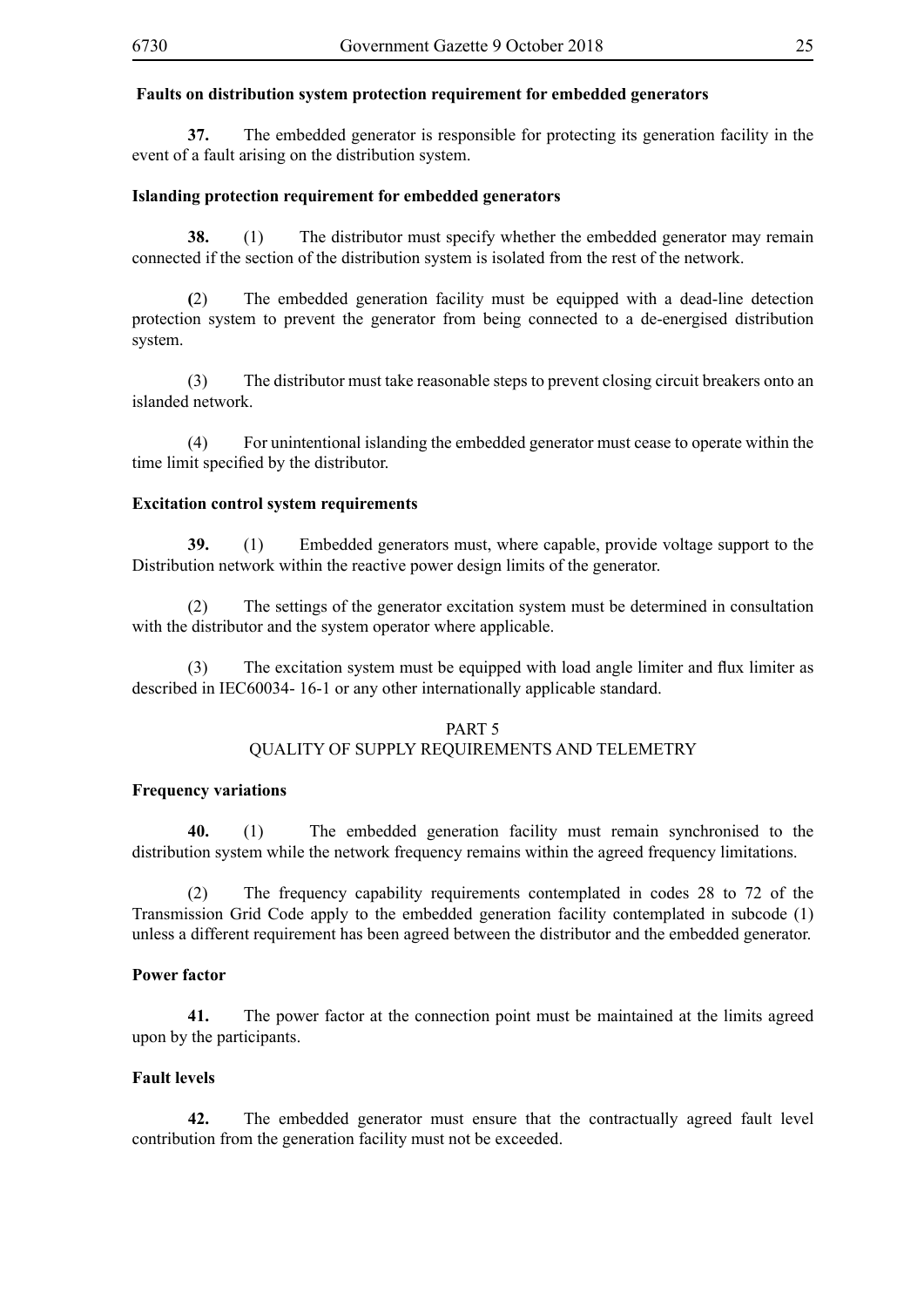### Faults on distribution system protection requirement for embedded generators

**37.** The embedded generator is responsible for protecting its generation facility in the event of a fault arising on the distribution system.

### Islanding protection requirement for embedded generators

**38.** (1) The distributor must specify whether the embedded generator may remain connected if the section of the distribution system is isolated from the rest of the network.

(2) The embedded generation facility must be equipped with a dead-line detection protection system to prevent the generator from being connected to a de-energised distribution system.

(3) The distributor must take reasonable steps to prevent closing circuit breakers onto an islanded network.

(4) For unintentional islanding the embedded generator must cease to operate within the time limit specified by the distributor.

### Excitation control system requirements

**39.** (1) Embedded generators must, where capable, provide voltage support to the Distribution network within the reactive power design limits of the generator.

(2) The settings of the generator excitation system must be determined in consultation with the distributor and the system operator where applicable.

(3) The excitation system must be equipped with load angle limiter and flux limiter as described in IEC60034- 16-1 or any other internationally applicable standard.

## PART 5
## QUALITY OF SUPPLY REQUIREMENTS AND TELEMETRY

### Frequency variations

**40.** (1) The embedded generation facility must remain synchronised to the distribution system while the network frequency remains within the agreed frequency limitations.

(2) The frequency capability requirements contemplated in codes 28 to 72 of the Transmission Grid Code apply to the embedded generation facility contemplated in subcode (1) unless a different requirement has been agreed between the distributor and the embedded generator.

### Power factor

**41.** The power factor at the connection point must be maintained at the limits agreed upon by the participants.

### Fault levels

**42.** The embedded generator must ensure that the contractually agreed fault level contribution from the generation facility must not be exceeded.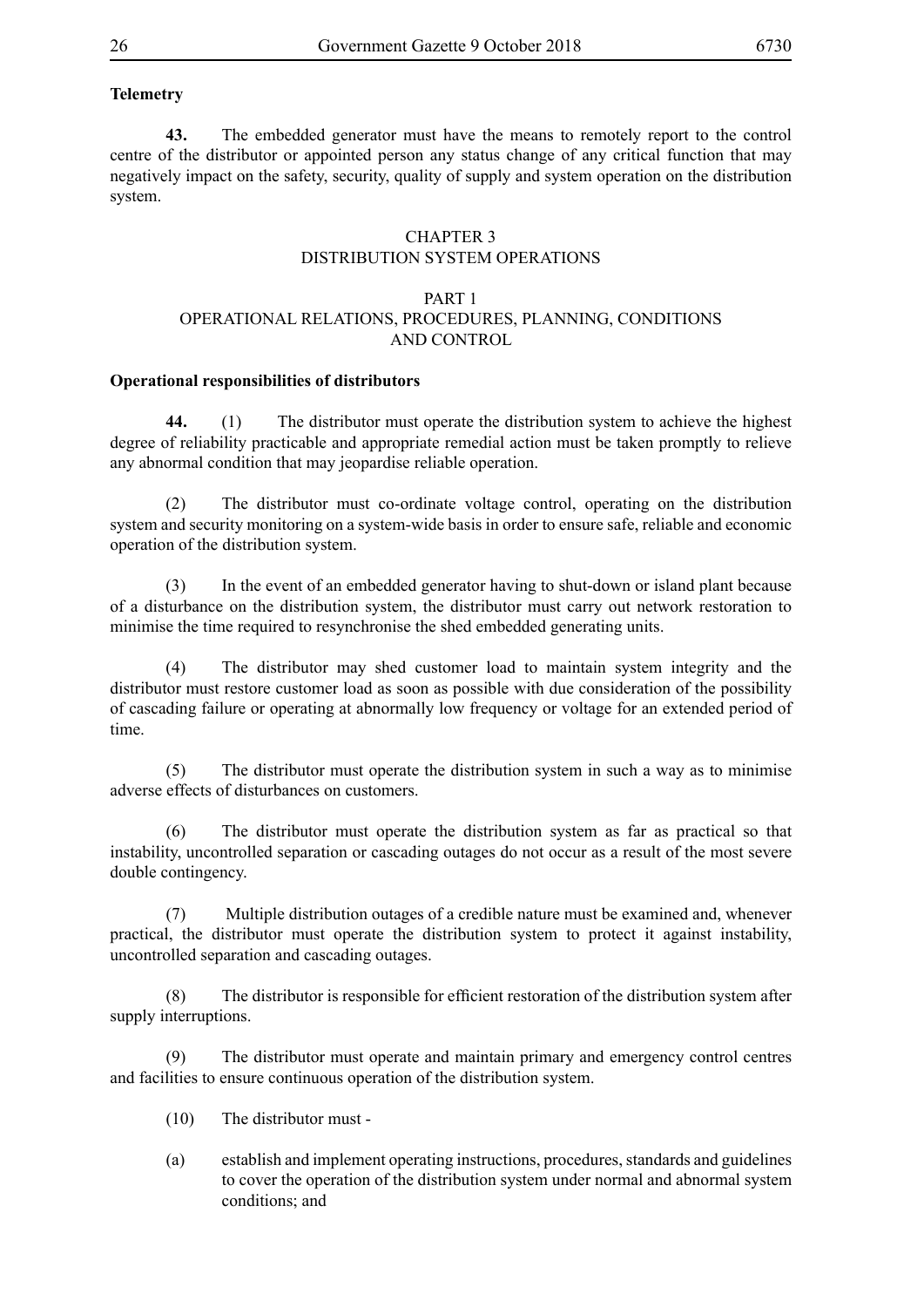**Telemetry**

**43.** The embedded generator must have the means to remotely report to the control centre of the distributor or appointed person any status change of any critical function that may negatively impact on the safety, security, quality of supply and system operation on the distribution system.

## CHAPTER 3
## DISTRIBUTION SYSTEM OPERATIONS

### PART 1
### OPERATIONAL RELATIONS, PROCEDURES, PLANNING, CONDITIONS AND CONTROL

**Operational responsibilities of distributors**

**44.** (1) The distributor must operate the distribution system to achieve the highest degree of reliability practicable and appropriate remedial action must be taken promptly to relieve any abnormal condition that may jeopardise reliable operation.

(2) The distributor must co-ordinate voltage control, operating on the distribution system and security monitoring on a system-wide basis in order to ensure safe, reliable and economic operation of the distribution system.

(3) In the event of an embedded generator having to shut-down or island plant because of a disturbance on the distribution system, the distributor must carry out network restoration to minimise the time required to resynchronise the shed embedded generating units.

(4) The distributor may shed customer load to maintain system integrity and the distributor must restore customer load as soon as possible with due consideration of the possibility of cascading failure or operating at abnormally low frequency or voltage for an extended period of time.

(5) The distributor must operate the distribution system in such a way as to minimise adverse effects of disturbances on customers.

(6) The distributor must operate the distribution system as far as practical so that instability, uncontrolled separation or cascading outages do not occur as a result of the most severe double contingency.

(7) Multiple distribution outages of a credible nature must be examined and, whenever practical, the distributor must operate the distribution system to protect it against instability, uncontrolled separation and cascading outages.

(8) The distributor is responsible for efficient restoration of the distribution system after supply interruptions.

(9) The distributor must operate and maintain primary and emergency control centres and facilities to ensure continuous operation of the distribution system.

(10) The distributor must -

(a) establish and implement operating instructions, procedures, standards and guidelines to cover the operation of the distribution system under normal and abnormal system conditions; and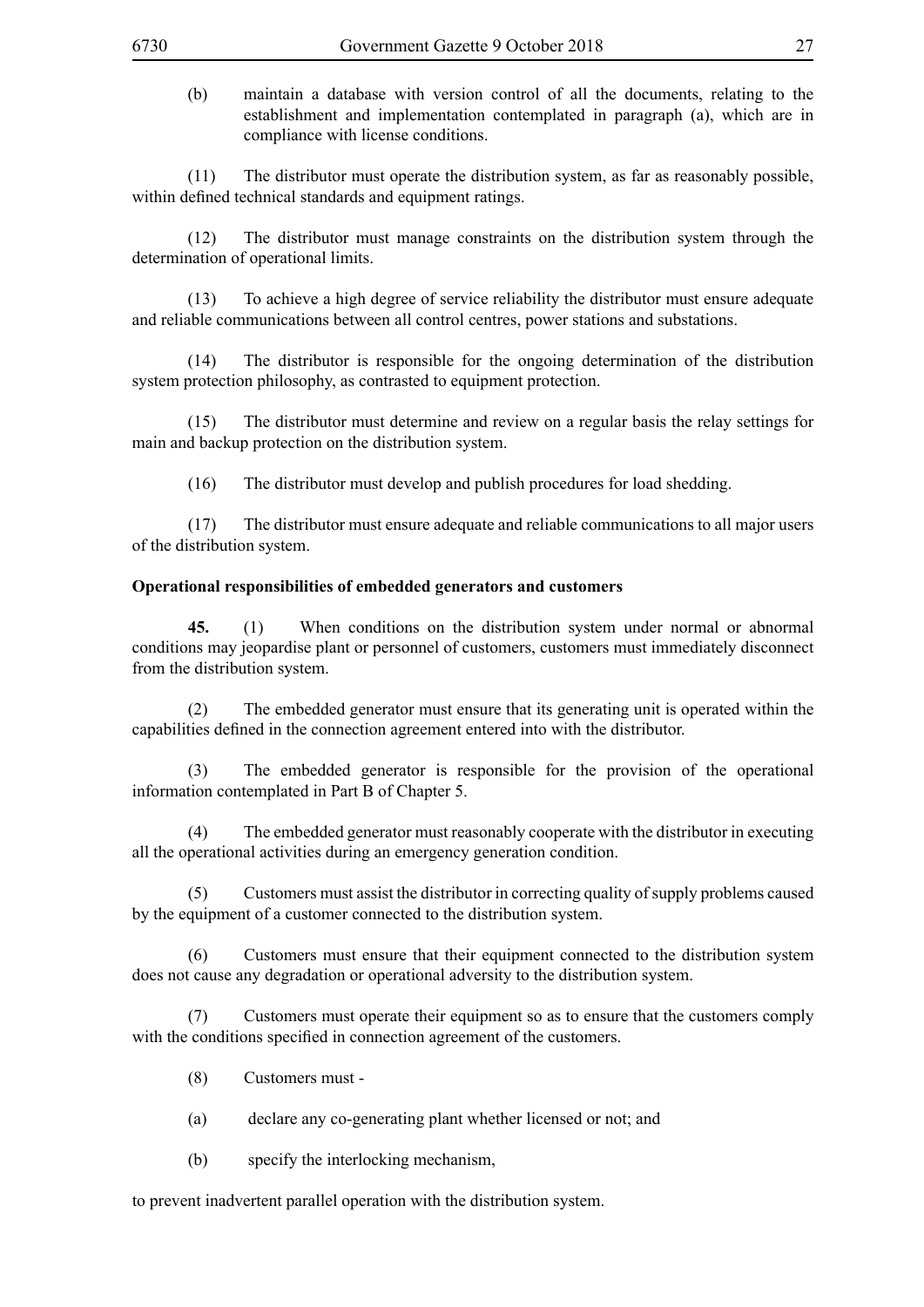(b) maintain a database with version control of all the documents, relating to the establishment and implementation contemplated in paragraph (a), which are in compliance with license conditions.

(11) The distributor must operate the distribution system, as far as reasonably possible, within defined technical standards and equipment ratings.

(12) The distributor must manage constraints on the distribution system through the determination of operational limits.

(13) To achieve a high degree of service reliability the distributor must ensure adequate and reliable communications between all control centres, power stations and substations.

(14) The distributor is responsible for the ongoing determination of the distribution system protection philosophy, as contrasted to equipment protection.

(15) The distributor must determine and review on a regular basis the relay settings for main and backup protection on the distribution system.

(16) The distributor must develop and publish procedures for load shedding.

(17) The distributor must ensure adequate and reliable communications to all major users of the distribution system.

**Operational responsibilities of embedded generators and customers**

**45.** (1) When conditions on the distribution system under normal or abnormal conditions may jeopardise plant or personnel of customers, customers must immediately disconnect from the distribution system.

(2) The embedded generator must ensure that its generating unit is operated within the capabilities defined in the connection agreement entered into with the distributor.

(3) The embedded generator is responsible for the provision of the operational information contemplated in Part B of Chapter 5.

(4) The embedded generator must reasonably cooperate with the distributor in executing all the operational activities during an emergency generation condition.

(5) Customers must assist the distributor in correcting quality of supply problems caused by the equipment of a customer connected to the distribution system.

(6) Customers must ensure that their equipment connected to the distribution system does not cause any degradation or operational adversity to the distribution system.

(7) Customers must operate their equipment so as to ensure that the customers comply with the conditions specified in connection agreement of the customers.

(8) Customers must -

(a) declare any co-generating plant whether licensed or not; and

(b) specify the interlocking mechanism,

to prevent inadvertent parallel operation with the distribution system.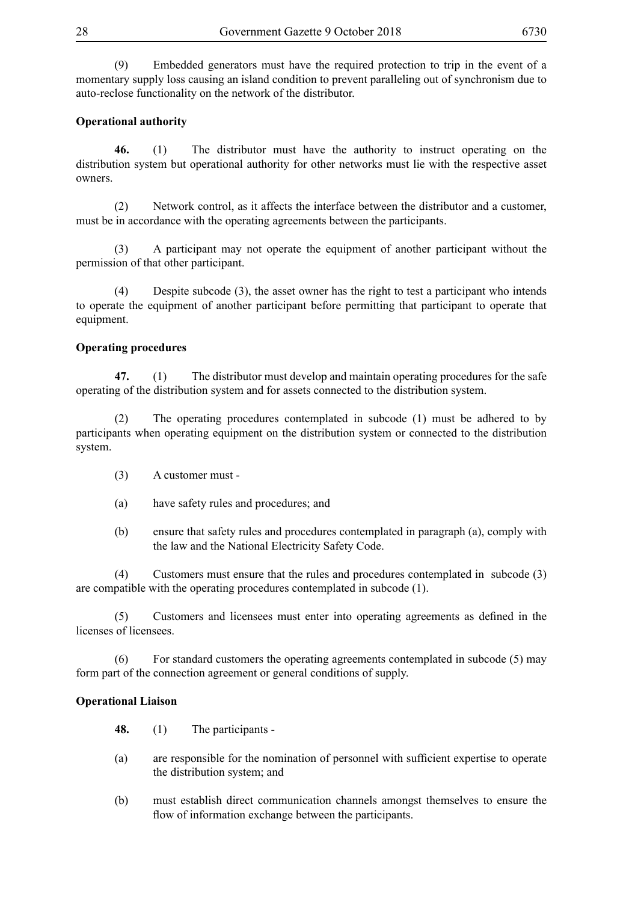(9) Embedded generators must have the required protection to trip in the event of a momentary supply loss causing an island condition to prevent paralleling out of synchronism due to auto-reclose functionality on the network of the distributor.

**Operational authority**

**46.** (1) The distributor must have the authority to instruct operating on the distribution system but operational authority for other networks must lie with the respective asset owners.

(2) Network control, as it affects the interface between the distributor and a customer, must be in accordance with the operating agreements between the participants.

(3) A participant may not operate the equipment of another participant without the permission of that other participant.

(4) Despite subcode (3), the asset owner has the right to test a participant who intends to operate the equipment of another participant before permitting that participant to operate that equipment.

**Operating procedures**

**47.** (1) The distributor must develop and maintain operating procedures for the safe operating of the distribution system and for assets connected to the distribution system.

(2) The operating procedures contemplated in subcode (1) must be adhered to by participants when operating equipment on the distribution system or connected to the distribution system.

(3) A customer must -

(a) have safety rules and procedures; and

(b) ensure that safety rules and procedures contemplated in paragraph (a), comply with the law and the National Electricity Safety Code.

(4) Customers must ensure that the rules and procedures contemplated in subcode (3) are compatible with the operating procedures contemplated in subcode (1).

(5) Customers and licensees must enter into operating agreements as defined in the licenses of licensees.

(6) For standard customers the operating agreements contemplated in subcode (5) may form part of the connection agreement or general conditions of supply.

**Operational Liaison**

**48.** (1) The participants -

(a) are responsible for the nomination of personnel with sufficient expertise to operate the distribution system; and

(b) must establish direct communication channels amongst themselves to ensure the flow of information exchange between the participants.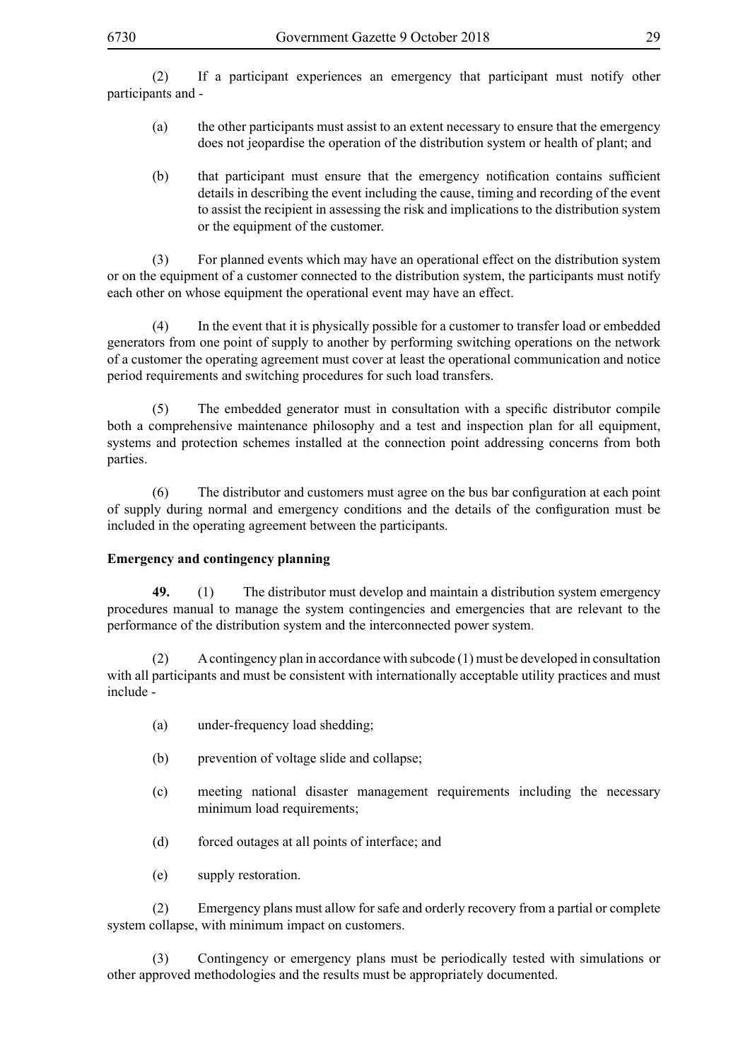(2) If a participant experiences an emergency that participant must notify other participants and -

(a) the other participants must assist to an extent necessary to ensure that the emergency does not jeopardise the operation of the distribution system or health of plant; and

(b) that participant must ensure that the emergency notification contains sufficient details in describing the event including the cause, timing and recording of the event to assist the recipient in assessing the risk and implications to the distribution system or the equipment of the customer.

(3) For planned events which may have an operational effect on the distribution system or on the equipment of a customer connected to the distribution system, the participants must notify each other on whose equipment the operational event may have an effect.

(4) In the event that it is physically possible for a customer to transfer load or embedded generators from one point of supply to another by performing switching operations on the network of a customer the operating agreement must cover at least the operational communication and notice period requirements and switching procedures for such load transfers.

(5) The embedded generator must in consultation with a specific distributor compile both a comprehensive maintenance philosophy and a test and inspection plan for all equipment, systems and protection schemes installed at the connection point addressing concerns from both parties.

(6) The distributor and customers must agree on the bus bar configuration at each point of supply during normal and emergency conditions and the details of the configuration must be included in the operating agreement between the participants.

**Emergency and contingency planning**

**49.** (1) The distributor must develop and maintain a distribution system emergency procedures manual to manage the system contingencies and emergencies that are relevant to the performance of the distribution system and the interconnected power system.

(2) A contingency plan in accordance with subcode (1) must be developed in consultation with all participants and must be consistent with internationally acceptable utility practices and must include -

(a) under-frequency load shedding;

(b) prevention of voltage slide and collapse;

(c) meeting national disaster management requirements including the necessary minimum load requirements;

(d) forced outages at all points of interface; and

(e) supply restoration.

(2) Emergency plans must allow for safe and orderly recovery from a partial or complete system collapse, with minimum impact on customers.

(3) Contingency or emergency plans must be periodically tested with simulations or other approved methodologies and the results must be appropriately documented.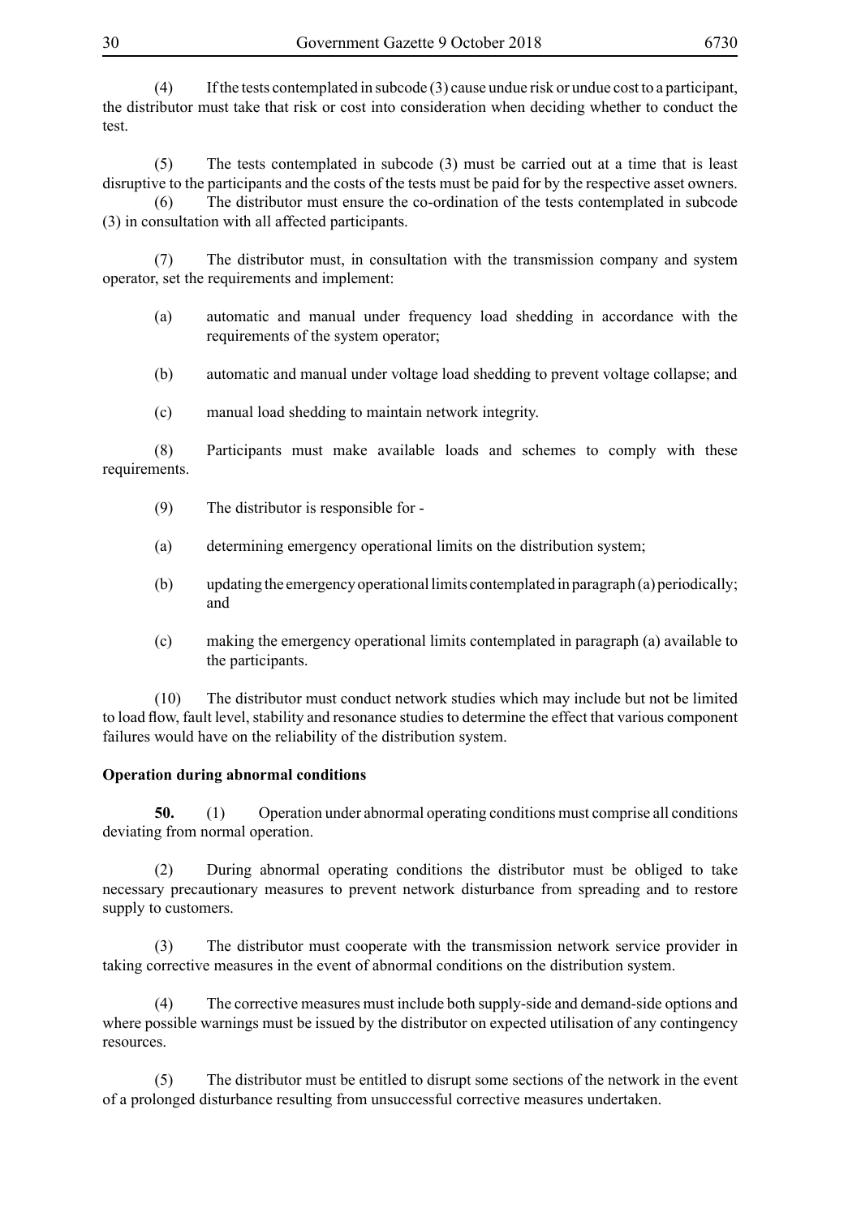(4) If the tests contemplated in subcode (3) cause undue risk or undue cost to a participant, the distributor must take that risk or cost into consideration when deciding whether to conduct the test.

(5) The tests contemplated in subcode (3) must be carried out at a time that is least disruptive to the participants and the costs of the tests must be paid for by the respective asset owners.

(6) The distributor must ensure the co-ordination of the tests contemplated in subcode (3) in consultation with all affected participants.

(7) The distributor must, in consultation with the transmission company and system operator, set the requirements and implement:

(a) automatic and manual under frequency load shedding in accordance with the requirements of the system operator;

(b) automatic and manual under voltage load shedding to prevent voltage collapse; and

(c) manual load shedding to maintain network integrity.

(8) Participants must make available loads and schemes to comply with these requirements.

(9) The distributor is responsible for -

(a) determining emergency operational limits on the distribution system;

(b) updating the emergency operational limits contemplated in paragraph (a) periodically; and

(c) making the emergency operational limits contemplated in paragraph (a) available to the participants.

(10) The distributor must conduct network studies which may include but not be limited to load flow, fault level, stability and resonance studies to determine the effect that various component failures would have on the reliability of the distribution system.

**Operation during abnormal conditions**

**50.** (1) Operation under abnormal operating conditions must comprise all conditions deviating from normal operation.

(2) During abnormal operating conditions the distributor must be obliged to take necessary precautionary measures to prevent network disturbance from spreading and to restore supply to customers.

(3) The distributor must cooperate with the transmission network service provider in taking corrective measures in the event of abnormal conditions on the distribution system.

(4) The corrective measures must include both supply-side and demand-side options and where possible warnings must be issued by the distributor on expected utilisation of any contingency resources.

(5) The distributor must be entitled to disrupt some sections of the network in the event of a prolonged disturbance resulting from unsuccessful corrective measures undertaken.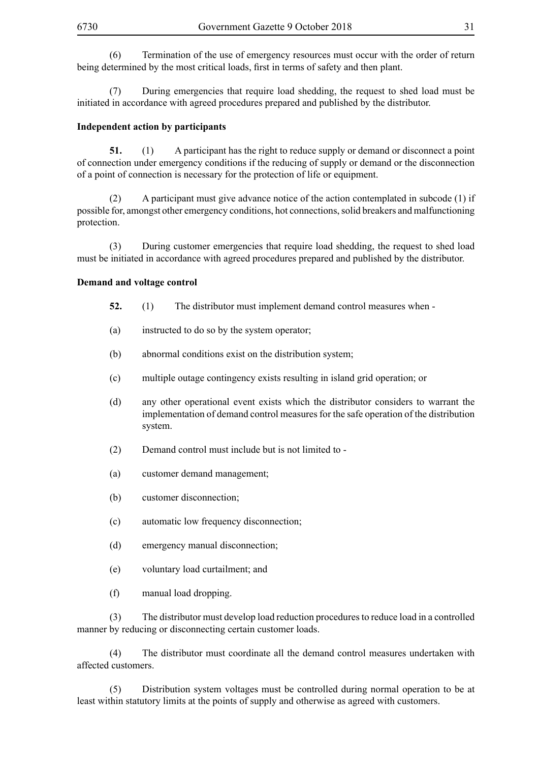(6) Termination of the use of emergency resources must occur with the order of return being determined by the most critical loads, first in terms of safety and then plant.

(7) During emergencies that require load shedding, the request to shed load must be initiated in accordance with agreed procedures prepared and published by the distributor.

**Independent action by participants**

**51.** (1) A participant has the right to reduce supply or demand or disconnect a point of connection under emergency conditions if the reducing of supply or demand or the disconnection of a point of connection is necessary for the protection of life or equipment.

(2) A participant must give advance notice of the action contemplated in subcode (1) if possible for, amongst other emergency conditions, hot connections, solid breakers and malfunctioning protection.

(3) During customer emergencies that require load shedding, the request to shed load must be initiated in accordance with agreed procedures prepared and published by the distributor.

**Demand and voltage control**

**52.** (1) The distributor must implement demand control measures when -

(a) instructed to do so by the system operator;

(b) abnormal conditions exist on the distribution system;

(c) multiple outage contingency exists resulting in island grid operation; or

(d) any other operational event exists which the distributor considers to warrant the implementation of demand control measures for the safe operation of the distribution system.

(2) Demand control must include but is not limited to -

(a) customer demand management;

(b) customer disconnection;

(c) automatic low frequency disconnection;

(d) emergency manual disconnection;

(e) voluntary load curtailment; and

(f) manual load dropping.

(3) The distributor must develop load reduction procedures to reduce load in a controlled manner by reducing or disconnecting certain customer loads.

(4) The distributor must coordinate all the demand control measures undertaken with affected customers.

(5) Distribution system voltages must be controlled during normal operation to be at least within statutory limits at the points of supply and otherwise as agreed with customers.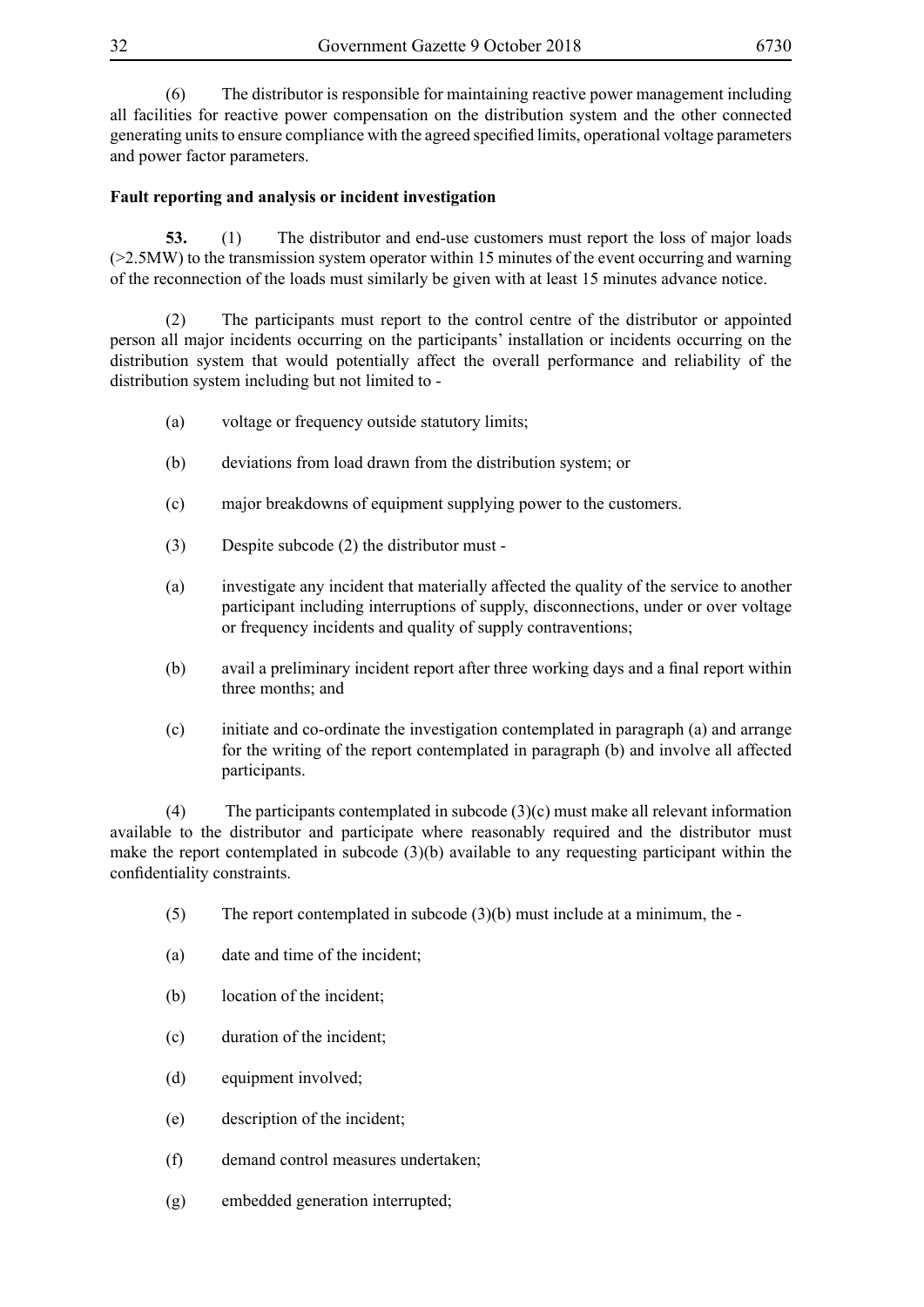(6) The distributor is responsible for maintaining reactive power management including all facilities for reactive power compensation on the distribution system and the other connected generating units to ensure compliance with the agreed specified limits, operational voltage parameters and power factor parameters.

**Fault reporting and analysis or incident investigation**

**53.** (1) The distributor and end-use customers must report the loss of major loads (>2.5MW) to the transmission system operator within 15 minutes of the event occurring and warning of the reconnection of the loads must similarly be given with at least 15 minutes advance notice.

(2) The participants must report to the control centre of the distributor or appointed person all major incidents occurring on the participants' installation or incidents occurring on the distribution system that would potentially affect the overall performance and reliability of the distribution system including but not limited to -

(a) voltage or frequency outside statutory limits;

(b) deviations from load drawn from the distribution system; or

(c) major breakdowns of equipment supplying power to the customers.

(3) Despite subcode (2) the distributor must -

(a) investigate any incident that materially affected the quality of the service to another participant including interruptions of supply, disconnections, under or over voltage or frequency incidents and quality of supply contraventions;

(b) avail a preliminary incident report after three working days and a final report within three months; and

(c) initiate and co-ordinate the investigation contemplated in paragraph (a) and arrange for the writing of the report contemplated in paragraph (b) and involve all affected participants.

(4) The participants contemplated in subcode (3)(c) must make all relevant information available to the distributor and participate where reasonably required and the distributor must make the report contemplated in subcode (3)(b) available to any requesting participant within the confidentiality constraints.

(5) The report contemplated in subcode (3)(b) must include at a minimum, the -

(a) date and time of the incident;

(b) location of the incident;

(c) duration of the incident;

(d) equipment involved;

(e) description of the incident;

(f) demand control measures undertaken;

(g) embedded generation interrupted;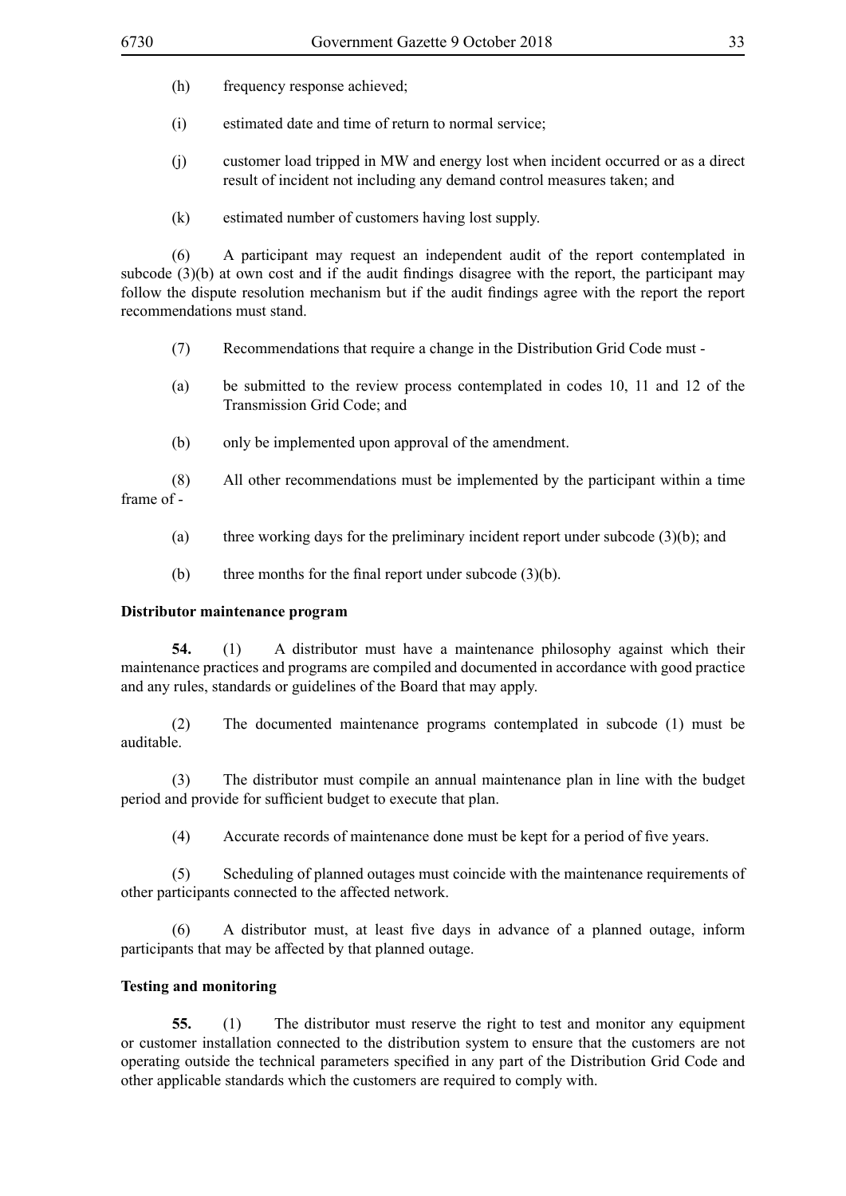(h) frequency response achieved;

(i) estimated date and time of return to normal service;

(j) customer load tripped in MW and energy lost when incident occurred or as a direct result of incident not including any demand control measures taken; and

(k) estimated number of customers having lost supply.

(6) A participant may request an independent audit of the report contemplated in subcode (3)(b) at own cost and if the audit findings disagree with the report, the participant may follow the dispute resolution mechanism but if the audit findings agree with the report the report recommendations must stand.

(7) Recommendations that require a change in the Distribution Grid Code must -

(a) be submitted to the review process contemplated in codes 10, 11 and 12 of the Transmission Grid Code; and

(b) only be implemented upon approval of the amendment.

(8) All other recommendations must be implemented by the participant within a time frame of -

(a) three working days for the preliminary incident report under subcode (3)(b); and

(b) three months for the final report under subcode (3)(b).

**Distributor maintenance program**

**54.** (1) A distributor must have a maintenance philosophy against which their maintenance practices and programs are compiled and documented in accordance with good practice and any rules, standards or guidelines of the Board that may apply.

(2) The documented maintenance programs contemplated in subcode (1) must be auditable.

(3) The distributor must compile an annual maintenance plan in line with the budget period and provide for sufficient budget to execute that plan.

(4) Accurate records of maintenance done must be kept for a period of five years.

(5) Scheduling of planned outages must coincide with the maintenance requirements of other participants connected to the affected network.

(6) A distributor must, at least five days in advance of a planned outage, inform participants that may be affected by that planned outage.

**Testing and monitoring**

**55.** (1) The distributor must reserve the right to test and monitor any equipment or customer installation connected to the distribution system to ensure that the customers are not operating outside the technical parameters specified in any part of the Distribution Grid Code and other applicable standards which the customers are required to comply with.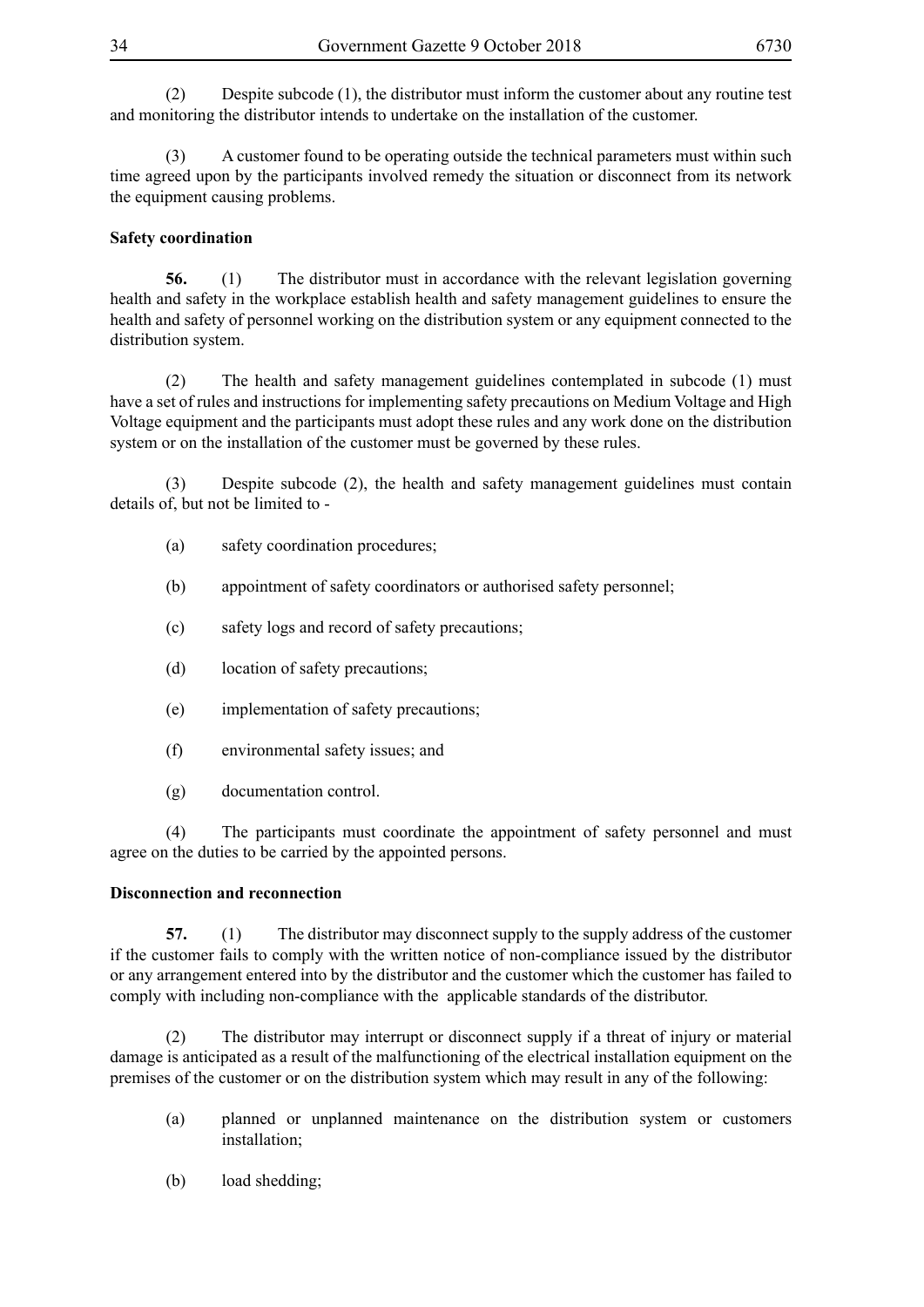(2) Despite subcode (1), the distributor must inform the customer about any routine test and monitoring the distributor intends to undertake on the installation of the customer.

(3) A customer found to be operating outside the technical parameters must within such time agreed upon by the participants involved remedy the situation or disconnect from its network the equipment causing problems.

**Safety coordination**

**56.** (1) The distributor must in accordance with the relevant legislation governing health and safety in the workplace establish health and safety management guidelines to ensure the health and safety of personnel working on the distribution system or any equipment connected to the distribution system.

(2) The health and safety management guidelines contemplated in subcode (1) must have a set of rules and instructions for implementing safety precautions on Medium Voltage and High Voltage equipment and the participants must adopt these rules and any work done on the distribution system or on the installation of the customer must be governed by these rules.

(3) Despite subcode (2), the health and safety management guidelines must contain details of, but not be limited to -

(a) safety coordination procedures;

(b) appointment of safety coordinators or authorised safety personnel;

(c) safety logs and record of safety precautions;

(d) location of safety precautions;

(e) implementation of safety precautions;

(f) environmental safety issues; and

(g) documentation control.

(4) The participants must coordinate the appointment of safety personnel and must agree on the duties to be carried by the appointed persons.

**Disconnection and reconnection**

**57.** (1) The distributor may disconnect supply to the supply address of the customer if the customer fails to comply with the written notice of non-compliance issued by the distributor or any arrangement entered into by the distributor and the customer which the customer has failed to comply with including non-compliance with the applicable standards of the distributor.

(2) The distributor may interrupt or disconnect supply if a threat of injury or material damage is anticipated as a result of the malfunctioning of the electrical installation equipment on the premises of the customer or on the distribution system which may result in any of the following:

(a) planned or unplanned maintenance on the distribution system or customers installation;

(b) load shedding;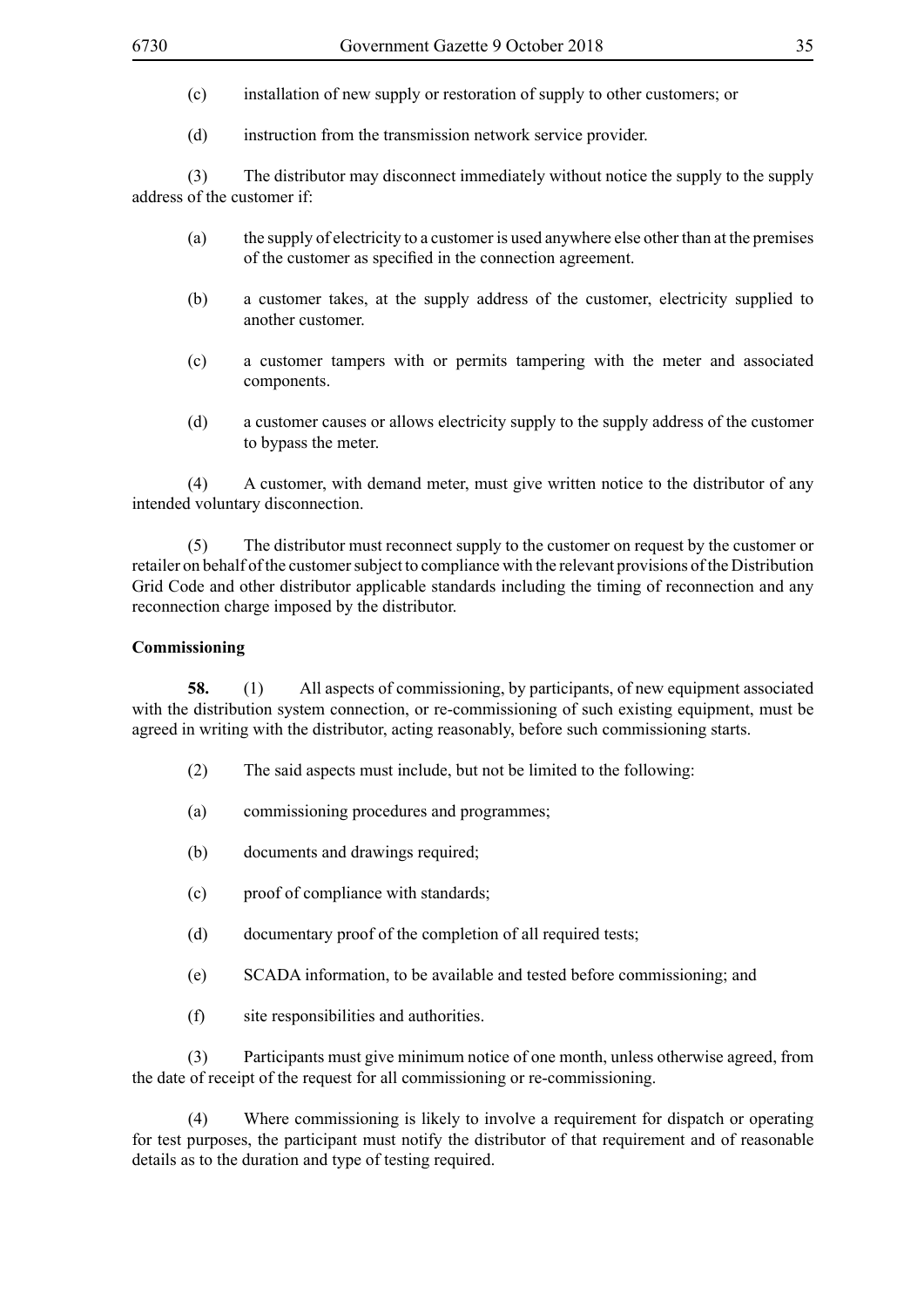(c) installation of new supply or restoration of supply to other customers; or

(d) instruction from the transmission network service provider.

(3) The distributor may disconnect immediately without notice the supply to the supply address of the customer if:

(a) the supply of electricity to a customer is used anywhere else other than at the premises of the customer as specified in the connection agreement.

(b) a customer takes, at the supply address of the customer, electricity supplied to another customer.

(c) a customer tampers with or permits tampering with the meter and associated components.

(d) a customer causes or allows electricity supply to the supply address of the customer to bypass the meter.

(4) A customer, with demand meter, must give written notice to the distributor of any intended voluntary disconnection.

(5) The distributor must reconnect supply to the customer on request by the customer or retailer on behalf of the customer subject to compliance with the relevant provisions of the Distribution Grid Code and other distributor applicable standards including the timing of reconnection and any reconnection charge imposed by the distributor.

**Commissioning**

**58.** (1) All aspects of commissioning, by participants, of new equipment associated with the distribution system connection, or re-commissioning of such existing equipment, must be agreed in writing with the distributor, acting reasonably, before such commissioning starts.

(2) The said aspects must include, but not be limited to the following:

(a) commissioning procedures and programmes;

(b) documents and drawings required;

(c) proof of compliance with standards;

(d) documentary proof of the completion of all required tests;

(e) SCADA information, to be available and tested before commissioning; and

(f) site responsibilities and authorities.

(3) Participants must give minimum notice of one month, unless otherwise agreed, from the date of receipt of the request for all commissioning or re-commissioning.

(4) Where commissioning is likely to involve a requirement for dispatch or operating for test purposes, the participant must notify the distributor of that requirement and of reasonable details as to the duration and type of testing required.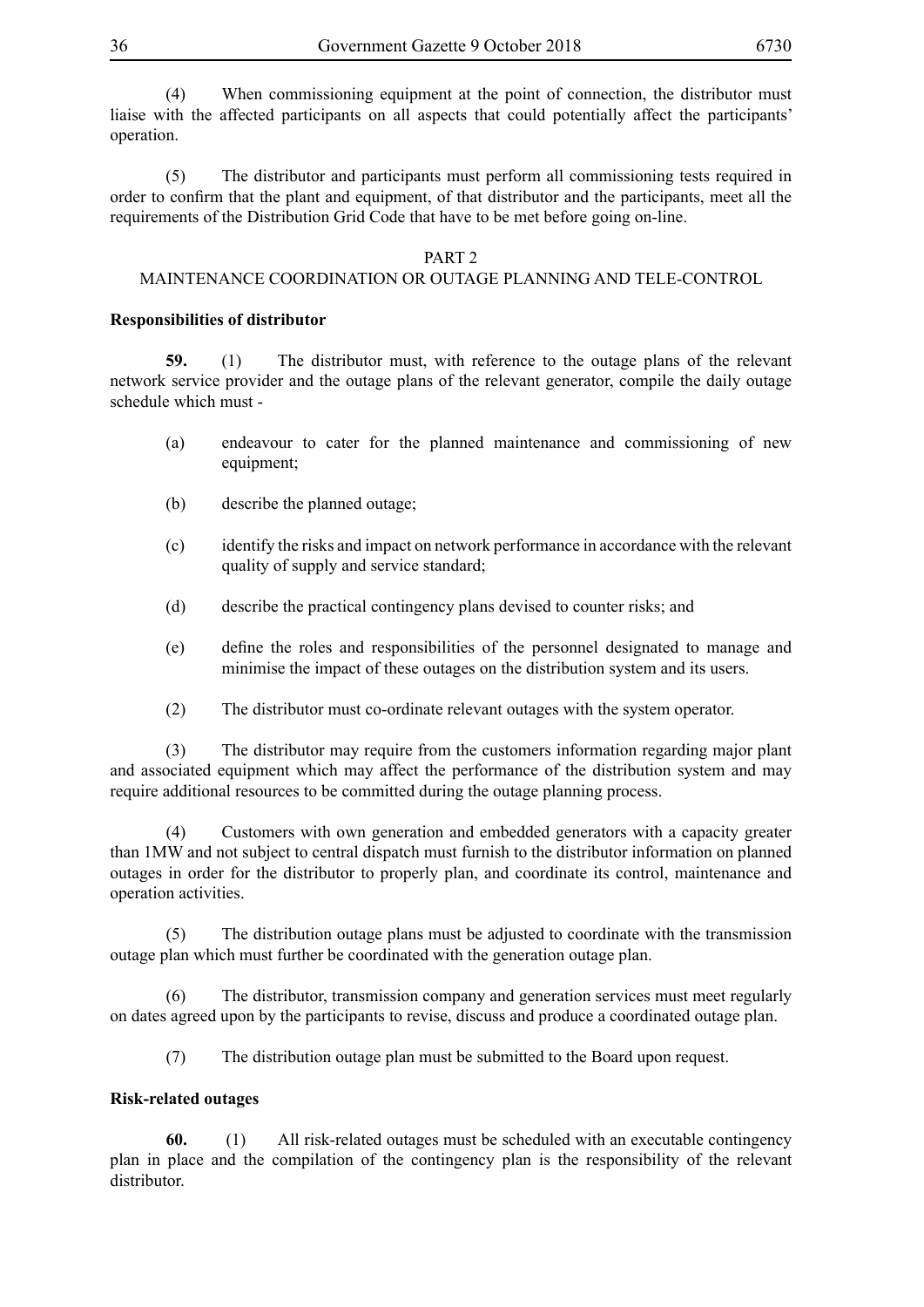(4) When commissioning equipment at the point of connection, the distributor must liaise with the affected participants on all aspects that could potentially affect the participants' operation.

(5) The distributor and participants must perform all commissioning tests required in order to confirm that the plant and equipment, of that distributor and the participants, meet all the requirements of the Distribution Grid Code that have to be met before going on-line.

PART 2
MAINTENANCE COORDINATION OR OUTAGE PLANNING AND TELE-CONTROL

**Responsibilities of distributor**

**59.** (1) The distributor must, with reference to the outage plans of the relevant network service provider and the outage plans of the relevant generator, compile the daily outage schedule which must -

(a) endeavour to cater for the planned maintenance and commissioning of new equipment;

(b) describe the planned outage;

(c) identify the risks and impact on network performance in accordance with the relevant quality of supply and service standard;

(d) describe the practical contingency plans devised to counter risks; and

(e) define the roles and responsibilities of the personnel designated to manage and minimise the impact of these outages on the distribution system and its users.

(2) The distributor must co-ordinate relevant outages with the system operator.

(3) The distributor may require from the customers information regarding major plant and associated equipment which may affect the performance of the distribution system and may require additional resources to be committed during the outage planning process.

(4) Customers with own generation and embedded generators with a capacity greater than 1MW and not subject to central dispatch must furnish to the distributor information on planned outages in order for the distributor to properly plan, and coordinate its control, maintenance and operation activities.

(5) The distribution outage plans must be adjusted to coordinate with the transmission outage plan which must further be coordinated with the generation outage plan.

(6) The distributor, transmission company and generation services must meet regularly on dates agreed upon by the participants to revise, discuss and produce a coordinated outage plan.

(7) The distribution outage plan must be submitted to the Board upon request.

**Risk-related outages**

**60.** (1) All risk-related outages must be scheduled with an executable contingency plan in place and the compilation of the contingency plan is the responsibility of the relevant distributor.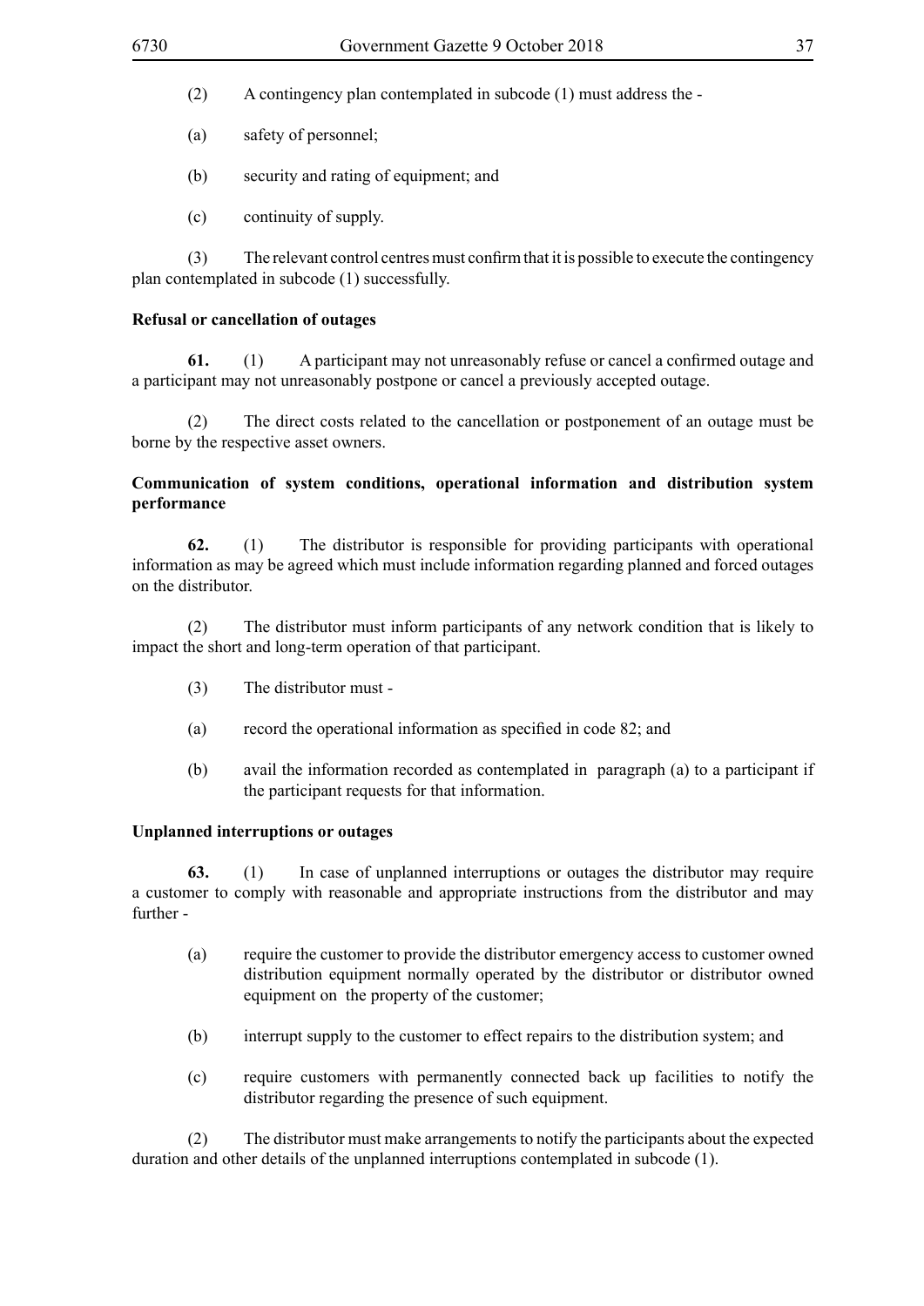(2) A contingency plan contemplated in subcode (1) must address the -

(a) safety of personnel;

(b) security and rating of equipment; and

(c) continuity of supply.

(3) The relevant control centres must confirm that it is possible to execute the contingency plan contemplated in subcode (1) successfully.

**Refusal or cancellation of outages**

**61.** (1) A participant may not unreasonably refuse or cancel a confirmed outage and a participant may not unreasonably postpone or cancel a previously accepted outage.

(2) The direct costs related to the cancellation or postponement of an outage must be borne by the respective asset owners.

**Communication of system conditions, operational information and distribution system performance**

**62.** (1) The distributor is responsible for providing participants with operational information as may be agreed which must include information regarding planned and forced outages on the distributor.

(2) The distributor must inform participants of any network condition that is likely to impact the short and long-term operation of that participant.

(3) The distributor must -

(a) record the operational information as specified in code 82; and

(b) avail the information recorded as contemplated in paragraph (a) to a participant if the participant requests for that information.

**Unplanned interruptions or outages**

**63.** (1) In case of unplanned interruptions or outages the distributor may require a customer to comply with reasonable and appropriate instructions from the distributor and may further -

(a) require the customer to provide the distributor emergency access to customer owned distribution equipment normally operated by the distributor or distributor owned equipment on the property of the customer;

(b) interrupt supply to the customer to effect repairs to the distribution system; and

(c) require customers with permanently connected back up facilities to notify the distributor regarding the presence of such equipment.

(2) The distributor must make arrangements to notify the participants about the expected duration and other details of the unplanned interruptions contemplated in subcode (1).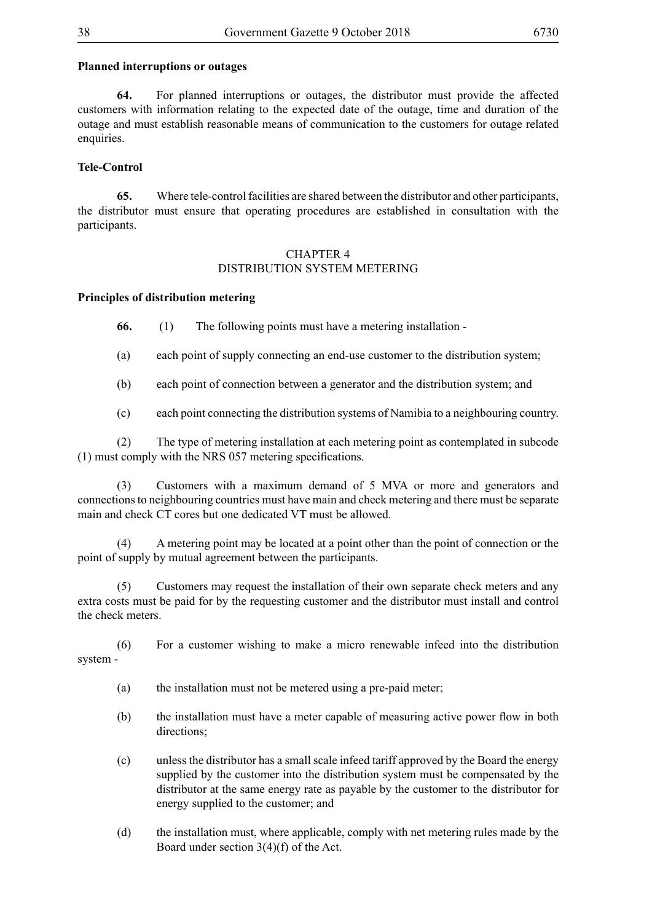**Planned interruptions or outages**

**64.** For planned interruptions or outages, the distributor must provide the affected customers with information relating to the expected date of the outage, time and duration of the outage and must establish reasonable means of communication to the customers for outage related enquiries.

**Tele-Control**

**65.** Where tele-control facilities are shared between the distributor and other participants, the distributor must ensure that operating procedures are established in consultation with the participants.

## CHAPTER 4
## DISTRIBUTION SYSTEM METERING

**Principles of distribution metering**

**66.** (1) The following points must have a metering installation -

(a) each point of supply connecting an end-use customer to the distribution system;

(b) each point of connection between a generator and the distribution system; and

(c) each point connecting the distribution systems of Namibia to a neighbouring country.

(2) The type of metering installation at each metering point as contemplated in subcode (1) must comply with the NRS 057 metering specifications.

(3) Customers with a maximum demand of 5 MVA or more and generators and connections to neighbouring countries must have main and check metering and there must be separate main and check CT cores but one dedicated VT must be allowed.

(4) A metering point may be located at a point other than the point of connection or the point of supply by mutual agreement between the participants.

(5) Customers may request the installation of their own separate check meters and any extra costs must be paid for by the requesting customer and the distributor must install and control the check meters.

(6) For a customer wishing to make a micro renewable infeed into the distribution system -

(a) the installation must not be metered using a pre-paid meter;

(b) the installation must have a meter capable of measuring active power flow in both directions;

(c) unless the distributor has a small scale infeed tariff approved by the Board the energy supplied by the customer into the distribution system must be compensated by the distributor at the same energy rate as payable by the customer to the distributor for energy supplied to the customer; and

(d) the installation must, where applicable, comply with net metering rules made by the Board under section 3(4)(f) of the Act.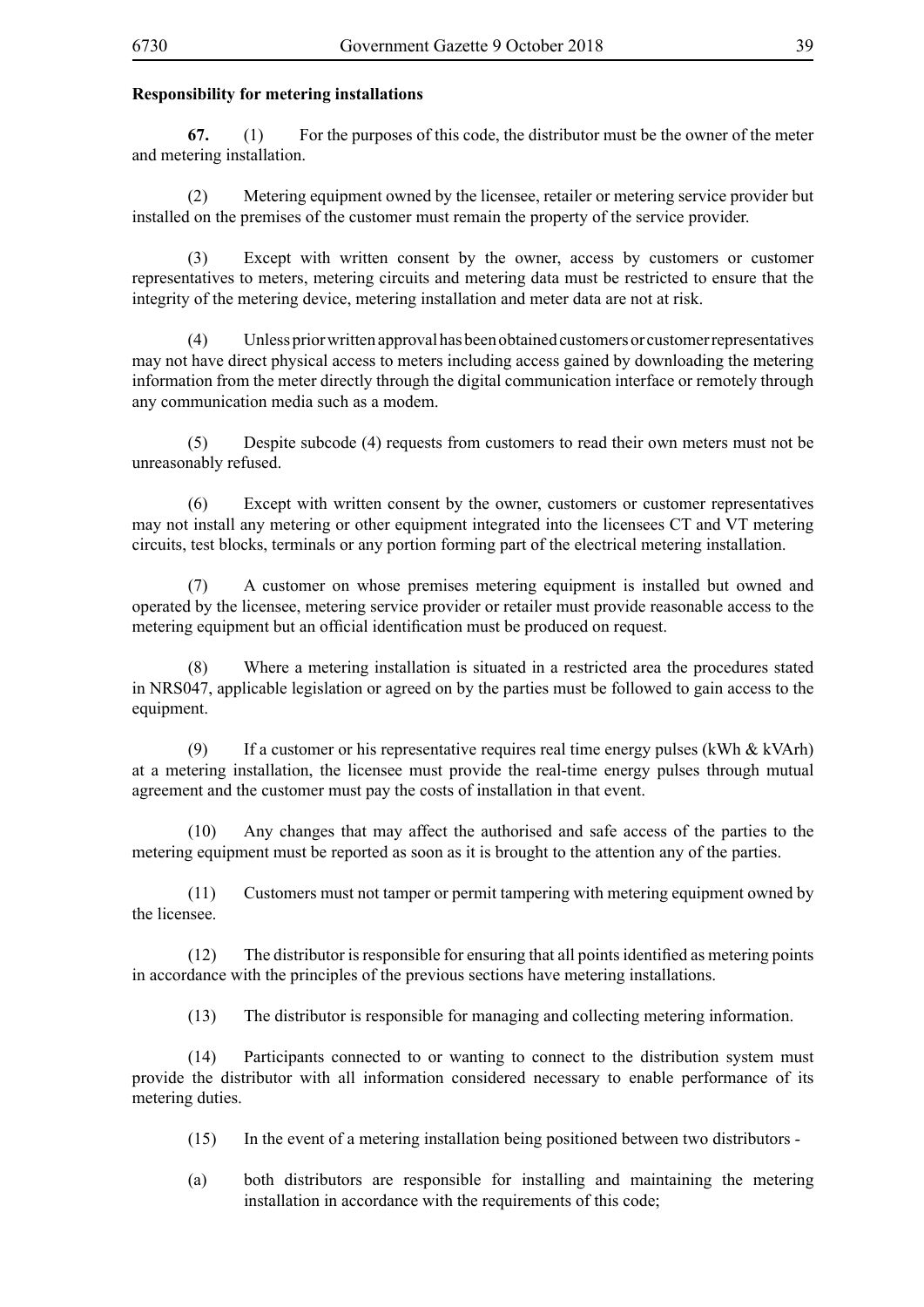**Responsibility for metering installations**

**67.** (1) For the purposes of this code, the distributor must be the owner of the meter and metering installation.

(2) Metering equipment owned by the licensee, retailer or metering service provider but installed on the premises of the customer must remain the property of the service provider.

(3) Except with written consent by the owner, access by customers or customer representatives to meters, metering circuits and metering data must be restricted to ensure that the integrity of the metering device, metering installation and meter data are not at risk.

(4) Unless prior written approval has been obtained customers or customer representatives may not have direct physical access to meters including access gained by downloading the metering information from the meter directly through the digital communication interface or remotely through any communication media such as a modem.

(5) Despite subcode (4) requests from customers to read their own meters must not be unreasonably refused.

(6) Except with written consent by the owner, customers or customer representatives may not install any metering or other equipment integrated into the licensees CT and VT metering circuits, test blocks, terminals or any portion forming part of the electrical metering installation.

(7) A customer on whose premises metering equipment is installed but owned and operated by the licensee, metering service provider or retailer must provide reasonable access to the metering equipment but an official identification must be produced on request.

(8) Where a metering installation is situated in a restricted area the procedures stated in NRS047, applicable legislation or agreed on by the parties must be followed to gain access to the equipment.

(9) If a customer or his representative requires real time energy pulses (kWh & kVArh) at a metering installation, the licensee must provide the real-time energy pulses through mutual agreement and the customer must pay the costs of installation in that event.

(10) Any changes that may affect the authorised and safe access of the parties to the metering equipment must be reported as soon as it is brought to the attention any of the parties.

(11) Customers must not tamper or permit tampering with metering equipment owned by the licensee.

(12) The distributor is responsible for ensuring that all points identified as metering points in accordance with the principles of the previous sections have metering installations.

(13) The distributor is responsible for managing and collecting metering information.

(14) Participants connected to or wanting to connect to the distribution system must provide the distributor with all information considered necessary to enable performance of its metering duties.

(15) In the event of a metering installation being positioned between two distributors -

(a) both distributors are responsible for installing and maintaining the metering installation in accordance with the requirements of this code;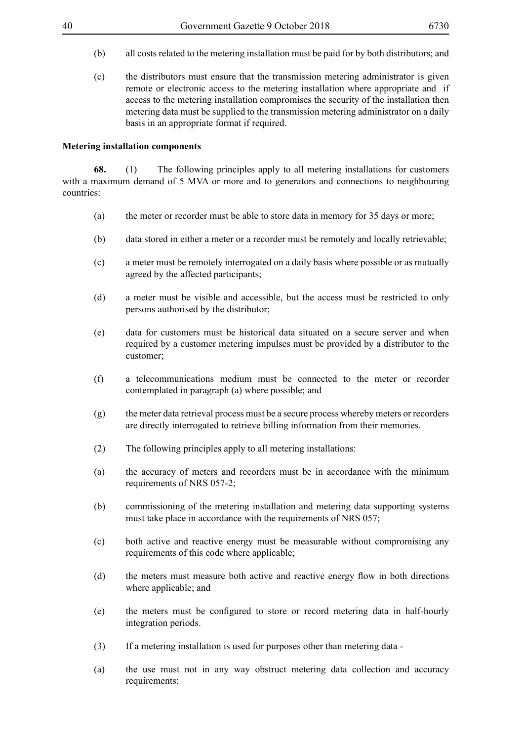(b) all costs related to the metering installation must be paid for by both distributors; and

(c) the distributors must ensure that the transmission metering administrator is given remote or electronic access to the metering installation where appropriate and if access to the metering installation compromises the security of the installation then metering data must be supplied to the transmission metering administrator on a daily basis in an appropriate format if required.

**Metering installation components**

**68.** (1) The following principles apply to all metering installations for customers with a maximum demand of 5 MVA or more and to generators and connections to neighbouring countries:

(a) the meter or recorder must be able to store data in memory for 35 days or more;

(b) data stored in either a meter or a recorder must be remotely and locally retrievable;

(c) a meter must be remotely interrogated on a daily basis where possible or as mutually agreed by the affected participants;

(d) a meter must be visible and accessible, but the access must be restricted to only persons authorised by the distributor;

(e) data for customers must be historical data situated on a secure server and when required by a customer metering impulses must be provided by a distributor to the customer;

(f) a telecommunications medium must be connected to the meter or recorder contemplated in paragraph (a) where possible; and

(g) the meter data retrieval process must be a secure process whereby meters or recorders are directly interrogated to retrieve billing information from their memories.

(2) The following principles apply to all metering installations:

(a) the accuracy of meters and recorders must be in accordance with the minimum requirements of NRS 057-2;

(b) commissioning of the metering installation and metering data supporting systems must take place in accordance with the requirements of NRS 057;

(c) both active and reactive energy must be measurable without compromising any requirements of this code where applicable;

(d) the meters must measure both active and reactive energy flow in both directions where applicable; and

(e) the meters must be configured to store or record metering data in half-hourly integration periods.

(3) If a metering installation is used for purposes other than metering data -

(a) the use must not in any way obstruct metering data collection and accuracy requirements;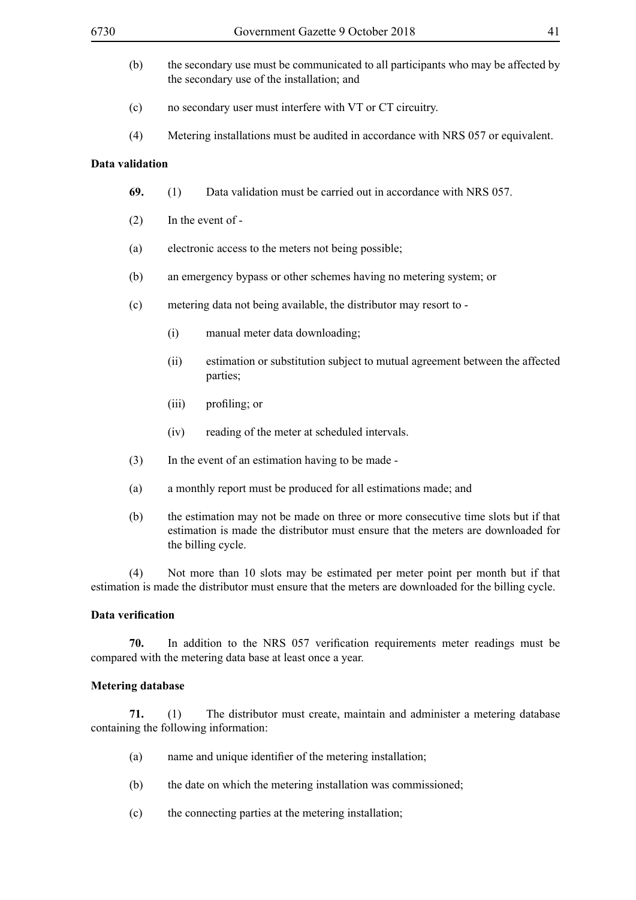(b) the secondary use must be communicated to all participants who may be affected by the secondary use of the installation; and

(c) no secondary user must interfere with VT or CT circuitry.

(4) Metering installations must be audited in accordance with NRS 057 or equivalent.

**Data validation**

**69.** (1) Data validation must be carried out in accordance with NRS 057.

(2) In the event of -

(a) electronic access to the meters not being possible;

(b) an emergency bypass or other schemes having no metering system; or

(c) metering data not being available, the distributor may resort to -

(i) manual meter data downloading;

(ii) estimation or substitution subject to mutual agreement between the affected parties;

(iii) profiling; or

(iv) reading of the meter at scheduled intervals.

(3) In the event of an estimation having to be made -

(a) a monthly report must be produced for all estimations made; and

(b) the estimation may not be made on three or more consecutive time slots but if that estimation is made the distributor must ensure that the meters are downloaded for the billing cycle.

(4) Not more than 10 slots may be estimated per meter point per month but if that estimation is made the distributor must ensure that the meters are downloaded for the billing cycle.

**Data verification**

**70.** In addition to the NRS 057 verification requirements meter readings must be compared with the metering data base at least once a year.

**Metering database**

**71.** (1) The distributor must create, maintain and administer a metering database containing the following information:

(a) name and unique identifier of the metering installation;

(b) the date on which the metering installation was commissioned;

(c) the connecting parties at the metering installation;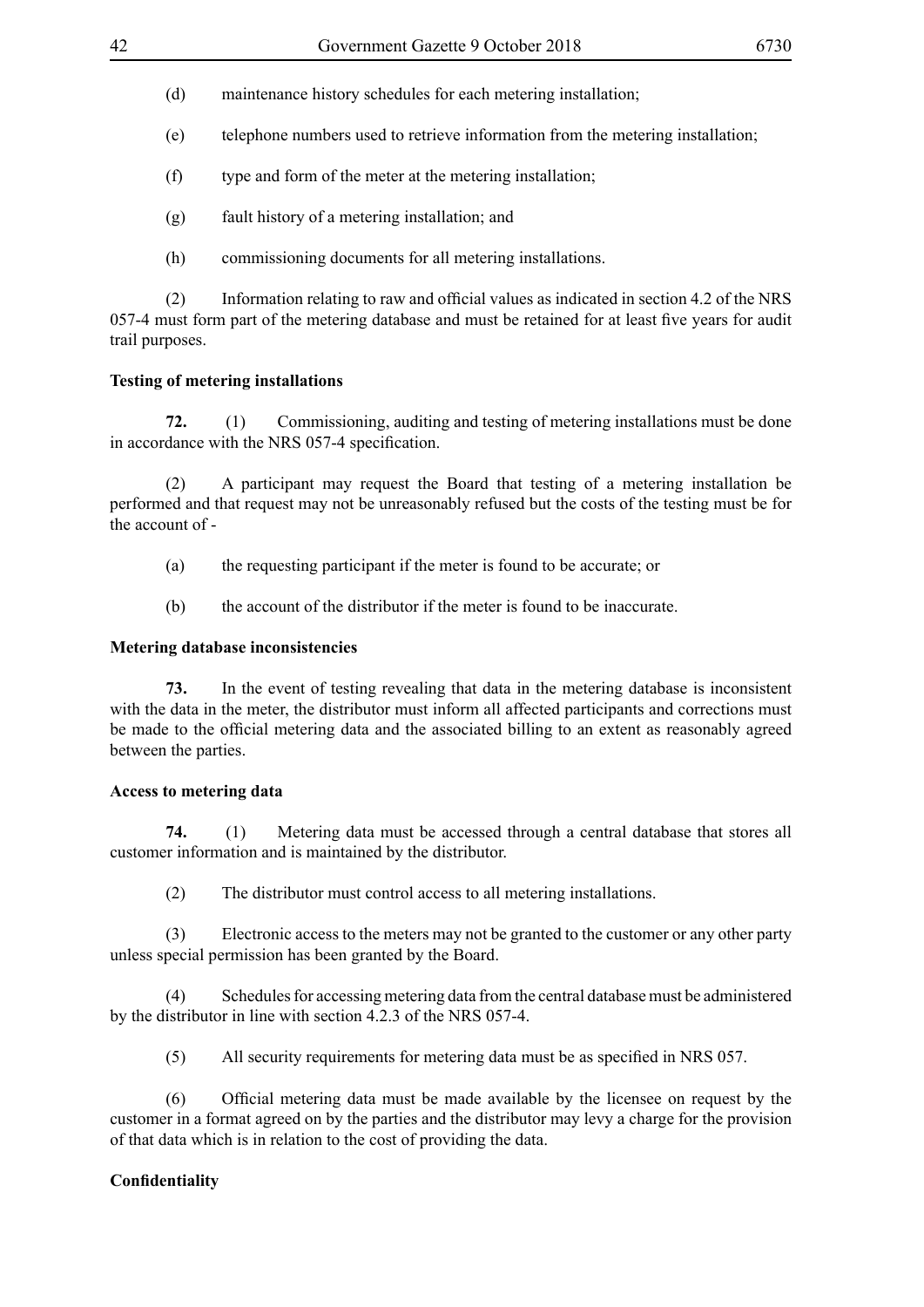(d) maintenance history schedules for each metering installation;

(e) telephone numbers used to retrieve information from the metering installation;

(f) type and form of the meter at the metering installation;

(g) fault history of a metering installation; and

(h) commissioning documents for all metering installations.

(2) Information relating to raw and official values as indicated in section 4.2 of the NRS 057-4 must form part of the metering database and must be retained for at least five years for audit trail purposes.

**Testing of metering installations**

**72.** (1) Commissioning, auditing and testing of metering installations must be done in accordance with the NRS 057-4 specification.

(2) A participant may request the Board that testing of a metering installation be performed and that request may not be unreasonably refused but the costs of the testing must be for the account of -

(a) the requesting participant if the meter is found to be accurate; or

(b) the account of the distributor if the meter is found to be inaccurate.

**Metering database inconsistencies**

**73.** In the event of testing revealing that data in the metering database is inconsistent with the data in the meter, the distributor must inform all affected participants and corrections must be made to the official metering data and the associated billing to an extent as reasonably agreed between the parties.

**Access to metering data**

**74.** (1) Metering data must be accessed through a central database that stores all customer information and is maintained by the distributor.

(2) The distributor must control access to all metering installations.

(3) Electronic access to the meters may not be granted to the customer or any other party unless special permission has been granted by the Board.

(4) Schedules for accessing metering data from the central database must be administered by the distributor in line with section 4.2.3 of the NRS 057-4.

(5) All security requirements for metering data must be as specified in NRS 057.

(6) Official metering data must be made available by the licensee on request by the customer in a format agreed on by the parties and the distributor may levy a charge for the provision of that data which is in relation to the cost of providing the data.

**Confidentiality**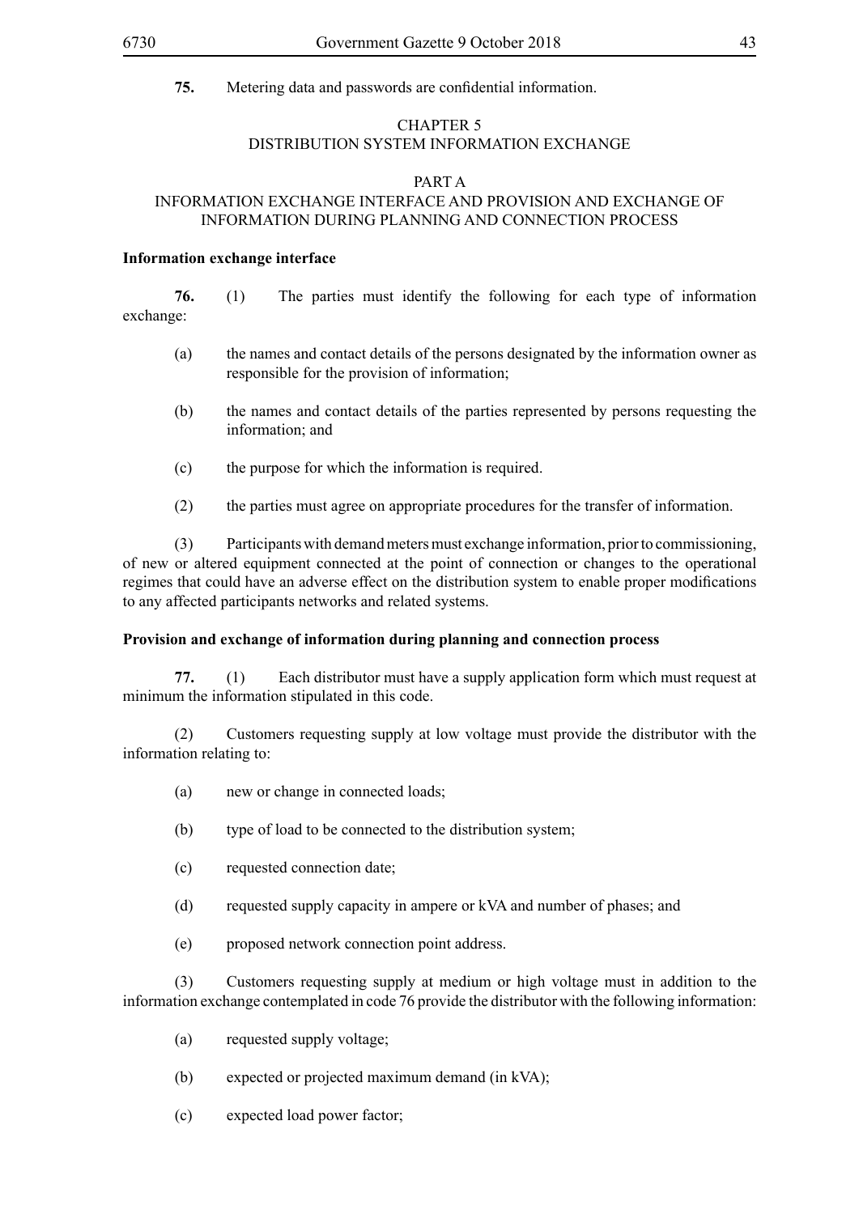**75.** Metering data and passwords are confidential information.

## CHAPTER 5
## DISTRIBUTION SYSTEM INFORMATION EXCHANGE

### PART A
### INFORMATION EXCHANGE INTERFACE AND PROVISION AND EXCHANGE OF INFORMATION DURING PLANNING AND CONNECTION PROCESS

**Information exchange interface**

**76.** (1) The parties must identify the following for each type of information exchange:

(a) the names and contact details of the persons designated by the information owner as responsible for the provision of information;

(b) the names and contact details of the parties represented by persons requesting the information; and

(c) the purpose for which the information is required.

(2) the parties must agree on appropriate procedures for the transfer of information.

(3) Participants with demand meters must exchange information, prior to commissioning, of new or altered equipment connected at the point of connection or changes to the operational regimes that could have an adverse effect on the distribution system to enable proper modifications to any affected participants networks and related systems.

**Provision and exchange of information during planning and connection process**

**77.** (1) Each distributor must have a supply application form which must request at minimum the information stipulated in this code.

(2) Customers requesting supply at low voltage must provide the distributor with the information relating to:

(a) new or change in connected loads;

(b) type of load to be connected to the distribution system;

(c) requested connection date;

(d) requested supply capacity in ampere or kVA and number of phases; and

(e) proposed network connection point address.

(3) Customers requesting supply at medium or high voltage must in addition to the information exchange contemplated in code 76 provide the distributor with the following information:

(a) requested supply voltage;

(b) expected or projected maximum demand (in kVA);

(c) expected load power factor;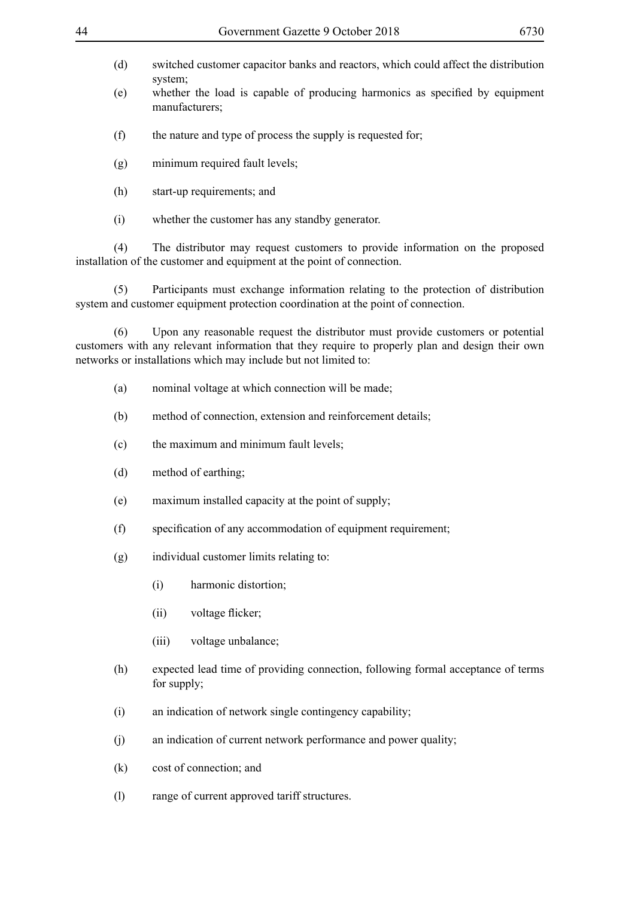(d) switched customer capacitor banks and reactors, which could affect the distribution system;

(e) whether the load is capable of producing harmonics as specified by equipment manufacturers;

(f) the nature and type of process the supply is requested for;

(g) minimum required fault levels;

(h) start-up requirements; and

(i) whether the customer has any standby generator.

(4) The distributor may request customers to provide information on the proposed installation of the customer and equipment at the point of connection.

(5) Participants must exchange information relating to the protection of distribution system and customer equipment protection coordination at the point of connection.

(6) Upon any reasonable request the distributor must provide customers or potential customers with any relevant information that they require to properly plan and design their own networks or installations which may include but not limited to:

(a) nominal voltage at which connection will be made;

(b) method of connection, extension and reinforcement details;

(c) the maximum and minimum fault levels;

(d) method of earthing;

(e) maximum installed capacity at the point of supply;

(f) specification of any accommodation of equipment requirement;

(g) individual customer limits relating to:

  (i) harmonic distortion;

  (ii) voltage flicker;

  (iii) voltage unbalance;

(h) expected lead time of providing connection, following formal acceptance of terms for supply;

(i) an indication of network single contingency capability;

(j) an indication of current network performance and power quality;

(k) cost of connection; and

(l) range of current approved tariff structures.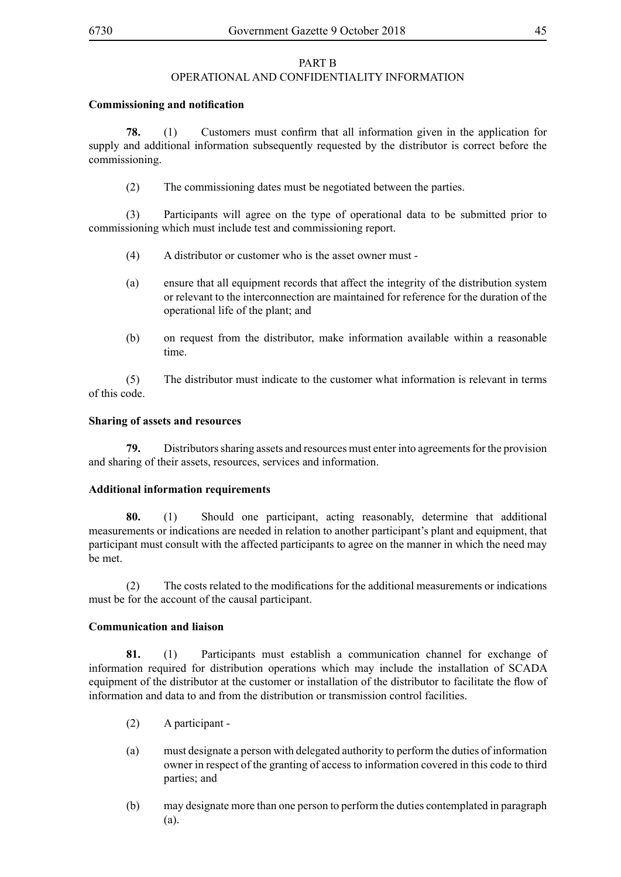## PART B
## OPERATIONAL AND CONFIDENTIALITY INFORMATION

**Commissioning and notification**

**78.** (1) Customers must confirm that all information given in the application for supply and additional information subsequently requested by the distributor is correct before the commissioning.

(2) The commissioning dates must be negotiated between the parties.

(3) Participants will agree on the type of operational data to be submitted prior to commissioning which must include test and commissioning report.

(4) A distributor or customer who is the asset owner must -

(a) ensure that all equipment records that affect the integrity of the distribution system or relevant to the interconnection are maintained for reference for the duration of the operational life of the plant; and

(b) on request from the distributor, make information available within a reasonable time.

(5) The distributor must indicate to the customer what information is relevant in terms of this code.

**Sharing of assets and resources**

**79.** Distributors sharing assets and resources must enter into agreements for the provision and sharing of their assets, resources, services and information.

**Additional information requirements**

**80.** (1) Should one participant, acting reasonably, determine that additional measurements or indications are needed in relation to another participant's plant and equipment, that participant must consult with the affected participants to agree on the manner in which the need may be met.

(2) The costs related to the modifications for the additional measurements or indications must be for the account of the causal participant.

**Communication and liaison**

**81.** (1) Participants must establish a communication channel for exchange of information required for distribution operations which may include the installation of SCADA equipment of the distributor at the customer or installation of the distributor to facilitate the flow of information and data to and from the distribution or transmission control facilities.

(2) A participant -

(a) must designate a person with delegated authority to perform the duties of information owner in respect of the granting of access to information covered in this code to third parties; and

(b) may designate more than one person to perform the duties contemplated in paragraph (a).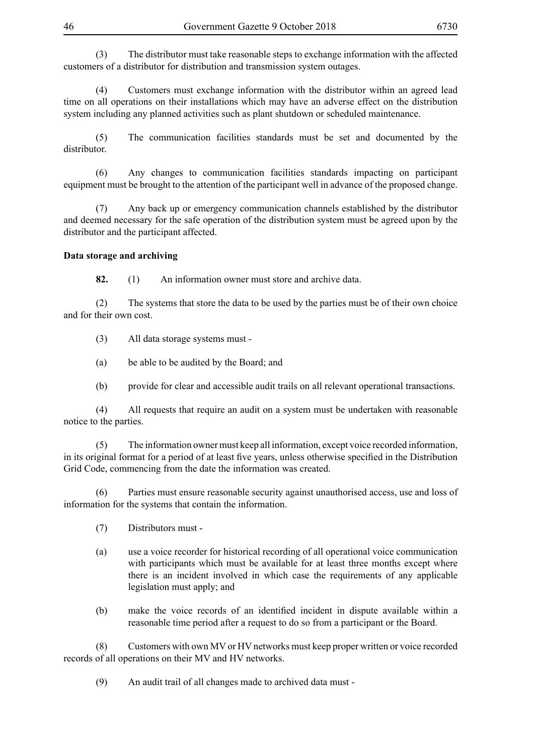(3) The distributor must take reasonable steps to exchange information with the affected customers of a distributor for distribution and transmission system outages.

(4) Customers must exchange information with the distributor within an agreed lead time on all operations on their installations which may have an adverse effect on the distribution system including any planned activities such as plant shutdown or scheduled maintenance.

(5) The communication facilities standards must be set and documented by the distributor.

(6) Any changes to communication facilities standards impacting on participant equipment must be brought to the attention of the participant well in advance of the proposed change.

(7) Any back up or emergency communication channels established by the distributor and deemed necessary for the safe operation of the distribution system must be agreed upon by the distributor and the participant affected.

**Data storage and archiving**

**82.** (1) An information owner must store and archive data.

(2) The systems that store the data to be used by the parties must be of their own choice and for their own cost.

(3) All data storage systems must -

(a) be able to be audited by the Board; and

(b) provide for clear and accessible audit trails on all relevant operational transactions.

(4) All requests that require an audit on a system must be undertaken with reasonable notice to the parties.

(5) The information owner must keep all information, except voice recorded information, in its original format for a period of at least five years, unless otherwise specified in the Distribution Grid Code, commencing from the date the information was created.

(6) Parties must ensure reasonable security against unauthorised access, use and loss of information for the systems that contain the information.

(7) Distributors must -

(a) use a voice recorder for historical recording of all operational voice communication with participants which must be available for at least three months except where there is an incident involved in which case the requirements of any applicable legislation must apply; and

(b) make the voice records of an identified incident in dispute available within a reasonable time period after a request to do so from a participant or the Board.

(8) Customers with own MV or HV networks must keep proper written or voice recorded records of all operations on their MV and HV networks.

(9) An audit trail of all changes made to archived data must -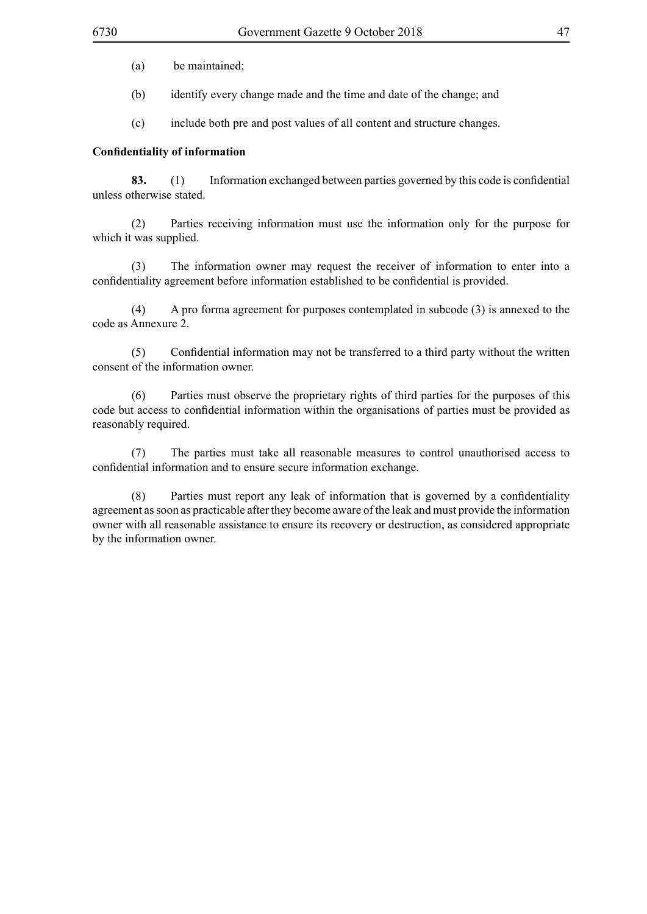(a) be maintained;

(b) identify every change made and the time and date of the change; and

(c) include both pre and post values of all content and structure changes.

**Confidentiality of information**

**83.** (1) Information exchanged between parties governed by this code is confidential unless otherwise stated.

(2) Parties receiving information must use the information only for the purpose for which it was supplied.

(3) The information owner may request the receiver of information to enter into a confidentiality agreement before information established to be confidential is provided.

(4) A pro forma agreement for purposes contemplated in subcode (3) is annexed to the code as Annexure 2.

(5) Confidential information may not be transferred to a third party without the written consent of the information owner.

(6) Parties must observe the proprietary rights of third parties for the purposes of this code but access to confidential information within the organisations of parties must be provided as reasonably required.

(7) The parties must take all reasonable measures to control unauthorised access to confidential information and to ensure secure information exchange.

(8) Parties must report any leak of information that is governed by a confidentiality agreement as soon as practicable after they become aware of the leak and must provide the information owner with all reasonable assistance to ensure its recovery or destruction, as considered appropriate by the information owner.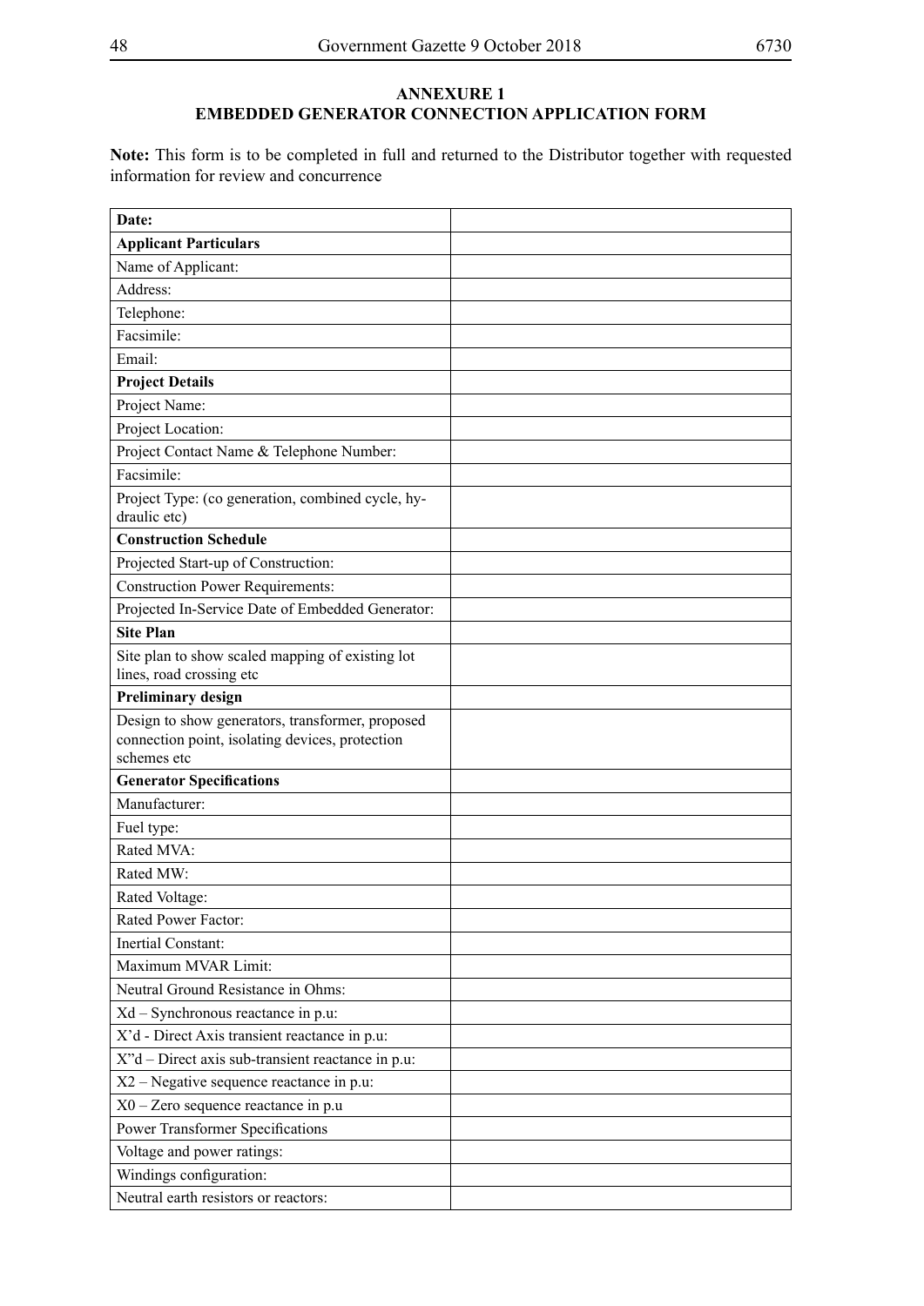## ANNEXURE 1
## EMBEDDED GENERATOR CONNECTION APPLICATION FORM

**Note:** This form is to be completed in full and returned to the Distributor together with requested information for review and concurrence

| **Date:** | |
|---|---|
| **Applicant Particulars** | |
| Name of Applicant: | |
| Address: | |
| Telephone: | |
| Facsimile: | |
| Email: | |
| **Project Details** | |
| Project Name: | |
| Project Location: | |
| Project Contact Name & Telephone Number: | |
| Facsimile: | |
| Project Type: (co generation, combined cycle, hydraulic etc) | |
| **Construction Schedule** | |
| Projected Start-up of Construction: | |
| Construction Power Requirements: | |
| Projected In-Service Date of Embedded Generator: | |
| **Site Plan** | |
| Site plan to show scaled mapping of existing lot lines, road crossing etc | |
| **Preliminary design** | |
| Design to show generators, transformer, proposed connection point, isolating devices, protection schemes etc | |
| **Generator Specifications** | |
| Manufacturer: | |
| Fuel type: | |
| Rated MVA: | |
| Rated MW: | |
| Rated Voltage: | |
| Rated Power Factor: | |
| Inertial Constant: | |
| Maximum MVAR Limit: | |
| Neutral Ground Resistance in Ohms: | |
| Xd – Synchronous reactance in p.u: | |
| X'd - Direct Axis transient reactance in p.u: | |
| X"d – Direct axis sub-transient reactance in p.u: | |
| X2 – Negative sequence reactance in p.u: | |
| X0 – Zero sequence reactance in p.u | |
| Power Transformer Specifications | |
| Voltage and power ratings: | |
| Windings configuration: | |
| Neutral earth resistors or reactors: | |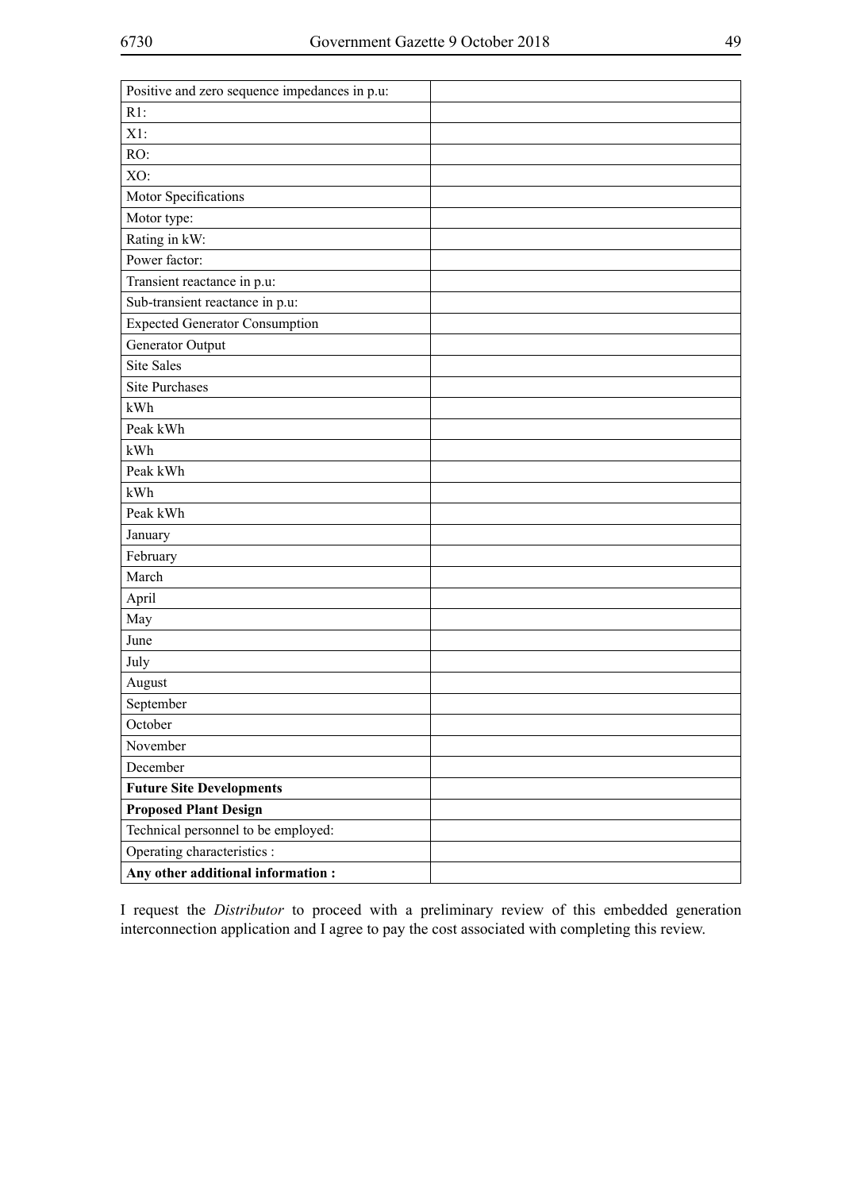| Positive and zero sequence impedances in p.u: | |
|---|---|
| R1: | |
| X1: | |
| RO: | |
| XO: | |
| Motor Specifications | |
| Motor type: | |
| Rating in kW: | |
| Power factor: | |
| Transient reactance in p.u: | |
| Sub-transient reactance in p.u: | |
| Expected Generator Consumption | |
| Generator Output | |
| Site Sales | |
| Site Purchases | |
| kWh | |
| Peak kWh | |
| kWh | |
| Peak kWh | |
| kWh | |
| Peak kWh | |
| January | |
| February | |
| March | |
| April | |
| May | |
| June | |
| July | |
| August | |
| September | |
| October | |
| November | |
| December | |
| **Future Site Developments** | |
| **Proposed Plant Design** | |
| Technical personnel to be employed: | |
| Operating characteristics : | |
| **Any other additional information :** | |

I request the *Distributor* to proceed with a preliminary review of this embedded generation interconnection application and I agree to pay the cost associated with completing this review.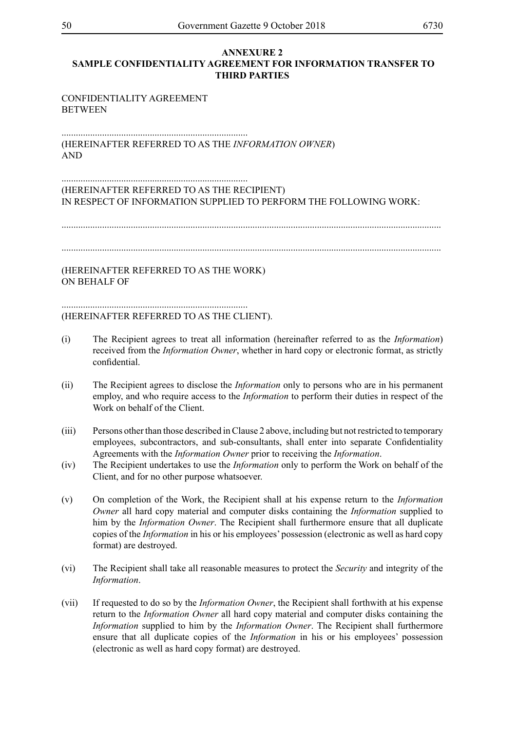## ANNEXURE 2
## SAMPLE CONFIDENTIALITY AGREEMENT FOR INFORMATION TRANSFER TO THIRD PARTIES

CONFIDENTIALITY AGREEMENT
BETWEEN

..............................................................................
(HEREINAFTER REFERRED TO AS THE *INFORMATION OWNER*)
AND

..............................................................................
(HEREINAFTER REFERRED TO AS THE RECIPIENT)
IN RESPECT OF INFORMATION SUPPLIED TO PERFORM THE FOLLOWING WORK:

.............................................................................................................................................................

.............................................................................................................................................................

(HEREINAFTER REFERRED TO AS THE WORK)
ON BEHALF OF

..............................................................................
(HEREINAFTER REFERRED TO AS THE CLIENT).

(i) The Recipient agrees to treat all information (hereinafter referred to as the *Information*) received from the *Information Owner*, whether in hard copy or electronic format, as strictly confidential.

(ii) The Recipient agrees to disclose the *Information* only to persons who are in his permanent employ, and who require access to the *Information* to perform their duties in respect of the Work on behalf of the Client.

(iii) Persons other than those described in Clause 2 above, including but not restricted to temporary employees, subcontractors, and sub-consultants, shall enter into separate Confidentiality Agreements with the *Information Owner* prior to receiving the *Information*.

(iv) The Recipient undertakes to use the *Information* only to perform the Work on behalf of the Client, and for no other purpose whatsoever.

(v) On completion of the Work, the Recipient shall at his expense return to the *Information Owner* all hard copy material and computer disks containing the *Information* supplied to him by the *Information Owner*. The Recipient shall furthermore ensure that all duplicate copies of the *Information* in his or his employees' possession (electronic as well as hard copy format) are destroyed.

(vi) The Recipient shall take all reasonable measures to protect the *Security* and integrity of the *Information*.

(vii) If requested to do so by the *Information Owner*, the Recipient shall forthwith at his expense return to the *Information Owner* all hard copy material and computer disks containing the *Information* supplied to him by the *Information Owner*. The Recipient shall furthermore ensure that all duplicate copies of the *Information* in his or his employees' possession (electronic as well as hard copy format) are destroyed.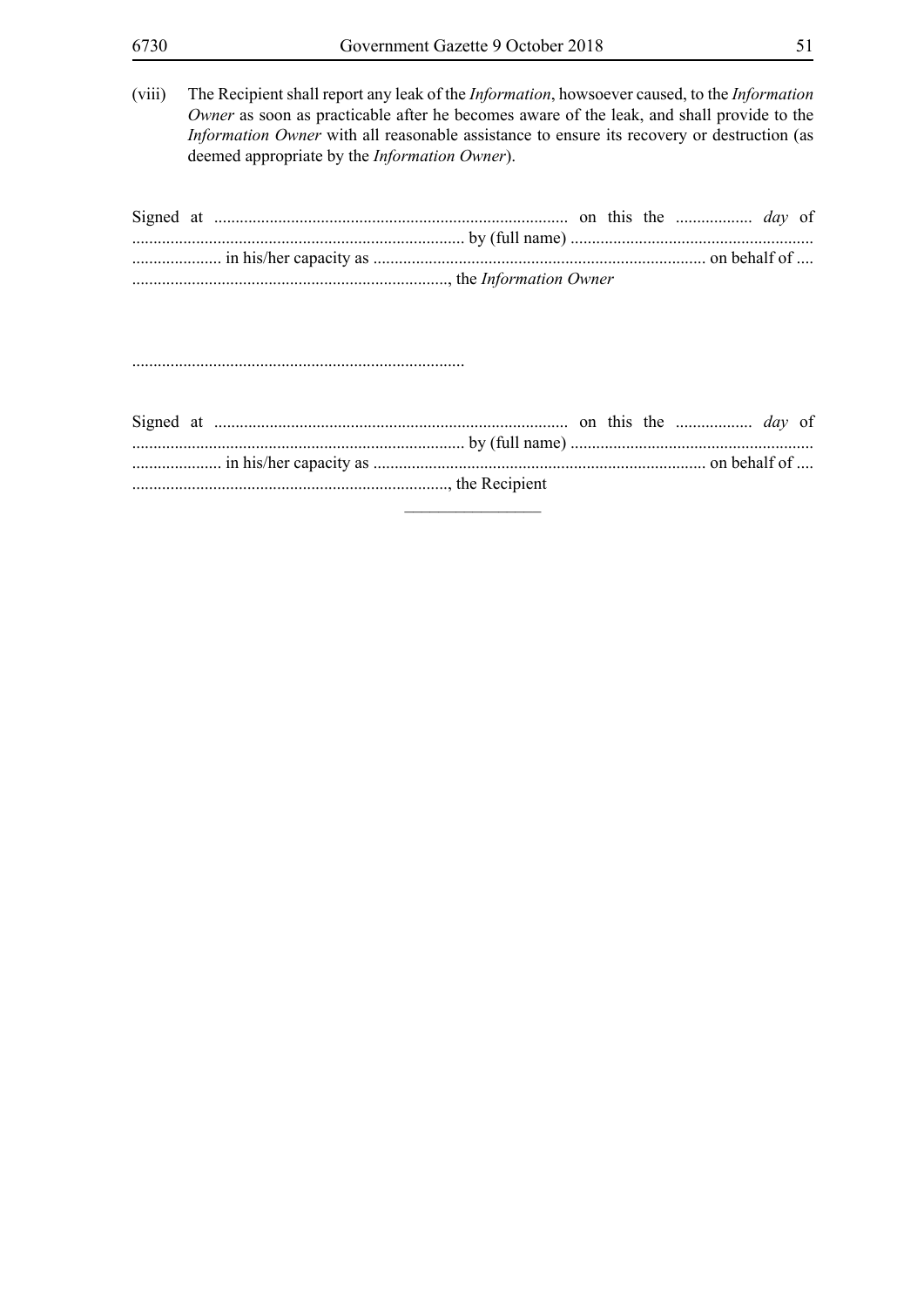(viii) The Recipient shall report any leak of the *Information*, howsoever caused, to the *Information Owner* as soon as practicable after he becomes aware of the leak, and shall provide to the *Information Owner* with all reasonable assistance to ensure its recovery or destruction (as deemed appropriate by the *Information Owner*).

Signed at .................................................................................. on this the ................. *day* of ............................................................................. by (full name) ......................................................... ..................... in his/her capacity as ............................................................................. on behalf of .... ........................................................................, the *Information Owner*

.............................................................................

Signed at .................................................................................. on this the ................. *day* of ............................................................................. by (full name) ......................................................... ..................... in his/her capacity as ............................................................................. on behalf of .... ........................................................................, the Recipient

________________